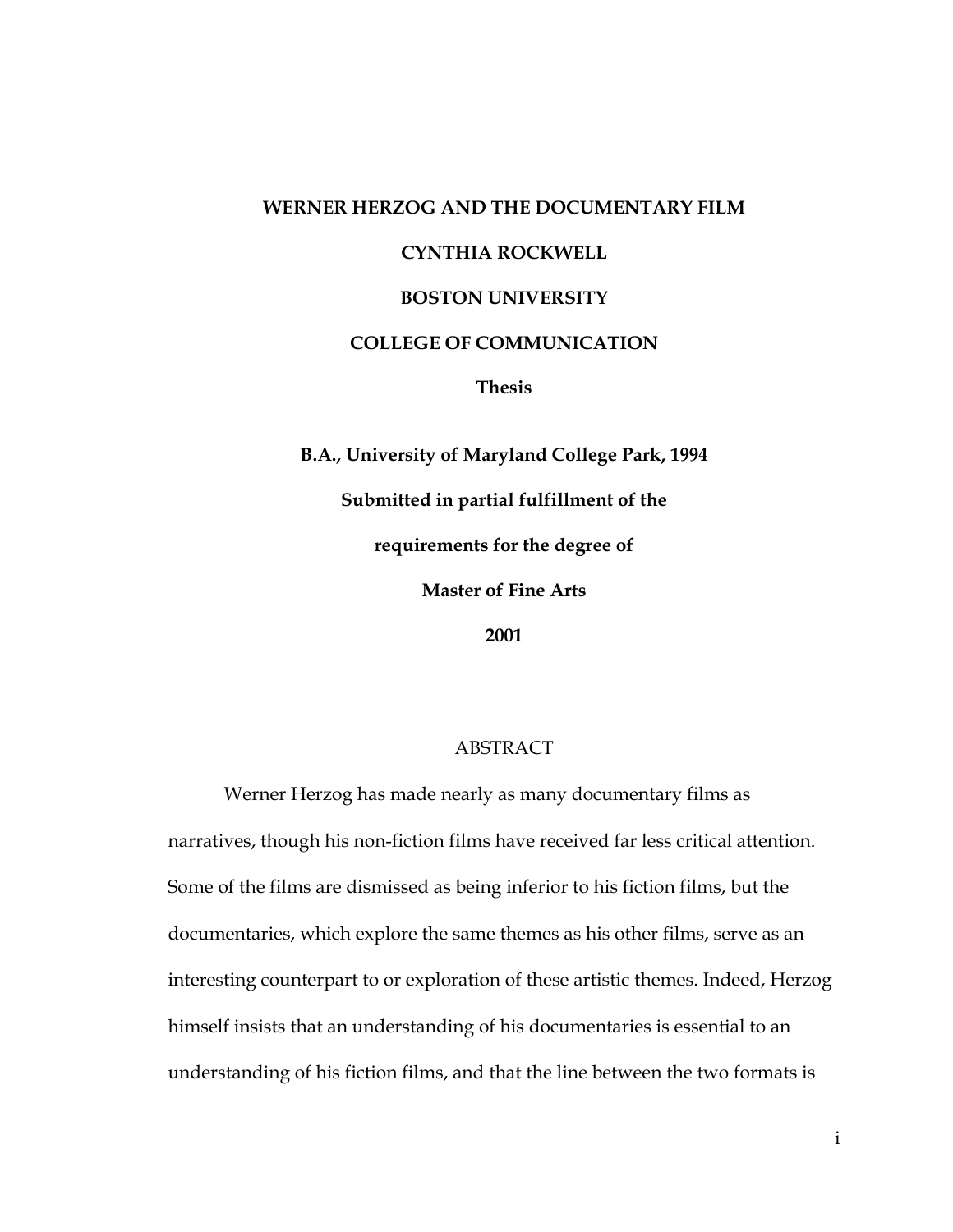**WERNER HERZOG AND THE DOCUMENTARY FILM**

**CYNTHIA ROCKWELL**

**BOSTON UNIVERSITY**

**COLLEGE OF COMMUNICATION**

**Thesis**

**B.A., University of Maryland College Park, 1994**

**Submitted in partial fulfillment of the**

**requirements for the degree of**

**Master of Fine Arts**

**2001**

## ABSTRACT

Werner Herzog has made nearly as many documentary films as narratives, though his non-fiction films have received far less critical attention. Some of the films are dismissed as being inferior to his fiction films, but the documentaries, which explore the same themes as his other films, serve as an interesting counterpart to or exploration of these artistic themes. Indeed, Herzog himself insists that an understanding of his documentaries is essential to an understanding of his fiction films, and that the line between the two formats is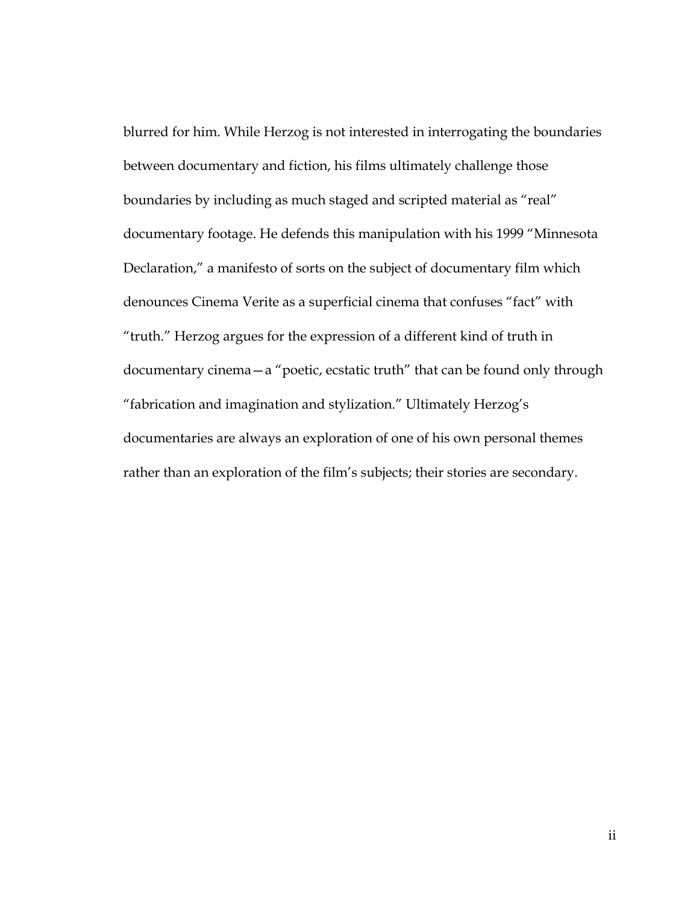blurred for him. While Herzog is not interested in interrogating the boundaries between documentary and fiction, his films ultimately challenge those boundaries by including as much staged and scripted material as "real" documentary footage. He defends this manipulation with his 1999 "Minnesota Declaration," a manifesto of sorts on the subject of documentary film which denounces Cinema Verite as a superficial cinema that confuses "fact" with "truth." Herzog argues for the expression of a different kind of truth in documentary cinema—a "poetic, ecstatic truth" that can be found only through "fabrication and imagination and stylization." Ultimately Herzog's documentaries are always an exploration of one of his own personal themes rather than an exploration of the film's subjects; their stories are secondary.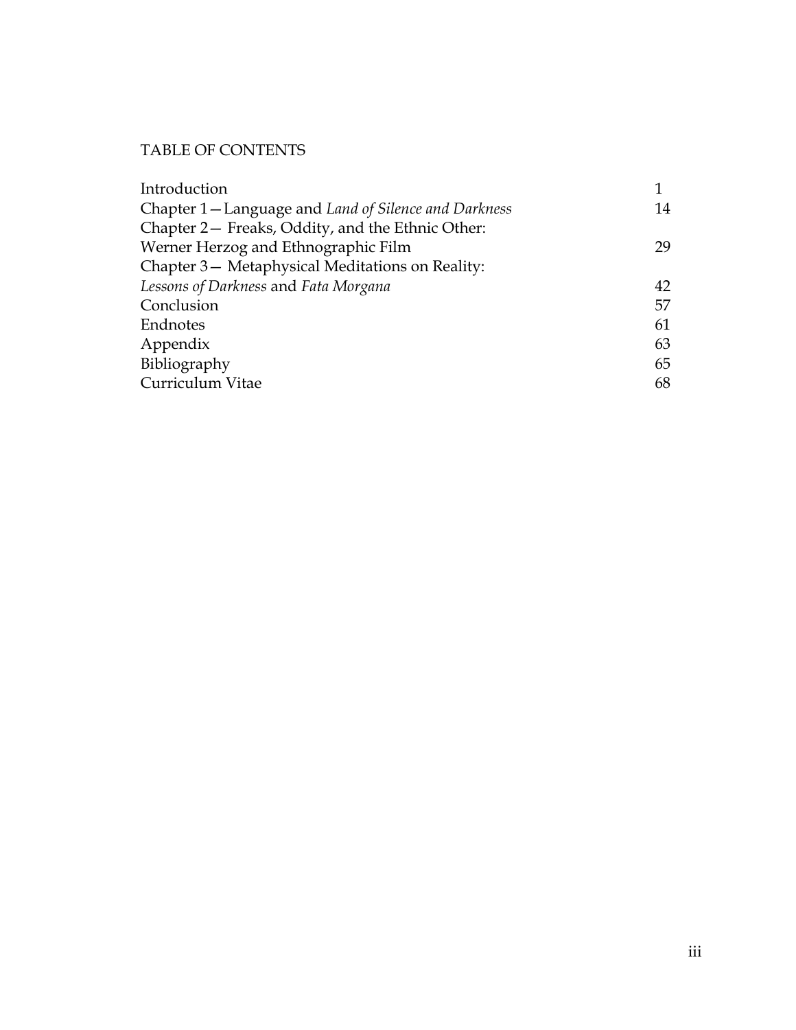# TABLE OF CONTENTS

| | |
|---|---|
| Introduction | 1 |
| Chapter 1—Language and *Land of Silence and Darkness* | 14 |
| Chapter 2— Freaks, Oddity, and the Ethnic Other: Werner Herzog and Ethnographic Film | 29 |
| Chapter 3— Metaphysical Meditations on Reality: *Lessons of Darkness* and *Fata Morgana* | 42 |
| Conclusion | 57 |
| Endnotes | 61 |
| Appendix | 63 |
| Bibliography | 65 |
| Curriculum Vitae | 68 |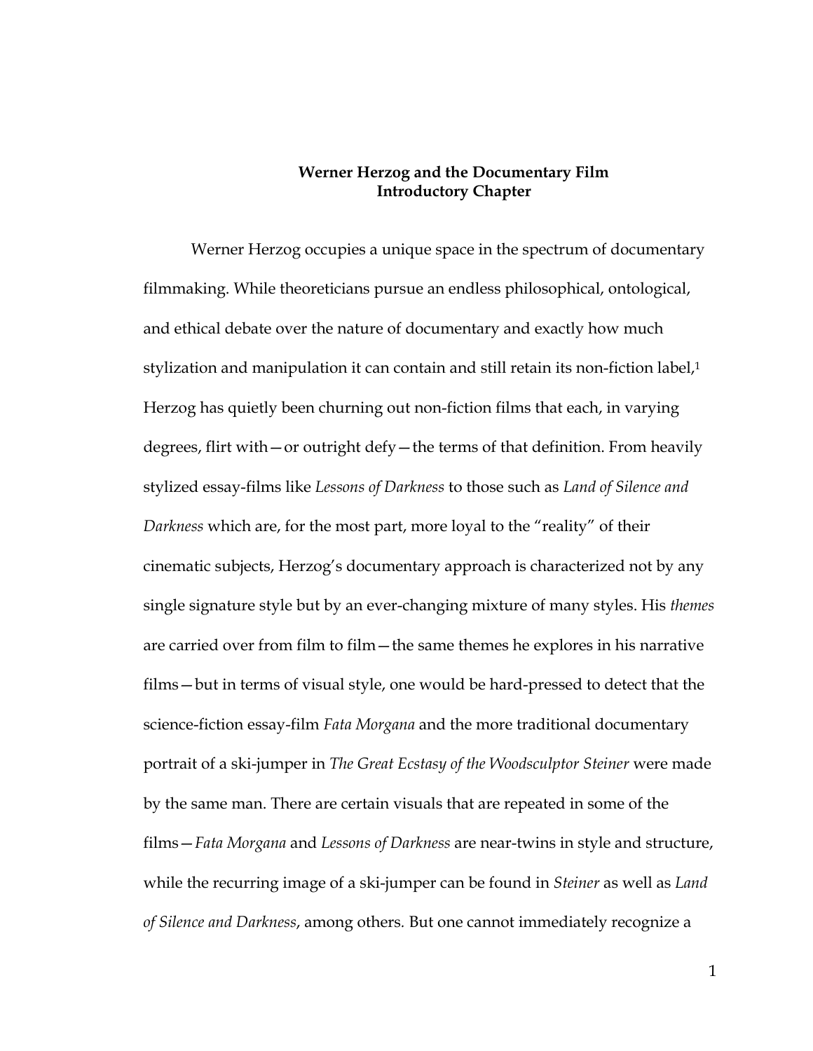**Werner Herzog and the Documentary Film**
**Introductory Chapter**

Werner Herzog occupies a unique space in the spectrum of documentary filmmaking. While theoreticians pursue an endless philosophical, ontological, and ethical debate over the nature of documentary and exactly how much stylization and manipulation it can contain and still retain its non-fiction label,[1] Herzog has quietly been churning out non-fiction films that each, in varying degrees, flirt with—or outright defy—the terms of that definition. From heavily stylized essay-films like *Lessons of Darkness* to those such as *Land of Silence and Darkness* which are, for the most part, more loyal to the "reality" of their cinematic subjects, Herzog's documentary approach is characterized not by any single signature style but by an ever-changing mixture of many styles. His *themes* are carried over from film to film—the same themes he explores in his narrative films—but in terms of visual style, one would be hard-pressed to detect that the science-fiction essay-film *Fata Morgana* and the more traditional documentary portrait of a ski-jumper in *The Great Ecstasy of the Woodsculptor Steiner* were made by the same man. There are certain visuals that are repeated in some of the films—*Fata Morgana* and *Lessons of Darkness* are near-twins in style and structure, while the recurring image of a ski-jumper can be found in *Steiner* as well as *Land of Silence and Darkness*, among others. But one cannot immediately recognize a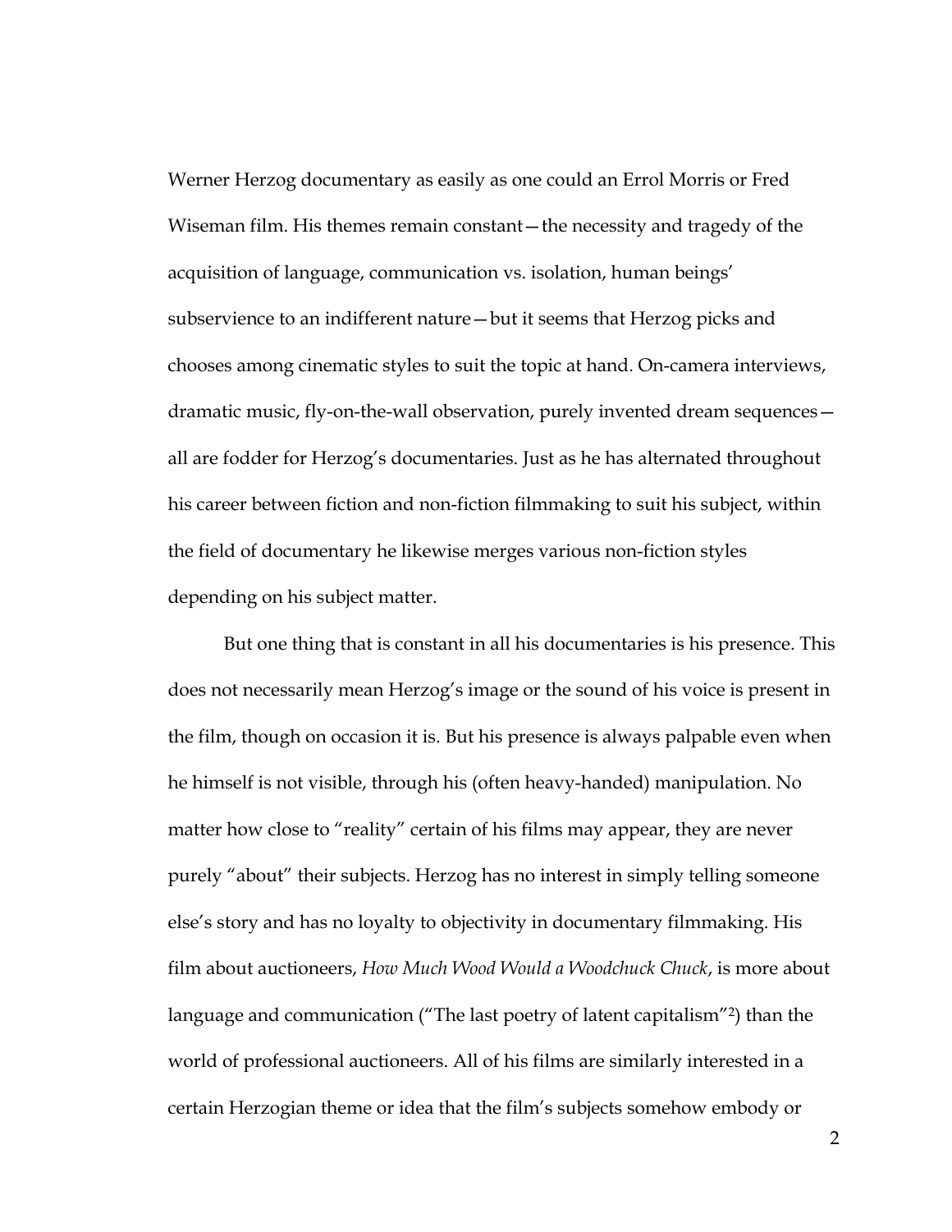Werner Herzog documentary as easily as one could an Errol Morris or Fred Wiseman film. His themes remain constant—the necessity and tragedy of the acquisition of language, communication vs. isolation, human beings' subservience to an indifferent nature—but it seems that Herzog picks and chooses among cinematic styles to suit the topic at hand. On-camera interviews, dramatic music, fly-on-the-wall observation, purely invented dream sequences—all are fodder for Herzog's documentaries. Just as he has alternated throughout his career between fiction and non-fiction filmmaking to suit his subject, within the field of documentary he likewise merges various non-fiction styles depending on his subject matter.

But one thing that is constant in all his documentaries is his presence. This does not necessarily mean Herzog's image or the sound of his voice is present in the film, though on occasion it is. But his presence is always palpable even when he himself is not visible, through his (often heavy-handed) manipulation. No matter how close to "reality" certain of his films may appear, they are never purely "about" their subjects. Herzog has no interest in simply telling someone else's story and has no loyalty to objectivity in documentary filmmaking. His film about auctioneers, *How Much Wood Would a Woodchuck Chuck*, is more about language and communication ("The last poetry of latent capitalism"[2]) than the world of professional auctioneers. All of his films are similarly interested in a certain Herzogian theme or idea that the film's subjects somehow embody or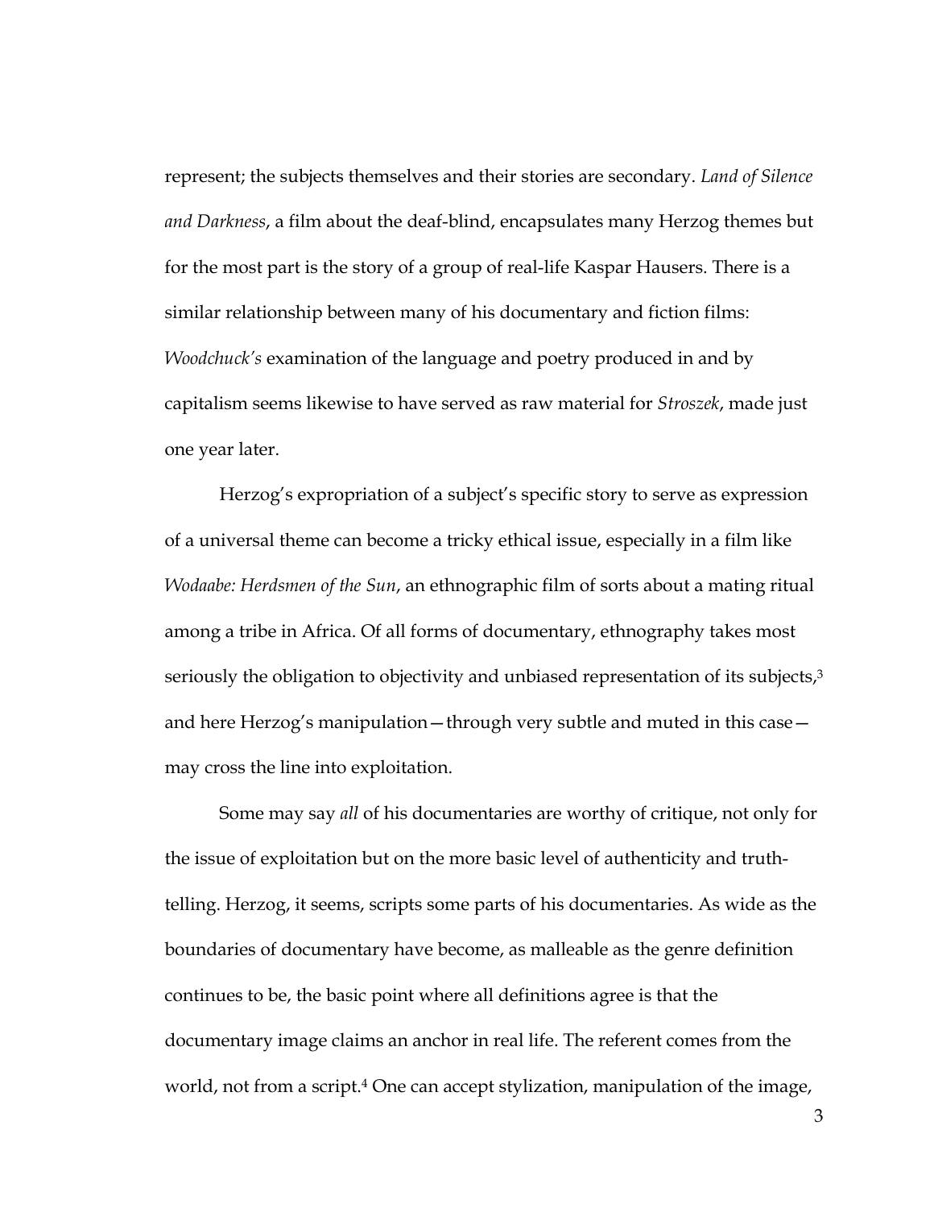represent; the subjects themselves and their stories are secondary. *Land of Silence and Darkness*, a film about the deaf-blind, encapsulates many Herzog themes but for the most part is the story of a group of real-life Kaspar Hausers. There is a similar relationship between many of his documentary and fiction films: *Woodchuck's* examination of the language and poetry produced in and by capitalism seems likewise to have served as raw material for *Stroszek*, made just one year later.

Herzog's expropriation of a subject's specific story to serve as expression of a universal theme can become a tricky ethical issue, especially in a film like *Wodaabe: Herdsmen of the Sun*, an ethnographic film of sorts about a mating ritual among a tribe in Africa. Of all forms of documentary, ethnography takes most seriously the obligation to objectivity and unbiased representation of its subjects,[3] and here Herzog's manipulation—through very subtle and muted in this case—may cross the line into exploitation.

Some may say *all* of his documentaries are worthy of critique, not only for the issue of exploitation but on the more basic level of authenticity and truth-telling. Herzog, it seems, scripts some parts of his documentaries. As wide as the boundaries of documentary have become, as malleable as the genre definition continues to be, the basic point where all definitions agree is that the documentary image claims an anchor in real life. The referent comes from the world, not from a script.[4] One can accept stylization, manipulation of the image,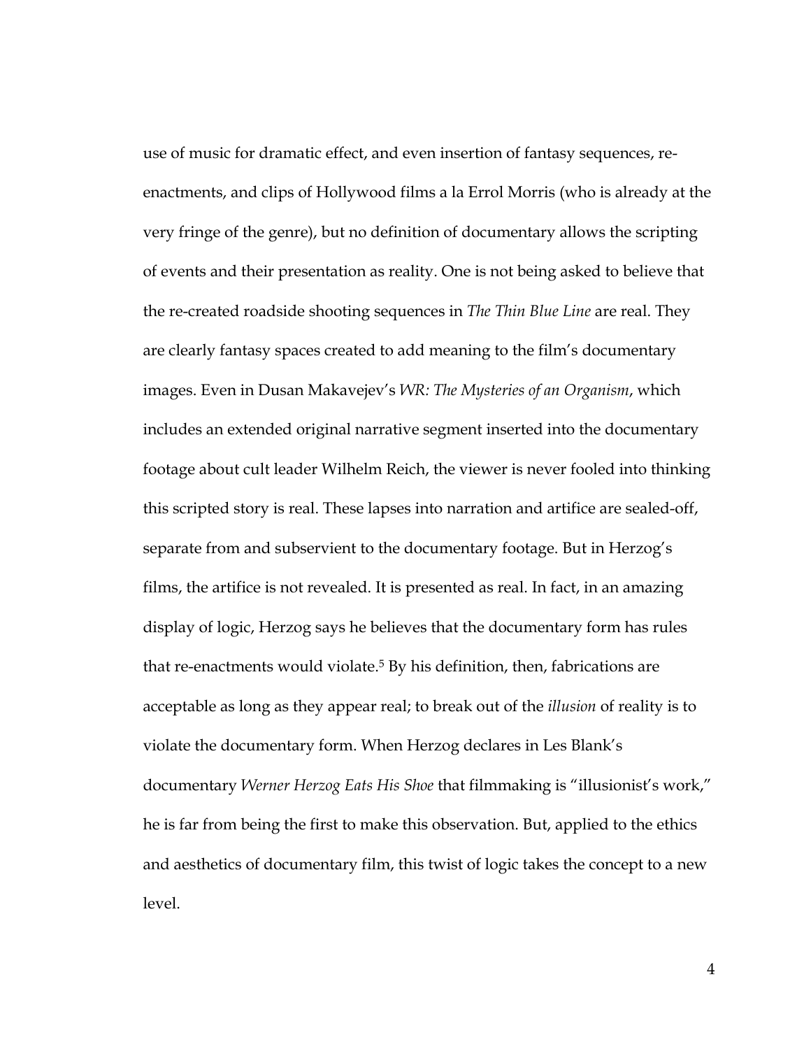use of music for dramatic effect, and even insertion of fantasy sequences, re-enactments, and clips of Hollywood films a la Errol Morris (who is already at the very fringe of the genre), but no definition of documentary allows the scripting of events and their presentation as reality. One is not being asked to believe that the re-created roadside shooting sequences in *The Thin Blue Line* are real. They are clearly fantasy spaces created to add meaning to the film's documentary images. Even in Dusan Makavejev's *WR: The Mysteries of an Organism*, which includes an extended original narrative segment inserted into the documentary footage about cult leader Wilhelm Reich, the viewer is never fooled into thinking this scripted story is real. These lapses into narration and artifice are sealed-off, separate from and subservient to the documentary footage. But in Herzog's films, the artifice is not revealed. It is presented as real. In fact, in an amazing display of logic, Herzog says he believes that the documentary form has rules that re-enactments would violate.[5] By his definition, then, fabrications are acceptable as long as they appear real; to break out of the *illusion* of reality is to violate the documentary form. When Herzog declares in Les Blank's documentary *Werner Herzog Eats His Shoe* that filmmaking is "illusionist's work," he is far from being the first to make this observation. But, applied to the ethics and aesthetics of documentary film, this twist of logic takes the concept to a new level.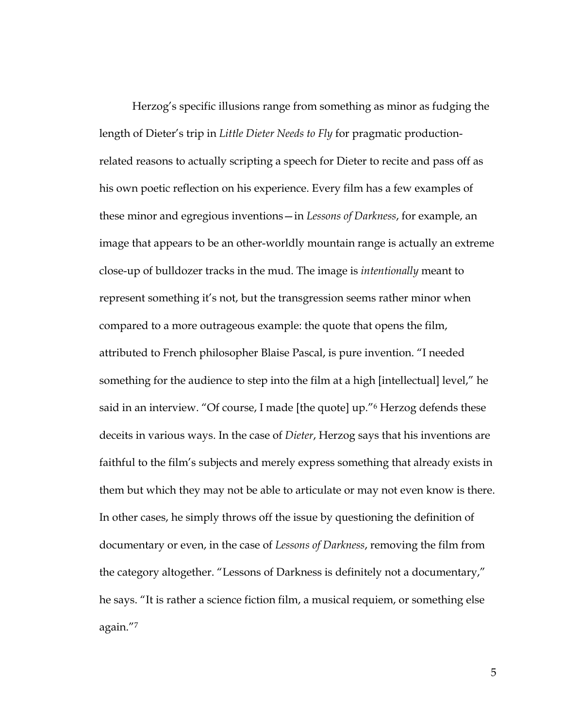Herzog's specific illusions range from something as minor as fudging the length of Dieter's trip in *Little Dieter Needs to Fly* for pragmatic production-related reasons to actually scripting a speech for Dieter to recite and pass off as his own poetic reflection on his experience. Every film has a few examples of these minor and egregious inventions—in *Lessons of Darkness*, for example, an image that appears to be an other-worldly mountain range is actually an extreme close-up of bulldozer tracks in the mud. The image is *intentionally* meant to represent something it's not, but the transgression seems rather minor when compared to a more outrageous example: the quote that opens the film, attributed to French philosopher Blaise Pascal, is pure invention. "I needed something for the audience to step into the film at a high [intellectual] level," he said in an interview. "Of course, I made [the quote] up."[6] Herzog defends these deceits in various ways. In the case of *Dieter*, Herzog says that his inventions are faithful to the film's subjects and merely express something that already exists in them but which they may not be able to articulate or may not even know is there. In other cases, he simply throws off the issue by questioning the definition of documentary or even, in the case of *Lessons of Darkness*, removing the film from the category altogether. "Lessons of Darkness is definitely not a documentary," he says. "It is rather a science fiction film, a musical requiem, or something else again."[7]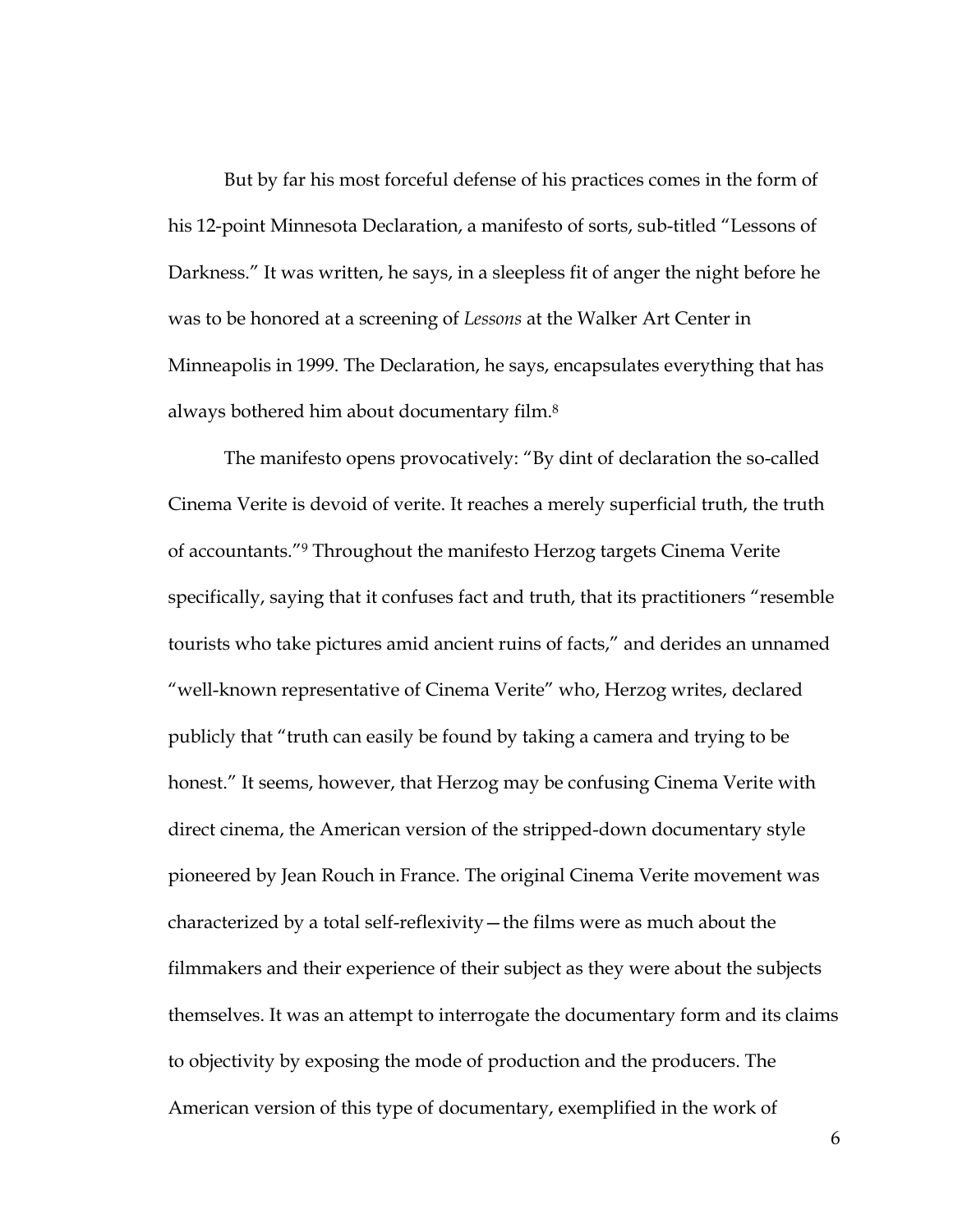But by far his most forceful defense of his practices comes in the form of his 12-point Minnesota Declaration, a manifesto of sorts, sub-titled "Lessons of Darkness." It was written, he says, in a sleepless fit of anger the night before he was to be honored at a screening of *Lessons* at the Walker Art Center in Minneapolis in 1999. The Declaration, he says, encapsulates everything that has always bothered him about documentary film.[8]

The manifesto opens provocatively: "By dint of declaration the so-called Cinema Verite is devoid of verite. It reaches a merely superficial truth, the truth of accountants."[9] Throughout the manifesto Herzog targets Cinema Verite specifically, saying that it confuses fact and truth, that its practitioners "resemble tourists who take pictures amid ancient ruins of facts," and derides an unnamed "well-known representative of Cinema Verite" who, Herzog writes, declared publicly that "truth can easily be found by taking a camera and trying to be honest." It seems, however, that Herzog may be confusing Cinema Verite with direct cinema, the American version of the stripped-down documentary style pioneered by Jean Rouch in France. The original Cinema Verite movement was characterized by a total self-reflexivity—the films were as much about the filmmakers and their experience of their subject as they were about the subjects themselves. It was an attempt to interrogate the documentary form and its claims to objectivity by exposing the mode of production and the producers. The American version of this type of documentary, exemplified in the work of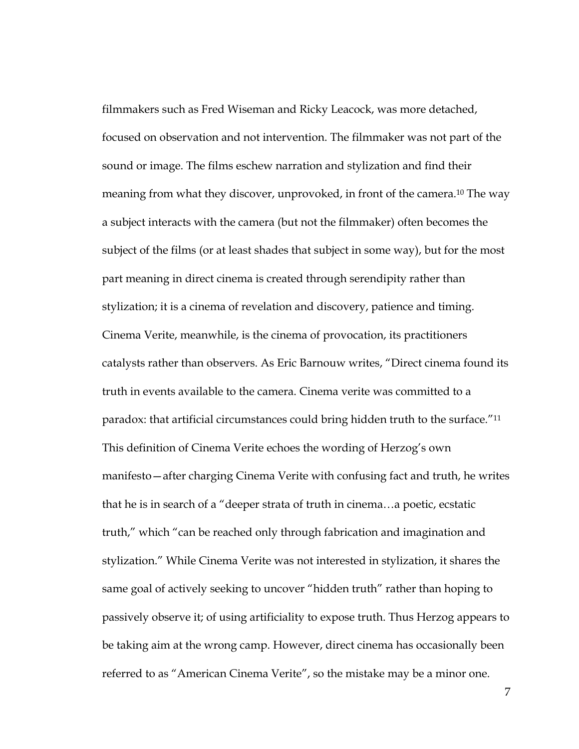filmmakers such as Fred Wiseman and Ricky Leacock, was more detached, focused on observation and not intervention. The filmmaker was not part of the sound or image. The films eschew narration and stylization and find their meaning from what they discover, unprovoked, in front of the camera.[10] The way a subject interacts with the camera (but not the filmmaker) often becomes the subject of the films (or at least shades that subject in some way), but for the most part meaning in direct cinema is created through serendipity rather than stylization; it is a cinema of revelation and discovery, patience and timing. Cinema Verite, meanwhile, is the cinema of provocation, its practitioners catalysts rather than observers. As Eric Barnouw writes, "Direct cinema found its truth in events available to the camera. Cinema verite was committed to a paradox: that artificial circumstances could bring hidden truth to the surface."[11] This definition of Cinema Verite echoes the wording of Herzog's own manifesto—after charging Cinema Verite with confusing fact and truth, he writes that he is in search of a "deeper strata of truth in cinema…a poetic, ecstatic truth," which "can be reached only through fabrication and imagination and stylization." While Cinema Verite was not interested in stylization, it shares the same goal of actively seeking to uncover "hidden truth" rather than hoping to passively observe it; of using artificiality to expose truth. Thus Herzog appears to be taking aim at the wrong camp. However, direct cinema has occasionally been referred to as "American Cinema Verite", so the mistake may be a minor one.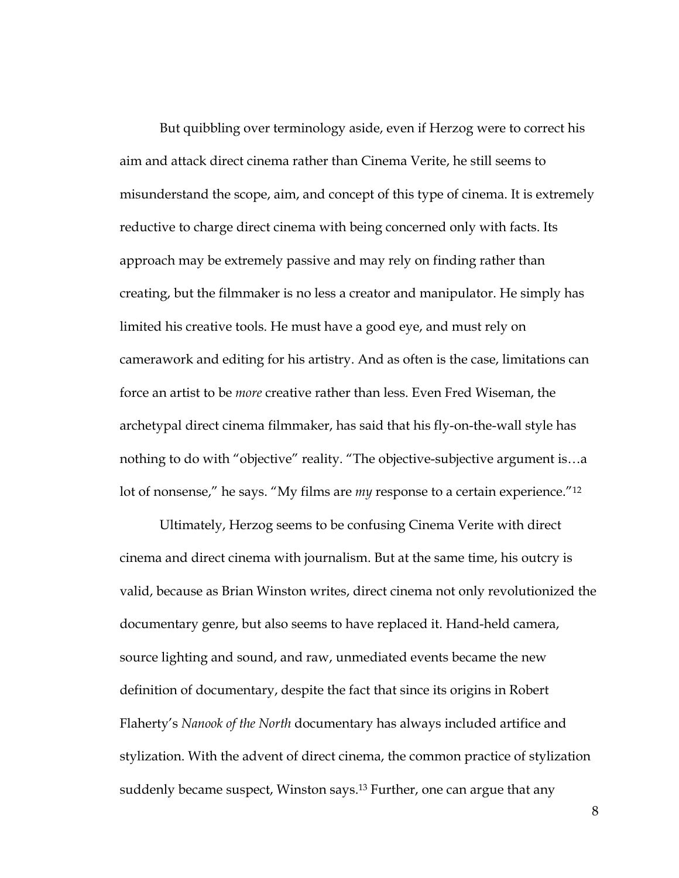But quibbling over terminology aside, even if Herzog were to correct his aim and attack direct cinema rather than Cinema Verite, he still seems to misunderstand the scope, aim, and concept of this type of cinema. It is extremely reductive to charge direct cinema with being concerned only with facts. Its approach may be extremely passive and may rely on finding rather than creating, but the filmmaker is no less a creator and manipulator. He simply has limited his creative tools. He must have a good eye, and must rely on camerawork and editing for his artistry. And as often is the case, limitations can force an artist to be *more* creative rather than less. Even Fred Wiseman, the archetypal direct cinema filmmaker, has said that his fly-on-the-wall style has nothing to do with "objective" reality. "The objective-subjective argument is…a lot of nonsense," he says. "My films are *my* response to a certain experience."[12]

Ultimately, Herzog seems to be confusing Cinema Verite with direct cinema and direct cinema with journalism. But at the same time, his outcry is valid, because as Brian Winston writes, direct cinema not only revolutionized the documentary genre, but also seems to have replaced it. Hand-held camera, source lighting and sound, and raw, unmediated events became the new definition of documentary, despite the fact that since its origins in Robert Flaherty's *Nanook of the North* documentary has always included artifice and stylization. With the advent of direct cinema, the common practice of stylization suddenly became suspect, Winston says.[13] Further, one can argue that any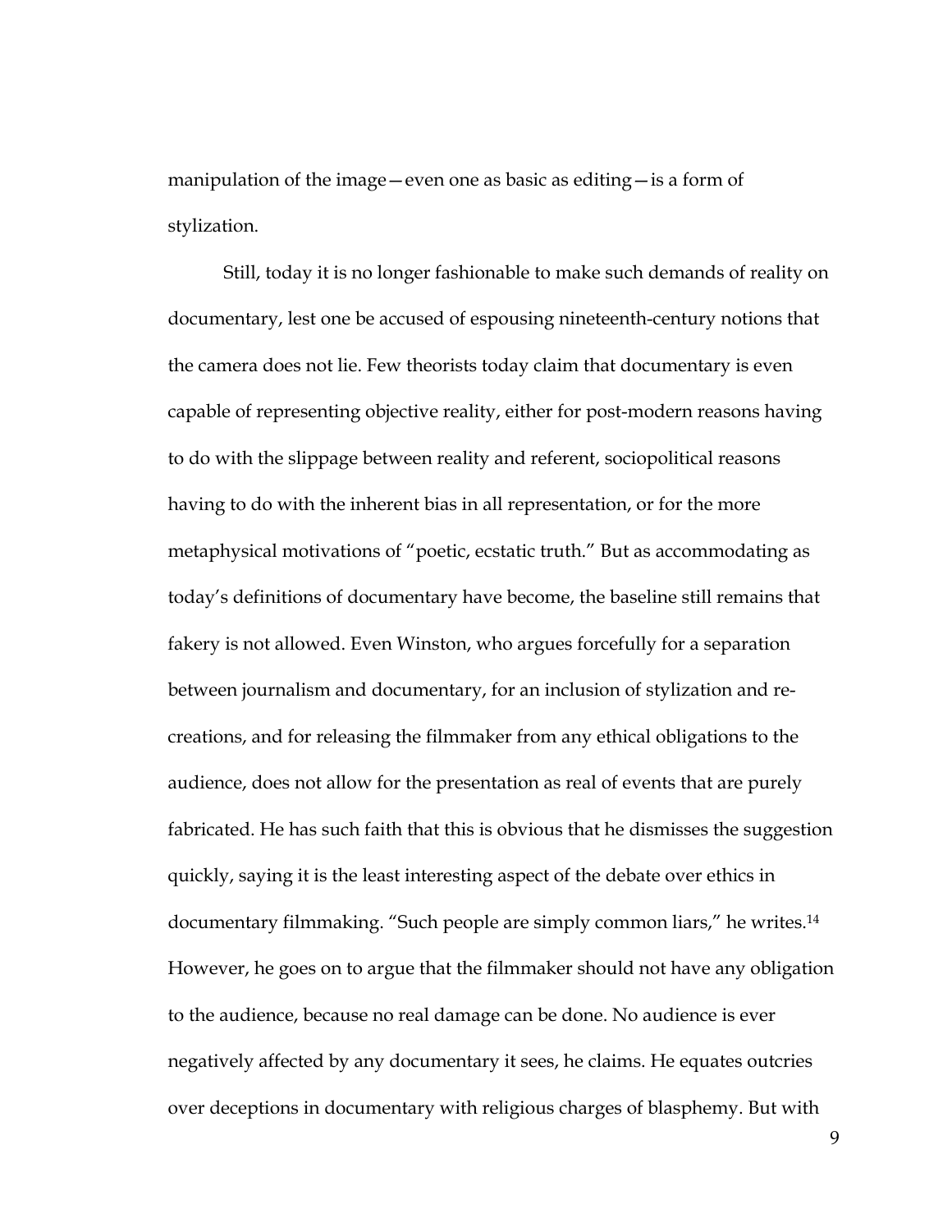manipulation of the image—even one as basic as editing—is a form of stylization.

Still, today it is no longer fashionable to make such demands of reality on documentary, lest one be accused of espousing nineteenth-century notions that the camera does not lie. Few theorists today claim that documentary is even capable of representing objective reality, either for post-modern reasons having to do with the slippage between reality and referent, sociopolitical reasons having to do with the inherent bias in all representation, or for the more metaphysical motivations of "poetic, ecstatic truth." But as accommodating as today's definitions of documentary have become, the baseline still remains that fakery is not allowed. Even Winston, who argues forcefully for a separation between journalism and documentary, for an inclusion of stylization and re-creations, and for releasing the filmmaker from any ethical obligations to the audience, does not allow for the presentation as real of events that are purely fabricated. He has such faith that this is obvious that he dismisses the suggestion quickly, saying it is the least interesting aspect of the debate over ethics in documentary filmmaking. "Such people are simply common liars," he writes.[14] However, he goes on to argue that the filmmaker should not have any obligation to the audience, because no real damage can be done. No audience is ever negatively affected by any documentary it sees, he claims. He equates outcries over deceptions in documentary with religious charges of blasphemy. But with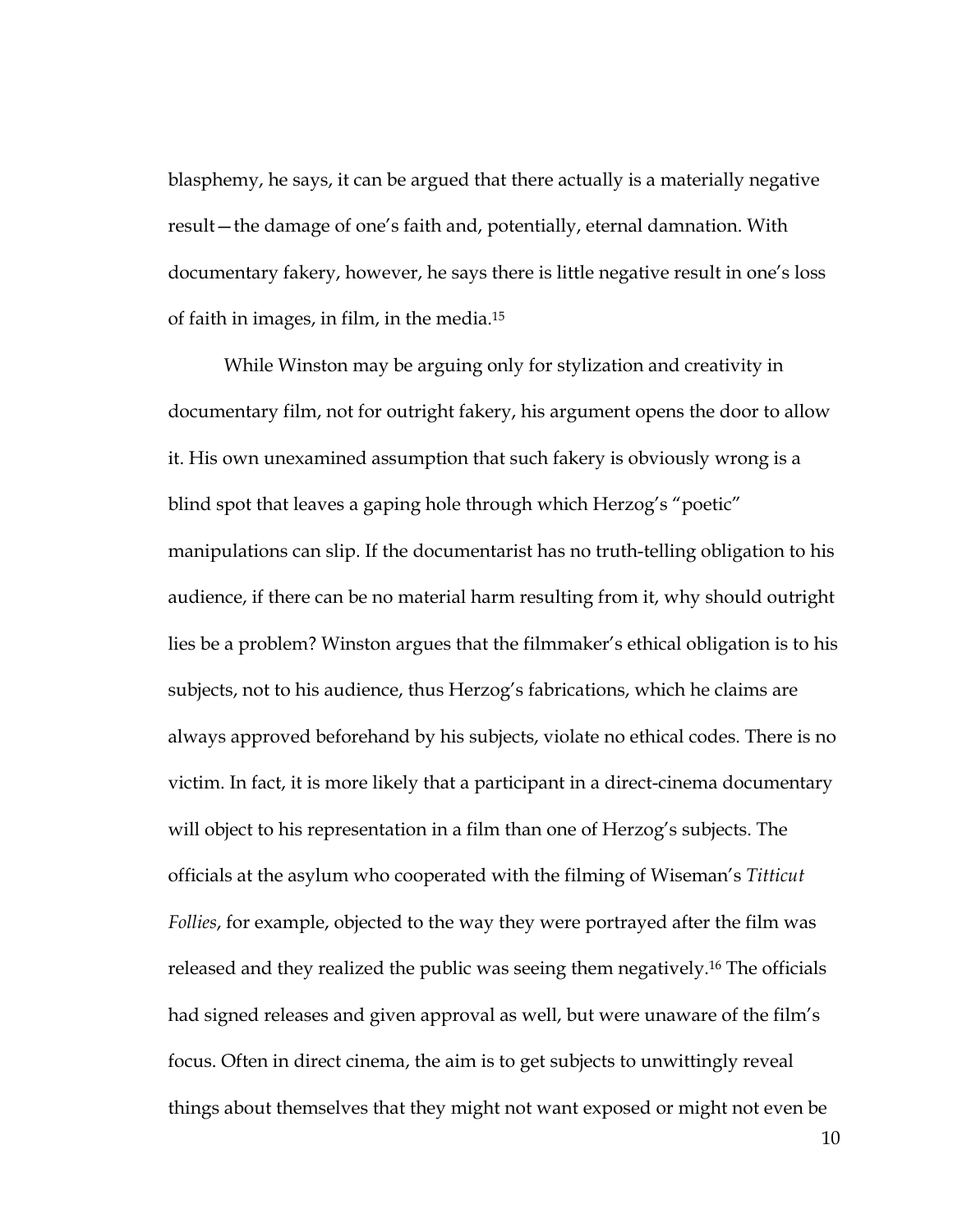blasphemy, he says, it can be argued that there actually is a materially negative result—the damage of one's faith and, potentially, eternal damnation. With documentary fakery, however, he says there is little negative result in one's loss of faith in images, in film, in the media.[15]

While Winston may be arguing only for stylization and creativity in documentary film, not for outright fakery, his argument opens the door to allow it. His own unexamined assumption that such fakery is obviously wrong is a blind spot that leaves a gaping hole through which Herzog's "poetic" manipulations can slip. If the documentarist has no truth-telling obligation to his audience, if there can be no material harm resulting from it, why should outright lies be a problem? Winston argues that the filmmaker's ethical obligation is to his subjects, not to his audience, thus Herzog's fabrications, which he claims are always approved beforehand by his subjects, violate no ethical codes. There is no victim. In fact, it is more likely that a participant in a direct-cinema documentary will object to his representation in a film than one of Herzog's subjects. The officials at the asylum who cooperated with the filming of Wiseman's *Titticut Follies*, for example, objected to the way they were portrayed after the film was released and they realized the public was seeing them negatively.[16] The officials had signed releases and given approval as well, but were unaware of the film's focus. Often in direct cinema, the aim is to get subjects to unwittingly reveal things about themselves that they might not want exposed or might not even be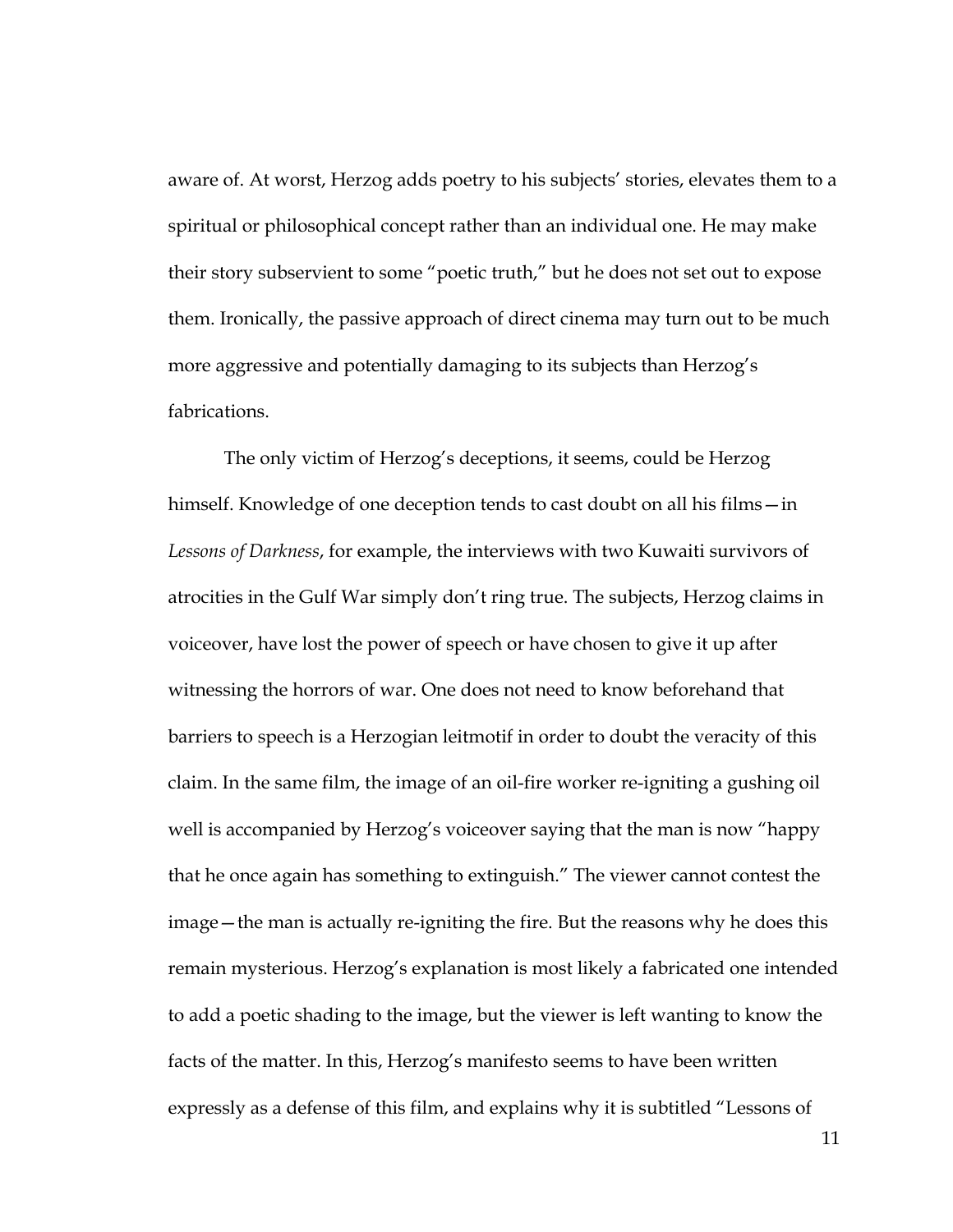aware of. At worst, Herzog adds poetry to his subjects' stories, elevates them to a spiritual or philosophical concept rather than an individual one. He may make their story subservient to some "poetic truth," but he does not set out to expose them. Ironically, the passive approach of direct cinema may turn out to be much more aggressive and potentially damaging to its subjects than Herzog's fabrications.

The only victim of Herzog's deceptions, it seems, could be Herzog himself. Knowledge of one deception tends to cast doubt on all his films—in *Lessons of Darkness*, for example, the interviews with two Kuwaiti survivors of atrocities in the Gulf War simply don't ring true. The subjects, Herzog claims in voiceover, have lost the power of speech or have chosen to give it up after witnessing the horrors of war. One does not need to know beforehand that barriers to speech is a Herzogian leitmotif in order to doubt the veracity of this claim. In the same film, the image of an oil-fire worker re-igniting a gushing oil well is accompanied by Herzog's voiceover saying that the man is now "happy that he once again has something to extinguish." The viewer cannot contest the image—the man is actually re-igniting the fire. But the reasons why he does this remain mysterious. Herzog's explanation is most likely a fabricated one intended to add a poetic shading to the image, but the viewer is left wanting to know the facts of the matter. In this, Herzog's manifesto seems to have been written expressly as a defense of this film, and explains why it is subtitled "Lessons of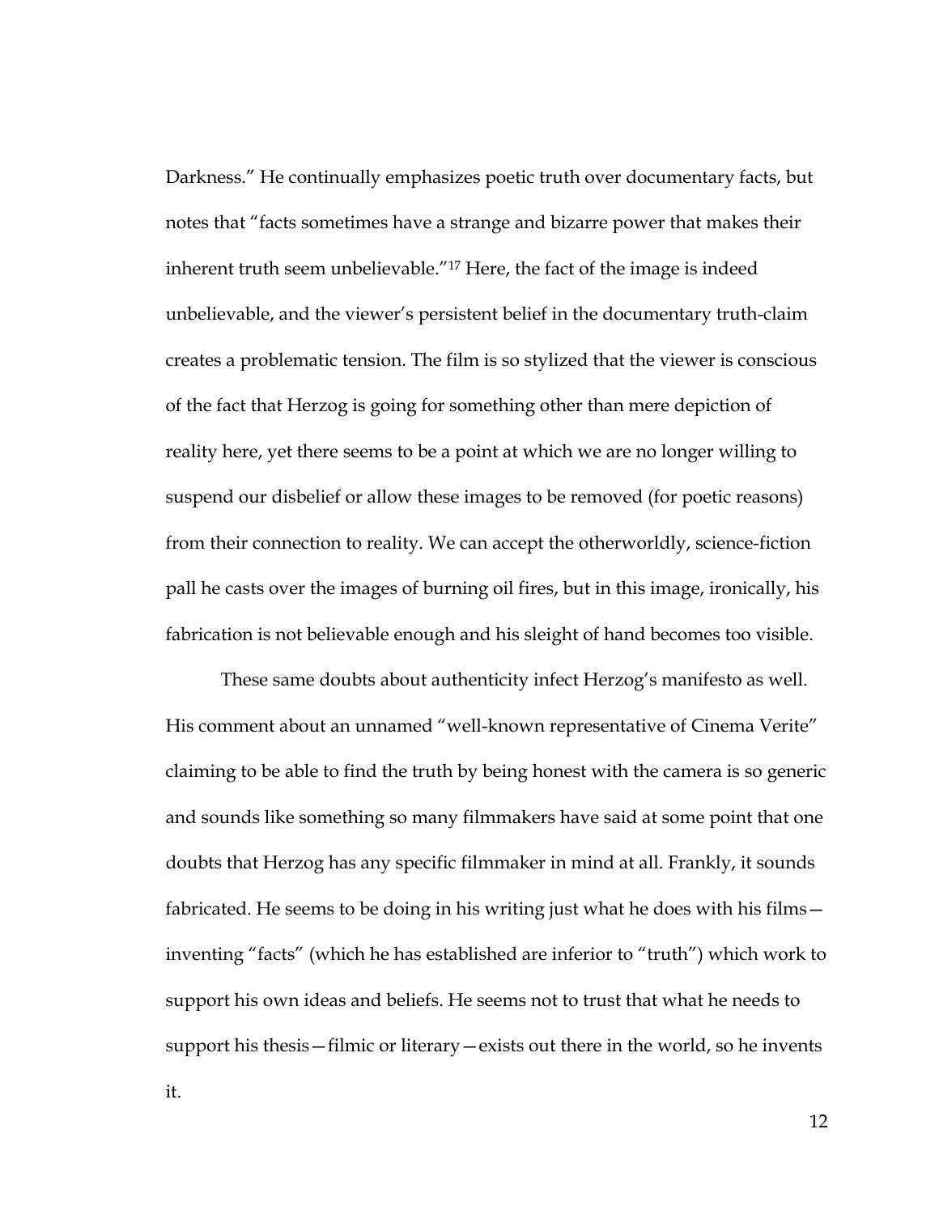Darkness." He continually emphasizes poetic truth over documentary facts, but notes that "facts sometimes have a strange and bizarre power that makes their inherent truth seem unbelievable."[17] Here, the fact of the image is indeed unbelievable, and the viewer's persistent belief in the documentary truth-claim creates a problematic tension. The film is so stylized that the viewer is conscious of the fact that Herzog is going for something other than mere depiction of reality here, yet there seems to be a point at which we are no longer willing to suspend our disbelief or allow these images to be removed (for poetic reasons) from their connection to reality. We can accept the otherworldly, science-fiction pall he casts over the images of burning oil fires, but in this image, ironically, his fabrication is not believable enough and his sleight of hand becomes too visible.

These same doubts about authenticity infect Herzog's manifesto as well. His comment about an unnamed "well-known representative of Cinema Verite" claiming to be able to find the truth by being honest with the camera is so generic and sounds like something so many filmmakers have said at some point that one doubts that Herzog has any specific filmmaker in mind at all. Frankly, it sounds fabricated. He seems to be doing in his writing just what he does with his films—inventing "facts" (which he has established are inferior to "truth") which work to support his own ideas and beliefs. He seems not to trust that what he needs to support his thesis—filmic or literary—exists out there in the world, so he invents it.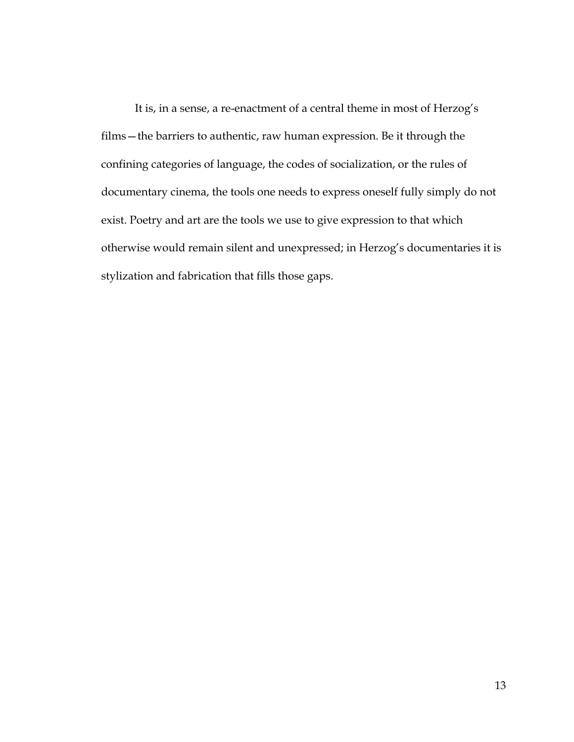It is, in a sense, a re-enactment of a central theme in most of Herzog's films—the barriers to authentic, raw human expression. Be it through the confining categories of language, the codes of socialization, or the rules of documentary cinema, the tools one needs to express oneself fully simply do not exist. Poetry and art are the tools we use to give expression to that which otherwise would remain silent and unexpressed; in Herzog's documentaries it is stylization and fabrication that fills those gaps.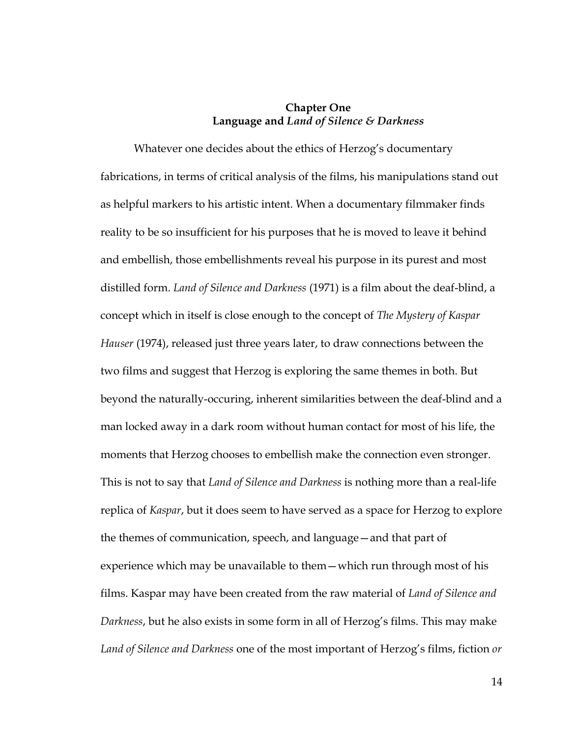## Chapter One
## Language and *Land of Silence & Darkness*

Whatever one decides about the ethics of Herzog's documentary fabrications, in terms of critical analysis of the films, his manipulations stand out as helpful markers to his artistic intent. When a documentary filmmaker finds reality to be so insufficient for his purposes that he is moved to leave it behind and embellish, those embellishments reveal his purpose in its purest and most distilled form. *Land of Silence and Darkness* (1971) is a film about the deaf-blind, a concept which in itself is close enough to the concept of *The Mystery of Kaspar Hauser* (1974), released just three years later, to draw connections between the two films and suggest that Herzog is exploring the same themes in both. But beyond the naturally-occuring, inherent similarities between the deaf-blind and a man locked away in a dark room without human contact for most of his life, the moments that Herzog chooses to embellish make the connection even stronger. This is not to say that *Land of Silence and Darkness* is nothing more than a real-life replica of *Kaspar*, but it does seem to have served as a space for Herzog to explore the themes of communication, speech, and language—and that part of experience which may be unavailable to them—which run through most of his films. Kaspar may have been created from the raw material of *Land of Silence and Darkness*, but he also exists in some form in all of Herzog's films. This may make *Land of Silence and Darkness* one of the most important of Herzog's films, fiction *or*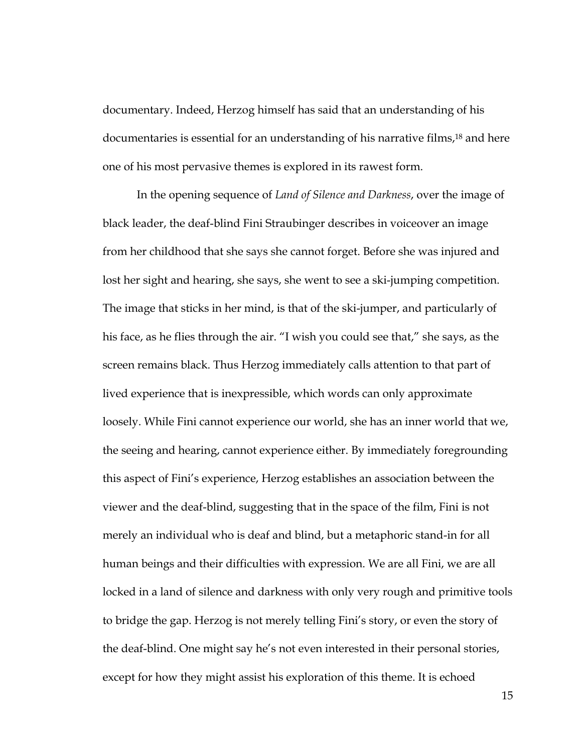documentary. Indeed, Herzog himself has said that an understanding of his documentaries is essential for an understanding of his narrative films,[18] and here one of his most pervasive themes is explored in its rawest form.

In the opening sequence of *Land of Silence and Darkness*, over the image of black leader, the deaf-blind Fini Straubinger describes in voiceover an image from her childhood that she says she cannot forget. Before she was injured and lost her sight and hearing, she says, she went to see a ski-jumping competition. The image that sticks in her mind, is that of the ski-jumper, and particularly of his face, as he flies through the air. "I wish you could see that," she says, as the screen remains black. Thus Herzog immediately calls attention to that part of lived experience that is inexpressible, which words can only approximate loosely. While Fini cannot experience our world, she has an inner world that we, the seeing and hearing, cannot experience either. By immediately foregrounding this aspect of Fini's experience, Herzog establishes an association between the viewer and the deaf-blind, suggesting that in the space of the film, Fini is not merely an individual who is deaf and blind, but a metaphoric stand-in for all human beings and their difficulties with expression. We are all Fini, we are all locked in a land of silence and darkness with only very rough and primitive tools to bridge the gap. Herzog is not merely telling Fini's story, or even the story of the deaf-blind. One might say he's not even interested in their personal stories, except for how they might assist his exploration of this theme. It is echoed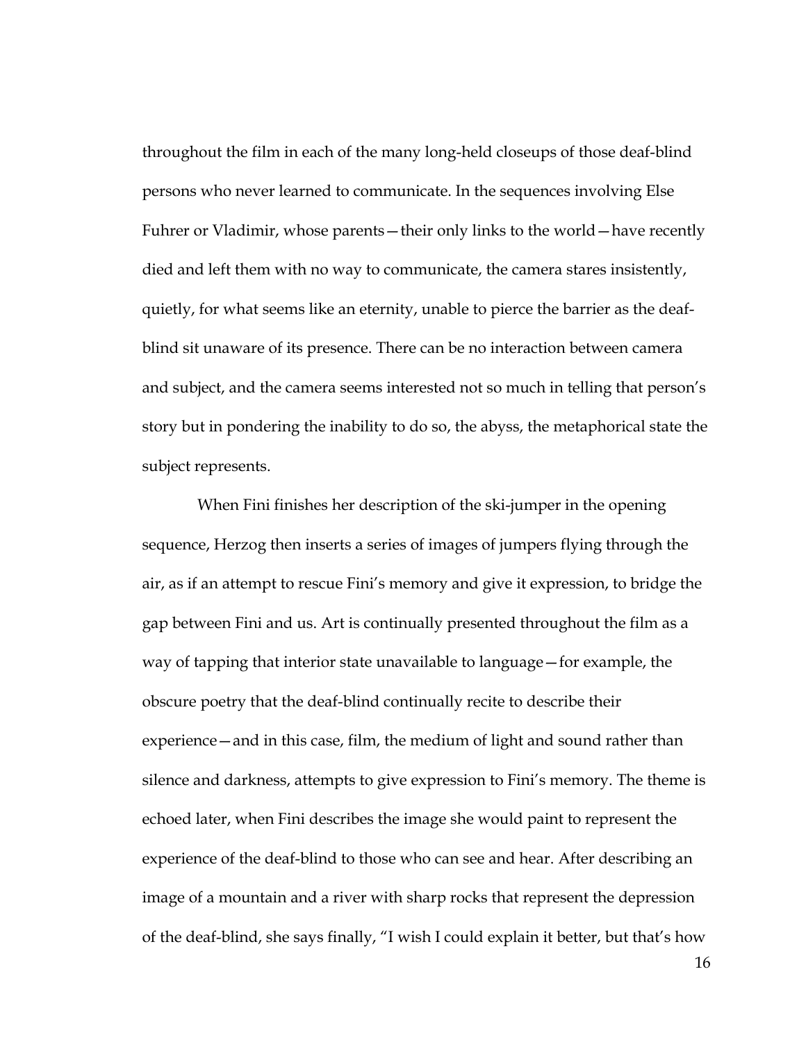throughout the film in each of the many long-held closeups of those deaf-blind persons who never learned to communicate. In the sequences involving Else Fuhrer or Vladimir, whose parents—their only links to the world—have recently died and left them with no way to communicate, the camera stares insistently, quietly, for what seems like an eternity, unable to pierce the barrier as the deaf-blind sit unaware of its presence. There can be no interaction between camera and subject, and the camera seems interested not so much in telling that person's story but in pondering the inability to do so, the abyss, the metaphorical state the subject represents.

When Fini finishes her description of the ski-jumper in the opening sequence, Herzog then inserts a series of images of jumpers flying through the air, as if an attempt to rescue Fini's memory and give it expression, to bridge the gap between Fini and us. Art is continually presented throughout the film as a way of tapping that interior state unavailable to language—for example, the obscure poetry that the deaf-blind continually recite to describe their experience—and in this case, film, the medium of light and sound rather than silence and darkness, attempts to give expression to Fini's memory. The theme is echoed later, when Fini describes the image she would paint to represent the experience of the deaf-blind to those who can see and hear. After describing an image of a mountain and a river with sharp rocks that represent the depression of the deaf-blind, she says finally, "I wish I could explain it better, but that's how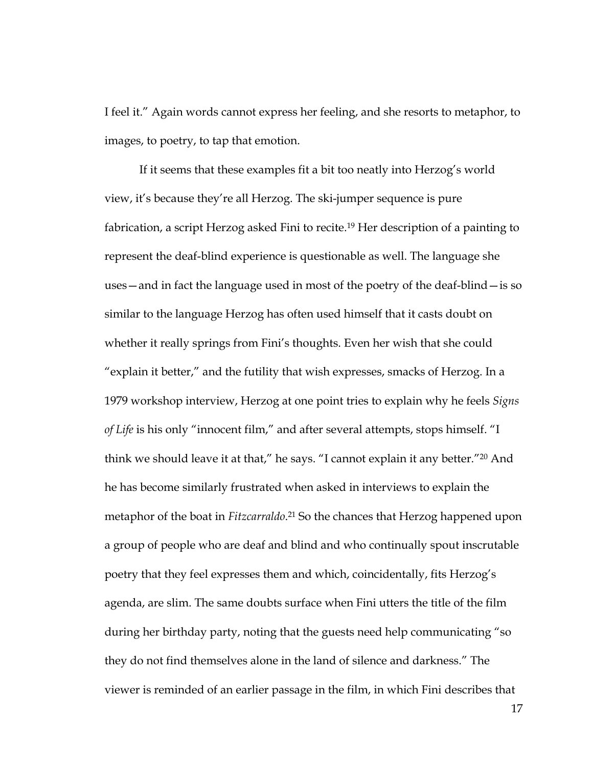I feel it." Again words cannot express her feeling, and she resorts to metaphor, to images, to poetry, to tap that emotion.

If it seems that these examples fit a bit too neatly into Herzog's world view, it's because they're all Herzog. The ski-jumper sequence is pure fabrication, a script Herzog asked Fini to recite.[19] Her description of a painting to represent the deaf-blind experience is questionable as well. The language she uses—and in fact the language used in most of the poetry of the deaf-blind—is so similar to the language Herzog has often used himself that it casts doubt on whether it really springs from Fini's thoughts. Even her wish that she could "explain it better," and the futility that wish expresses, smacks of Herzog. In a 1979 workshop interview, Herzog at one point tries to explain why he feels *Signs of Life* is his only "innocent film," and after several attempts, stops himself. "I think we should leave it at that," he says. "I cannot explain it any better."[20] And he has become similarly frustrated when asked in interviews to explain the metaphor of the boat in *Fitzcarraldo*.[21] So the chances that Herzog happened upon a group of people who are deaf and blind and who continually spout inscrutable poetry that they feel expresses them and which, coincidentally, fits Herzog's agenda, are slim. The same doubts surface when Fini utters the title of the film during her birthday party, noting that the guests need help communicating "so they do not find themselves alone in the land of silence and darkness." The viewer is reminded of an earlier passage in the film, in which Fini describes that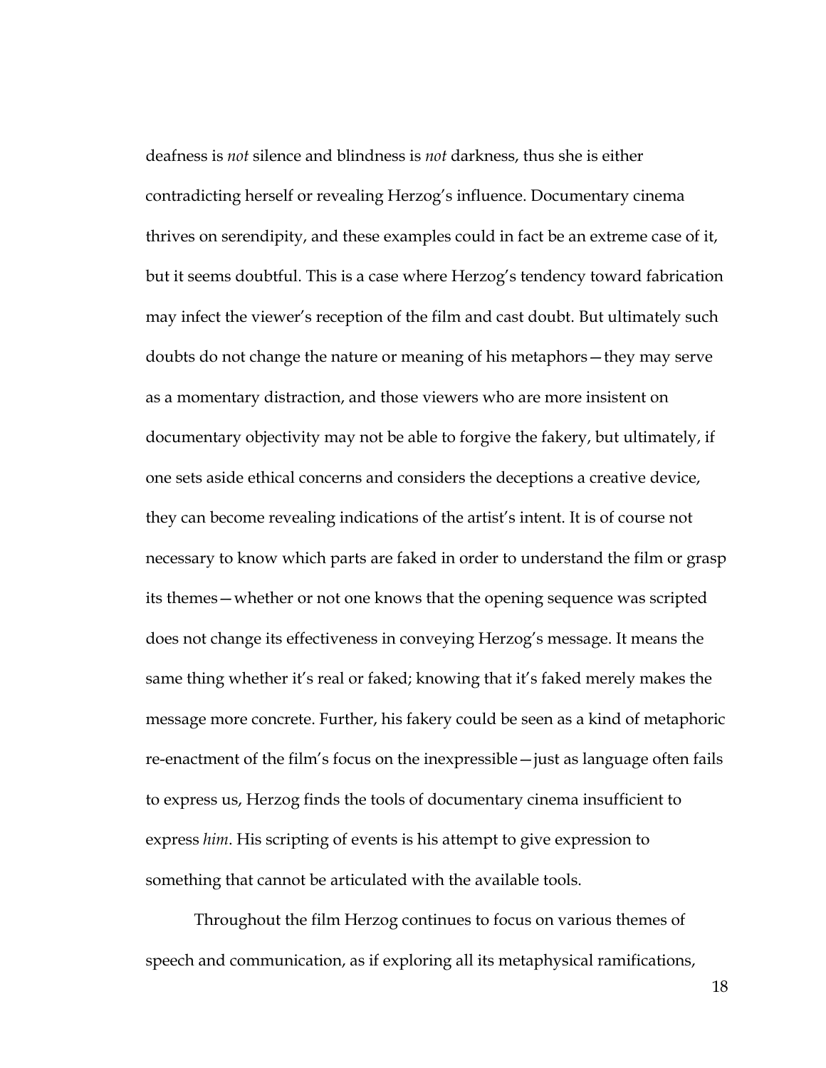deafness is *not* silence and blindness is *not* darkness, thus she is either contradicting herself or revealing Herzog's influence. Documentary cinema thrives on serendipity, and these examples could in fact be an extreme case of it, but it seems doubtful. This is a case where Herzog's tendency toward fabrication may infect the viewer's reception of the film and cast doubt. But ultimately such doubts do not change the nature or meaning of his metaphors—they may serve as a momentary distraction, and those viewers who are more insistent on documentary objectivity may not be able to forgive the fakery, but ultimately, if one sets aside ethical concerns and considers the deceptions a creative device, they can become revealing indications of the artist's intent. It is of course not necessary to know which parts are faked in order to understand the film or grasp its themes—whether or not one knows that the opening sequence was scripted does not change its effectiveness in conveying Herzog's message. It means the same thing whether it's real or faked; knowing that it's faked merely makes the message more concrete. Further, his fakery could be seen as a kind of metaphoric re-enactment of the film's focus on the inexpressible—just as language often fails to express us, Herzog finds the tools of documentary cinema insufficient to express *him*. His scripting of events is his attempt to give expression to something that cannot be articulated with the available tools.

Throughout the film Herzog continues to focus on various themes of speech and communication, as if exploring all its metaphysical ramifications,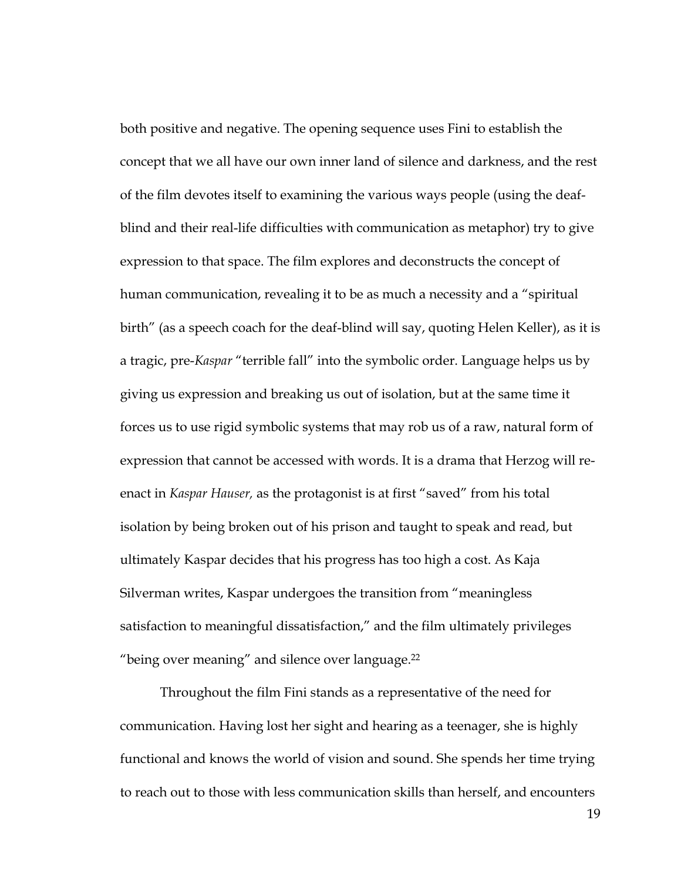both positive and negative. The opening sequence uses Fini to establish the concept that we all have our own inner land of silence and darkness, and the rest of the film devotes itself to examining the various ways people (using the deaf-blind and their real-life difficulties with communication as metaphor) try to give expression to that space. The film explores and deconstructs the concept of human communication, revealing it to be as much a necessity and a "spiritual birth" (as a speech coach for the deaf-blind will say, quoting Helen Keller), as it is a tragic, pre-*Kaspar* "terrible fall" into the symbolic order. Language helps us by giving us expression and breaking us out of isolation, but at the same time it forces us to use rigid symbolic systems that may rob us of a raw, natural form of expression that cannot be accessed with words. It is a drama that Herzog will re-enact in *Kaspar Hauser,* as the protagonist is at first "saved" from his total isolation by being broken out of his prison and taught to speak and read, but ultimately Kaspar decides that his progress has too high a cost. As Kaja Silverman writes, Kaspar undergoes the transition from "meaningless satisfaction to meaningful dissatisfaction," and the film ultimately privileges "being over meaning" and silence over language.[22]

Throughout the film Fini stands as a representative of the need for communication. Having lost her sight and hearing as a teenager, she is highly functional and knows the world of vision and sound. She spends her time trying to reach out to those with less communication skills than herself, and encounters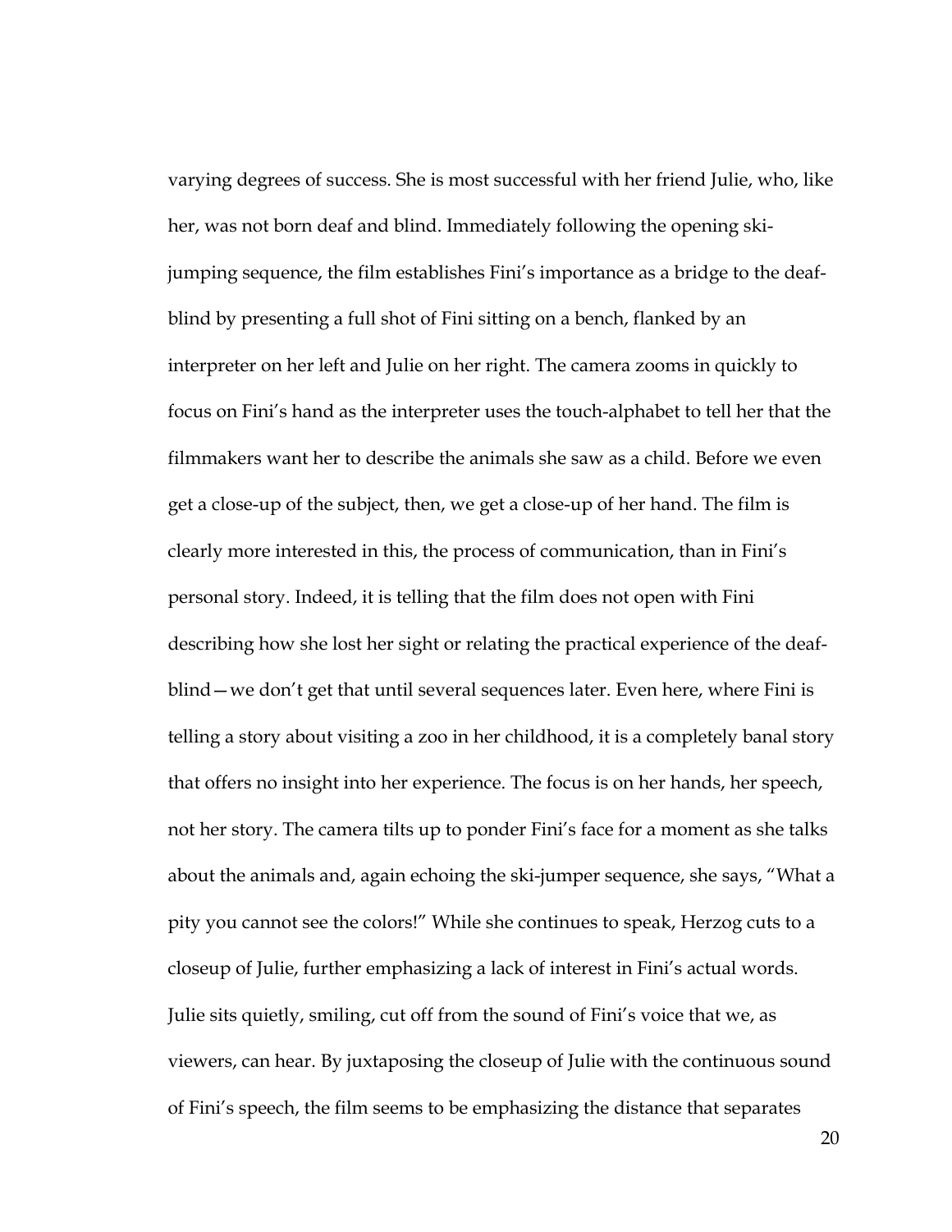varying degrees of success. She is most successful with her friend Julie, who, like her, was not born deaf and blind. Immediately following the opening ski-jumping sequence, the film establishes Fini's importance as a bridge to the deaf-blind by presenting a full shot of Fini sitting on a bench, flanked by an interpreter on her left and Julie on her right. The camera zooms in quickly to focus on Fini's hand as the interpreter uses the touch-alphabet to tell her that the filmmakers want her to describe the animals she saw as a child. Before we even get a close-up of the subject, then, we get a close-up of her hand. The film is clearly more interested in this, the process of communication, than in Fini's personal story. Indeed, it is telling that the film does not open with Fini describing how she lost her sight or relating the practical experience of the deaf-blind—we don't get that until several sequences later. Even here, where Fini is telling a story about visiting a zoo in her childhood, it is a completely banal story that offers no insight into her experience. The focus is on her hands, her speech, not her story. The camera tilts up to ponder Fini's face for a moment as she talks about the animals and, again echoing the ski-jumper sequence, she says, "What a pity you cannot see the colors!" While she continues to speak, Herzog cuts to a closeup of Julie, further emphasizing a lack of interest in Fini's actual words. Julie sits quietly, smiling, cut off from the sound of Fini's voice that we, as viewers, can hear. By juxtaposing the closeup of Julie with the continuous sound of Fini's speech, the film seems to be emphasizing the distance that separates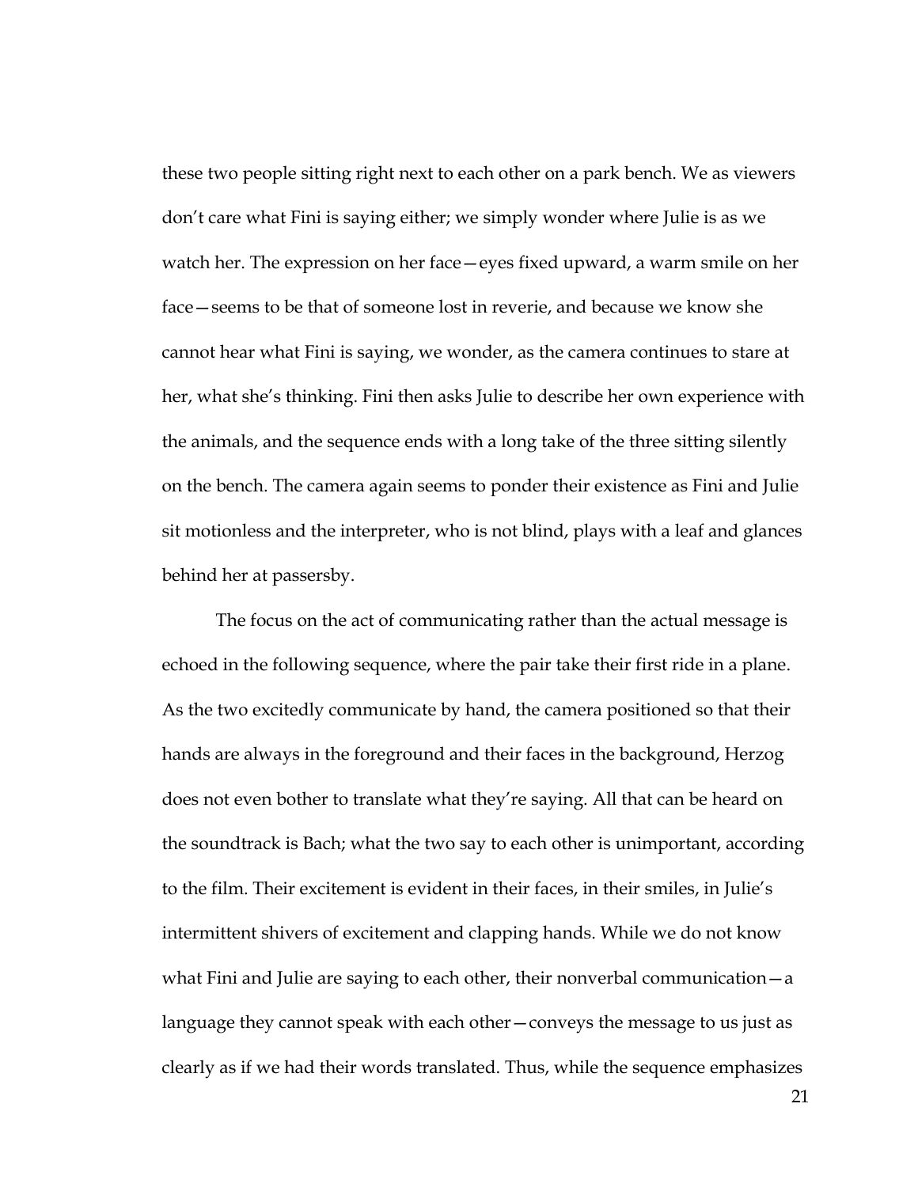these two people sitting right next to each other on a park bench. We as viewers don't care what Fini is saying either; we simply wonder where Julie is as we watch her. The expression on her face—eyes fixed upward, a warm smile on her face—seems to be that of someone lost in reverie, and because we know she cannot hear what Fini is saying, we wonder, as the camera continues to stare at her, what she's thinking. Fini then asks Julie to describe her own experience with the animals, and the sequence ends with a long take of the three sitting silently on the bench. The camera again seems to ponder their existence as Fini and Julie sit motionless and the interpreter, who is not blind, plays with a leaf and glances behind her at passersby.

The focus on the act of communicating rather than the actual message is echoed in the following sequence, where the pair take their first ride in a plane. As the two excitedly communicate by hand, the camera positioned so that their hands are always in the foreground and their faces in the background, Herzog does not even bother to translate what they're saying. All that can be heard on the soundtrack is Bach; what the two say to each other is unimportant, according to the film. Their excitement is evident in their faces, in their smiles, in Julie's intermittent shivers of excitement and clapping hands. While we do not know what Fini and Julie are saying to each other, their nonverbal communication—a language they cannot speak with each other—conveys the message to us just as clearly as if we had their words translated. Thus, while the sequence emphasizes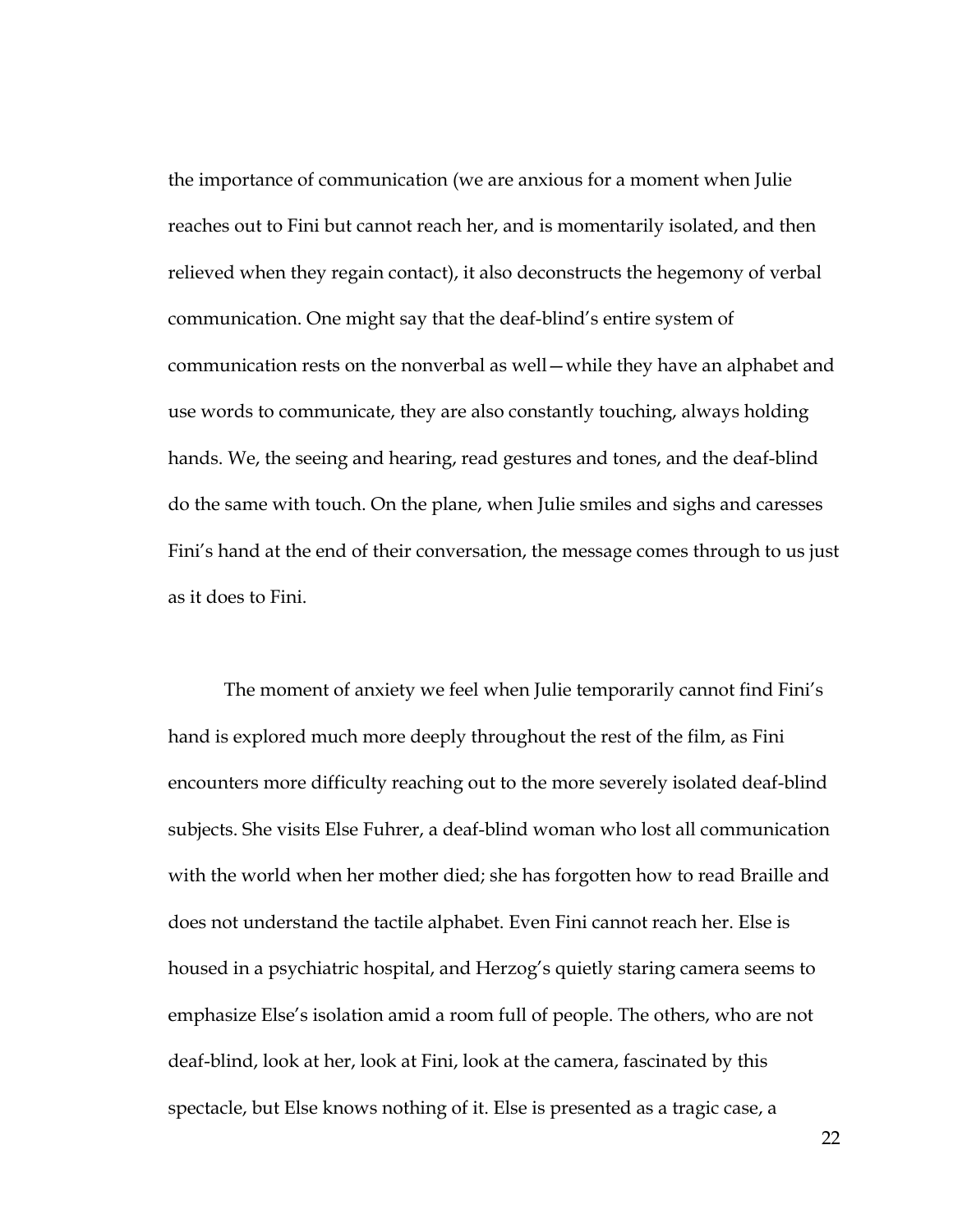the importance of communication (we are anxious for a moment when Julie reaches out to Fini but cannot reach her, and is momentarily isolated, and then relieved when they regain contact), it also deconstructs the hegemony of verbal communication. One might say that the deaf-blind's entire system of communication rests on the nonverbal as well—while they have an alphabet and use words to communicate, they are also constantly touching, always holding hands. We, the seeing and hearing, read gestures and tones, and the deaf-blind do the same with touch. On the plane, when Julie smiles and sighs and caresses Fini's hand at the end of their conversation, the message comes through to us just as it does to Fini.

The moment of anxiety we feel when Julie temporarily cannot find Fini's hand is explored much more deeply throughout the rest of the film, as Fini encounters more difficulty reaching out to the more severely isolated deaf-blind subjects. She visits Else Fuhrer, a deaf-blind woman who lost all communication with the world when her mother died; she has forgotten how to read Braille and does not understand the tactile alphabet. Even Fini cannot reach her. Else is housed in a psychiatric hospital, and Herzog's quietly staring camera seems to emphasize Else's isolation amid a room full of people. The others, who are not deaf-blind, look at her, look at Fini, look at the camera, fascinated by this spectacle, but Else knows nothing of it. Else is presented as a tragic case, a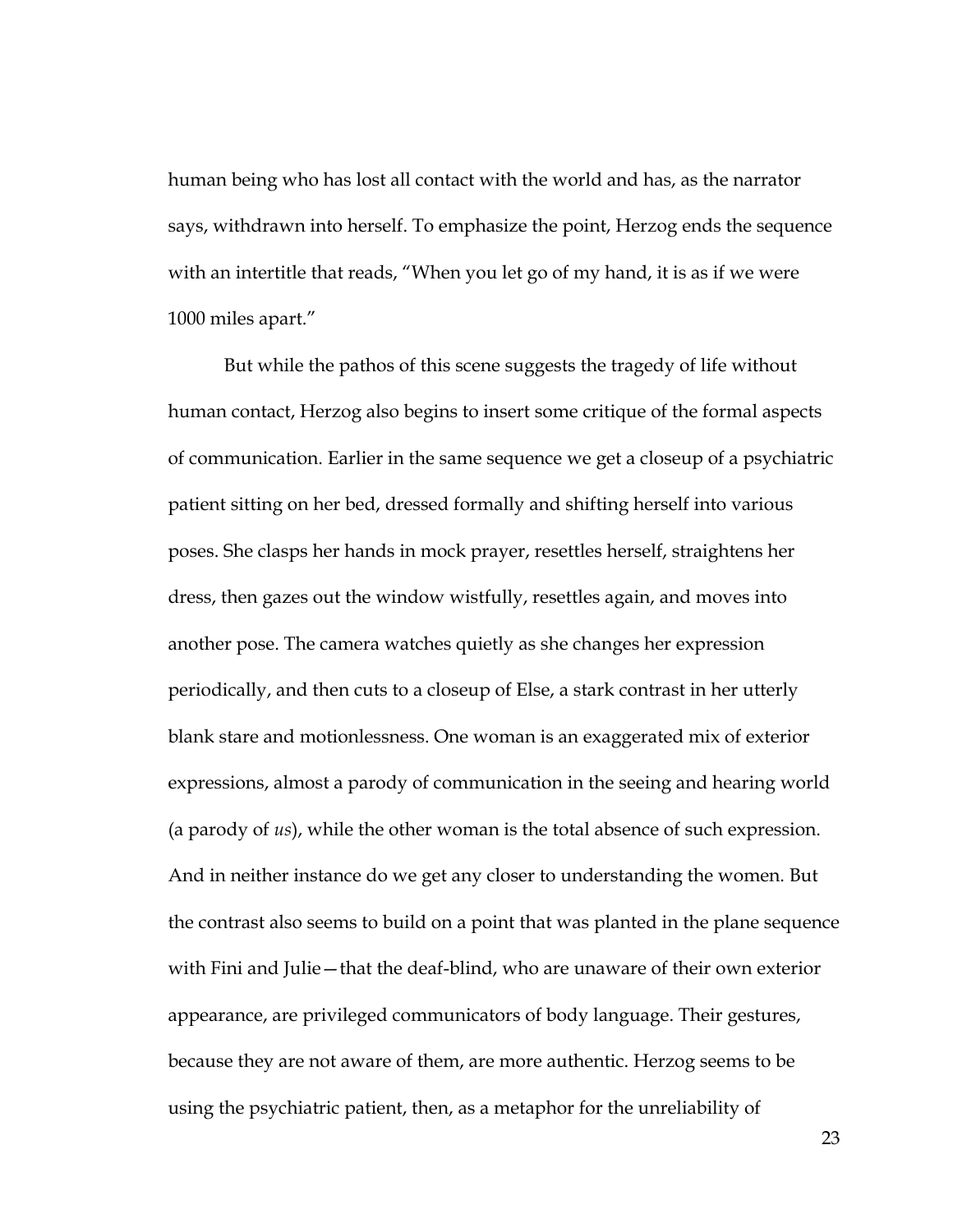human being who has lost all contact with the world and has, as the narrator says, withdrawn into herself. To emphasize the point, Herzog ends the sequence with an intertitle that reads, "When you let go of my hand, it is as if we were 1000 miles apart."

But while the pathos of this scene suggests the tragedy of life without human contact, Herzog also begins to insert some critique of the formal aspects of communication. Earlier in the same sequence we get a closeup of a psychiatric patient sitting on her bed, dressed formally and shifting herself into various poses. She clasps her hands in mock prayer, resettles herself, straightens her dress, then gazes out the window wistfully, resettles again, and moves into another pose. The camera watches quietly as she changes her expression periodically, and then cuts to a closeup of Else, a stark contrast in her utterly blank stare and motionlessness. One woman is an exaggerated mix of exterior expressions, almost a parody of communication in the seeing and hearing world (a parody of *us*), while the other woman is the total absence of such expression. And in neither instance do we get any closer to understanding the women. But the contrast also seems to build on a point that was planted in the plane sequence with Fini and Julie—that the deaf-blind, who are unaware of their own exterior appearance, are privileged communicators of body language. Their gestures, because they are not aware of them, are more authentic. Herzog seems to be using the psychiatric patient, then, as a metaphor for the unreliability of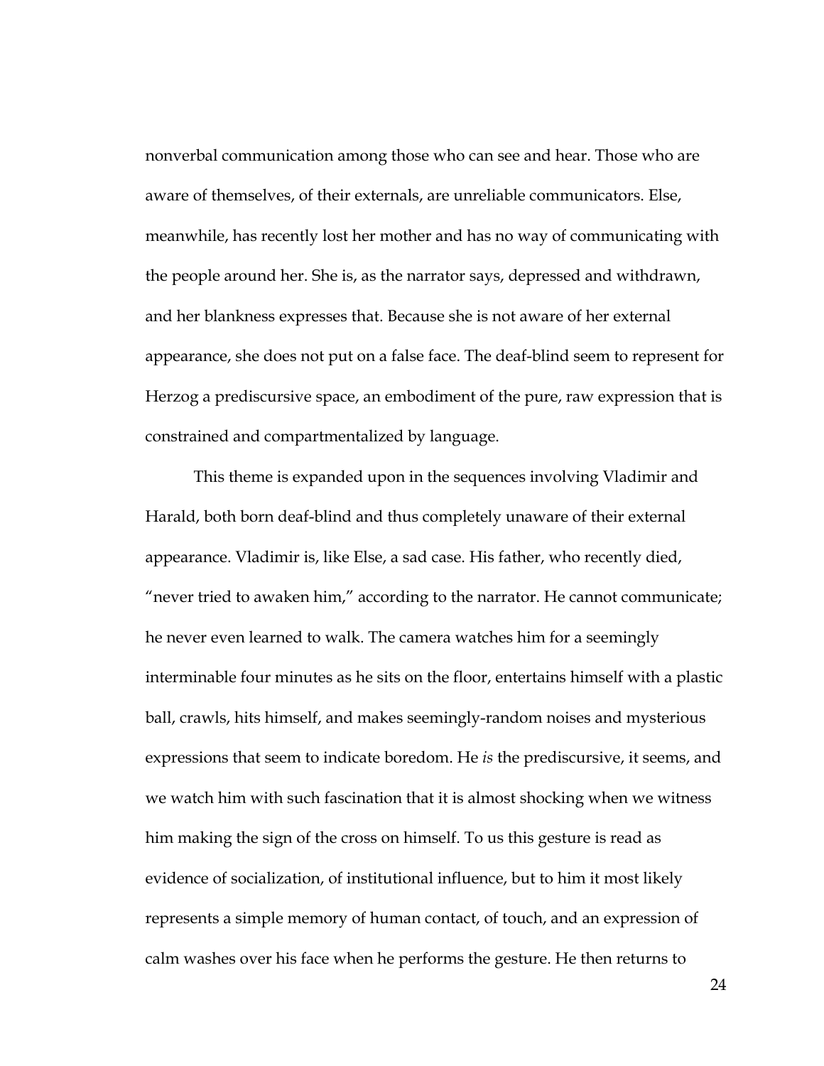nonverbal communication among those who can see and hear. Those who are aware of themselves, of their externals, are unreliable communicators. Else, meanwhile, has recently lost her mother and has no way of communicating with the people around her. She is, as the narrator says, depressed and withdrawn, and her blankness expresses that. Because she is not aware of her external appearance, she does not put on a false face. The deaf-blind seem to represent for Herzog a prediscursive space, an embodiment of the pure, raw expression that is constrained and compartmentalized by language.

This theme is expanded upon in the sequences involving Vladimir and Harald, both born deaf-blind and thus completely unaware of their external appearance. Vladimir is, like Else, a sad case. His father, who recently died, "never tried to awaken him," according to the narrator. He cannot communicate; he never even learned to walk. The camera watches him for a seemingly interminable four minutes as he sits on the floor, entertains himself with a plastic ball, crawls, hits himself, and makes seemingly-random noises and mysterious expressions that seem to indicate boredom. He *is* the prediscursive, it seems, and we watch him with such fascination that it is almost shocking when we witness him making the sign of the cross on himself. To us this gesture is read as evidence of socialization, of institutional influence, but to him it most likely represents a simple memory of human contact, of touch, and an expression of calm washes over his face when he performs the gesture. He then returns to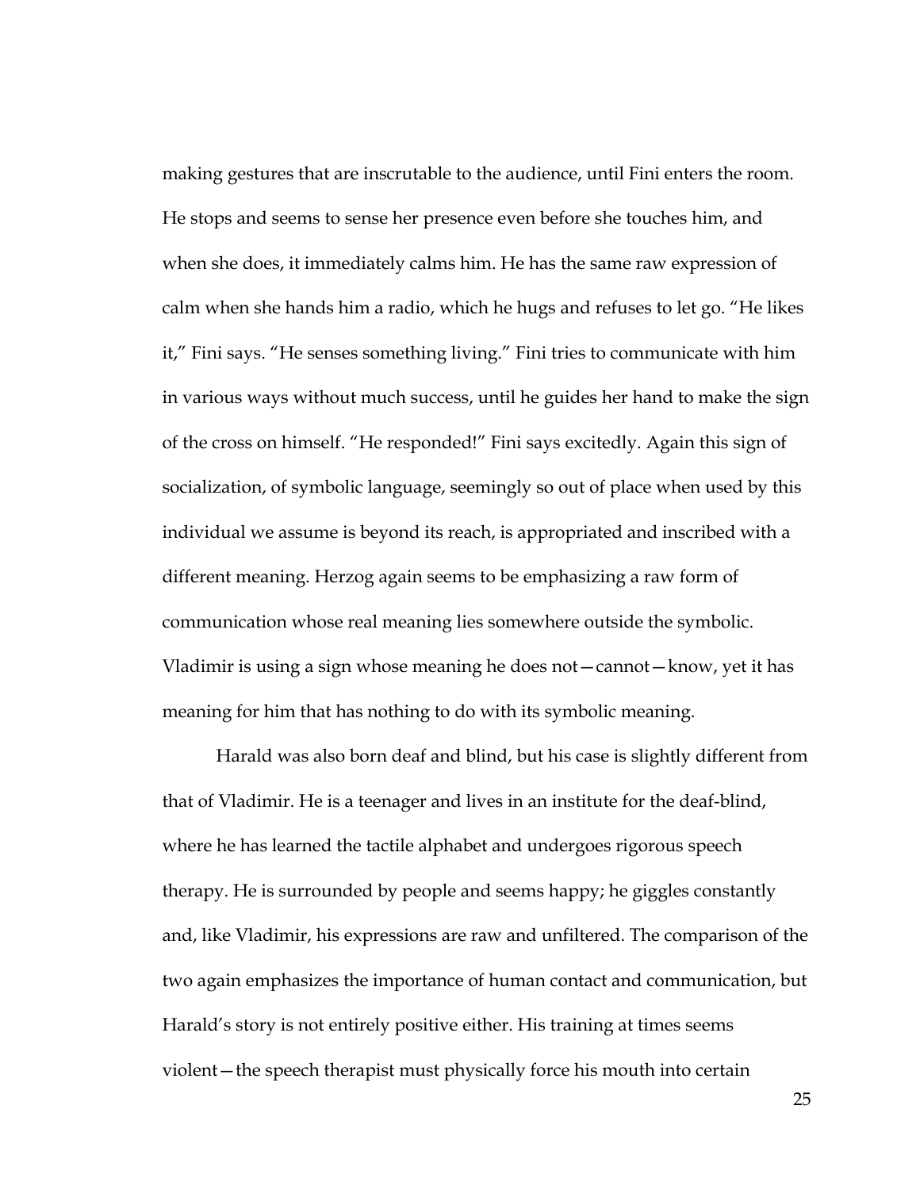making gestures that are inscrutable to the audience, until Fini enters the room. He stops and seems to sense her presence even before she touches him, and when she does, it immediately calms him. He has the same raw expression of calm when she hands him a radio, which he hugs and refuses to let go. “He likes it,” Fini says. “He senses something living.” Fini tries to communicate with him in various ways without much success, until he guides her hand to make the sign of the cross on himself. “He responded!” Fini says excitedly. Again this sign of socialization, of symbolic language, seemingly so out of place when used by this individual we assume is beyond its reach, is appropriated and inscribed with a different meaning. Herzog again seems to be emphasizing a raw form of communication whose real meaning lies somewhere outside the symbolic. Vladimir is using a sign whose meaning he does not—cannot—know, yet it has meaning for him that has nothing to do with its symbolic meaning.

Harald was also born deaf and blind, but his case is slightly different from that of Vladimir. He is a teenager and lives in an institute for the deaf-blind, where he has learned the tactile alphabet and undergoes rigorous speech therapy. He is surrounded by people and seems happy; he giggles constantly and, like Vladimir, his expressions are raw and unfiltered. The comparison of the two again emphasizes the importance of human contact and communication, but Harald’s story is not entirely positive either. His training at times seems violent—the speech therapist must physically force his mouth into certain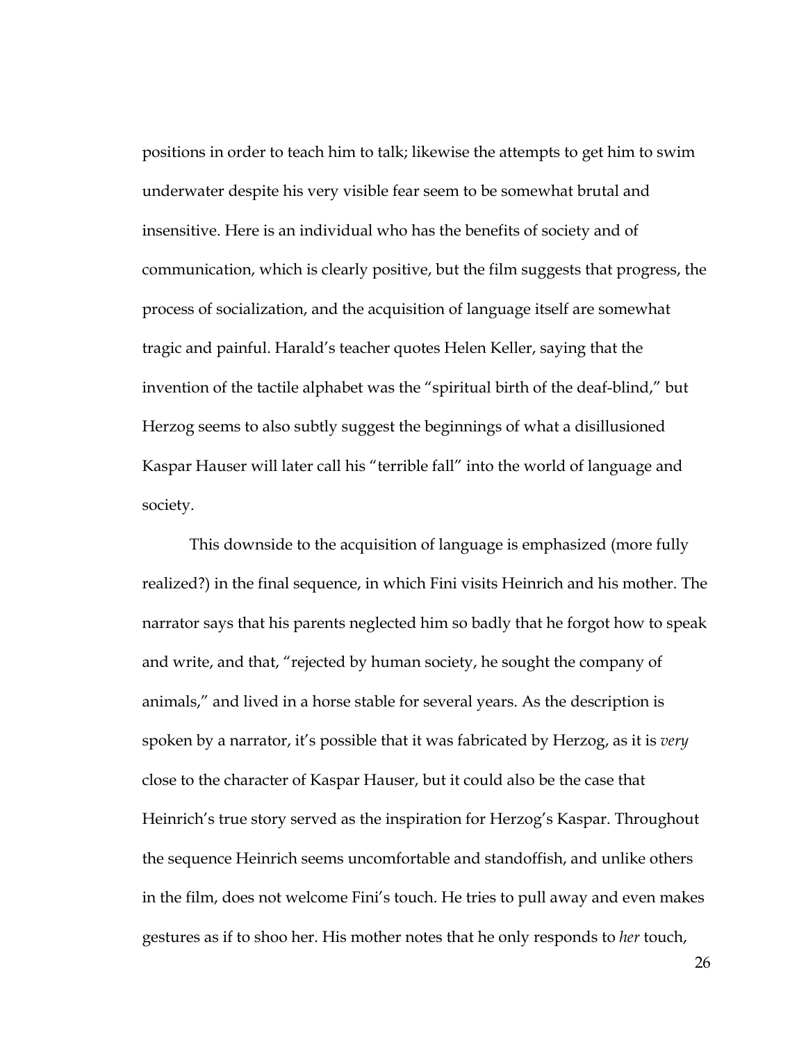positions in order to teach him to talk; likewise the attempts to get him to swim underwater despite his very visible fear seem to be somewhat brutal and insensitive. Here is an individual who has the benefits of society and of communication, which is clearly positive, but the film suggests that progress, the process of socialization, and the acquisition of language itself are somewhat tragic and painful. Harald's teacher quotes Helen Keller, saying that the invention of the tactile alphabet was the "spiritual birth of the deaf-blind," but Herzog seems to also subtly suggest the beginnings of what a disillusioned Kaspar Hauser will later call his "terrible fall" into the world of language and society.

This downside to the acquisition of language is emphasized (more fully realized?) in the final sequence, in which Fini visits Heinrich and his mother. The narrator says that his parents neglected him so badly that he forgot how to speak and write, and that, "rejected by human society, he sought the company of animals," and lived in a horse stable for several years. As the description is spoken by a narrator, it's possible that it was fabricated by Herzog, as it is *very* close to the character of Kaspar Hauser, but it could also be the case that Heinrich's true story served as the inspiration for Herzog's Kaspar. Throughout the sequence Heinrich seems uncomfortable and standoffish, and unlike others in the film, does not welcome Fini's touch. He tries to pull away and even makes gestures as if to shoo her. His mother notes that he only responds to *her* touch,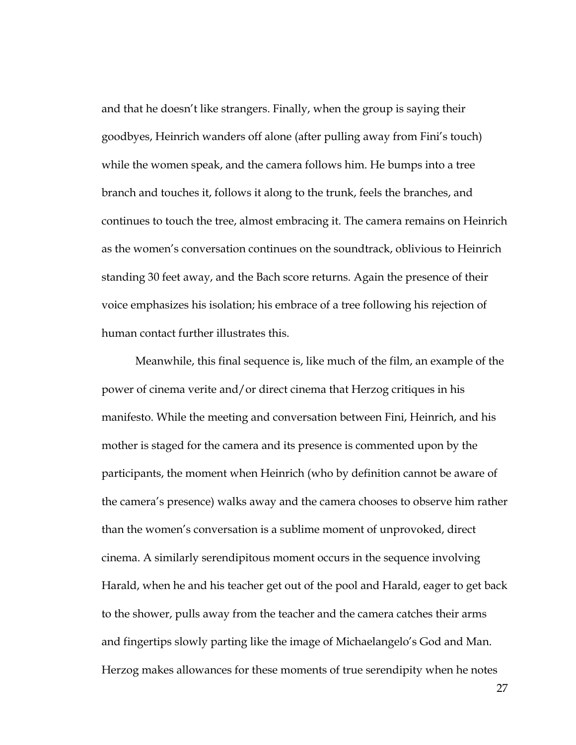and that he doesn't like strangers. Finally, when the group is saying their goodbyes, Heinrich wanders off alone (after pulling away from Fini's touch) while the women speak, and the camera follows him. He bumps into a tree branch and touches it, follows it along to the trunk, feels the branches, and continues to touch the tree, almost embracing it. The camera remains on Heinrich as the women's conversation continues on the soundtrack, oblivious to Heinrich standing 30 feet away, and the Bach score returns. Again the presence of their voice emphasizes his isolation; his embrace of a tree following his rejection of human contact further illustrates this.

Meanwhile, this final sequence is, like much of the film, an example of the power of cinema verite and/or direct cinema that Herzog critiques in his manifesto. While the meeting and conversation between Fini, Heinrich, and his mother is staged for the camera and its presence is commented upon by the participants, the moment when Heinrich (who by definition cannot be aware of the camera's presence) walks away and the camera chooses to observe him rather than the women's conversation is a sublime moment of unprovoked, direct cinema. A similarly serendipitous moment occurs in the sequence involving Harald, when he and his teacher get out of the pool and Harald, eager to get back to the shower, pulls away from the teacher and the camera catches their arms and fingertips slowly parting like the image of Michaelangelo's God and Man. Herzog makes allowances for these moments of true serendipity when he notes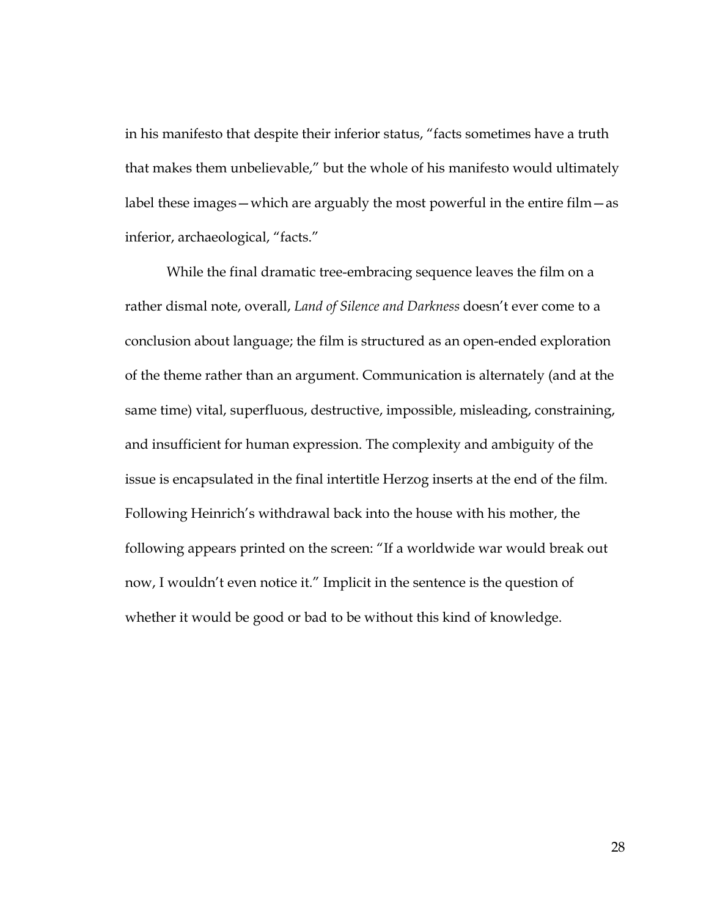in his manifesto that despite their inferior status, "facts sometimes have a truth that makes them unbelievable," but the whole of his manifesto would ultimately label these images—which are arguably the most powerful in the entire film—as inferior, archaeological, "facts."

While the final dramatic tree-embracing sequence leaves the film on a rather dismal note, overall, *Land of Silence and Darkness* doesn't ever come to a conclusion about language; the film is structured as an open-ended exploration of the theme rather than an argument. Communication is alternately (and at the same time) vital, superfluous, destructive, impossible, misleading, constraining, and insufficient for human expression. The complexity and ambiguity of the issue is encapsulated in the final intertitle Herzog inserts at the end of the film. Following Heinrich's withdrawal back into the house with his mother, the following appears printed on the screen: "If a worldwide war would break out now, I wouldn't even notice it." Implicit in the sentence is the question of whether it would be good or bad to be without this kind of knowledge.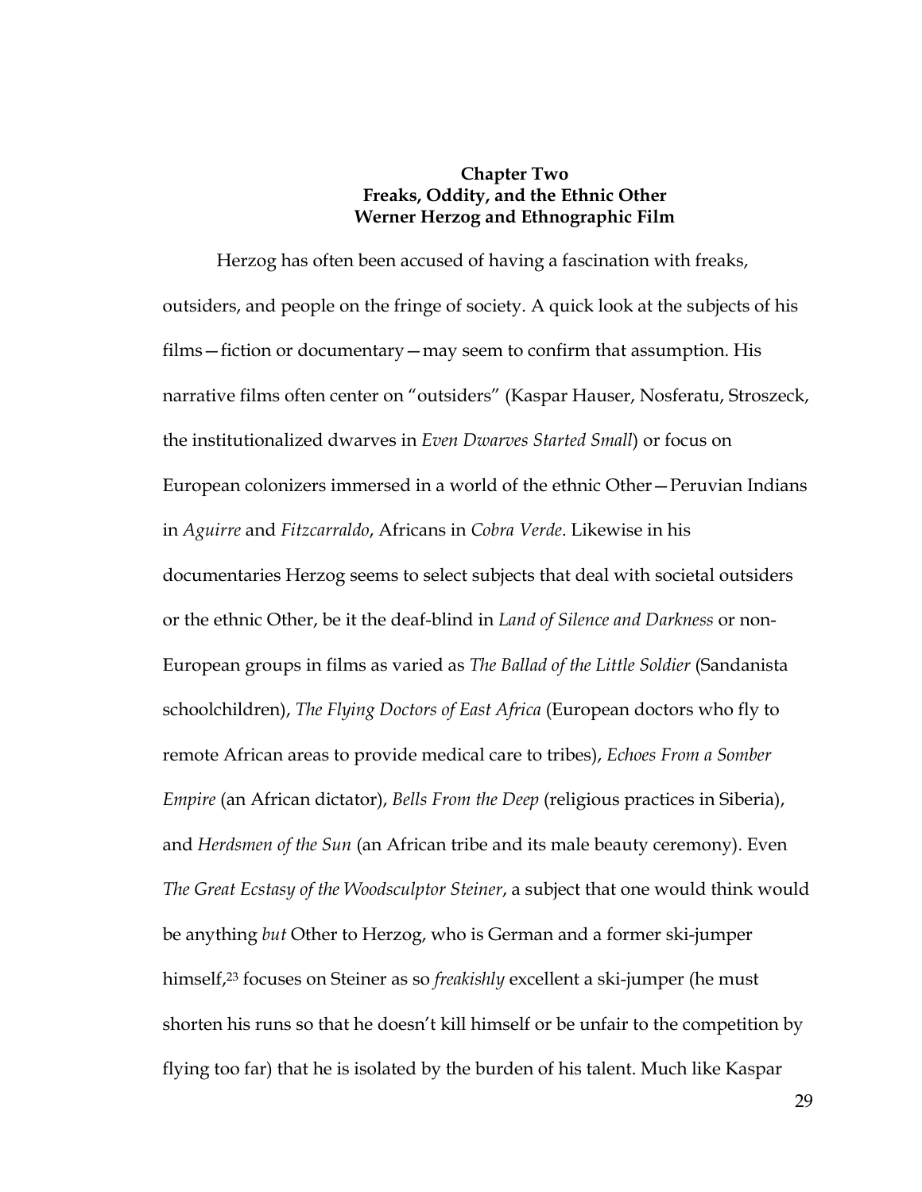## Chapter Two
## Freaks, Oddity, and the Ethnic Other
## Werner Herzog and Ethnographic Film

Herzog has often been accused of having a fascination with freaks, outsiders, and people on the fringe of society. A quick look at the subjects of his films—fiction or documentary—may seem to confirm that assumption. His narrative films often center on "outsiders" (Kaspar Hauser, Nosferatu, Stroszeck, the institutionalized dwarves in *Even Dwarves Started Small*) or focus on European colonizers immersed in a world of the ethnic Other—Peruvian Indians in *Aguirre* and *Fitzcarraldo*, Africans in *Cobra Verde*. Likewise in his documentaries Herzog seems to select subjects that deal with societal outsiders or the ethnic Other, be it the deaf-blind in *Land of Silence and Darkness* or non-European groups in films as varied as *The Ballad of the Little Soldier* (Sandanista schoolchildren), *The Flying Doctors of East Africa* (European doctors who fly to remote African areas to provide medical care to tribes), *Echoes From a Somber Empire* (an African dictator), *Bells From the Deep* (religious practices in Siberia), and *Herdsmen of the Sun* (an African tribe and its male beauty ceremony). Even *The Great Ecstasy of the Woodsculptor Steiner*, a subject that one would think would be anything *but* Other to Herzog, who is German and a former ski-jumper himself,[23] focuses on Steiner as so *freakishly* excellent a ski-jumper (he must shorten his runs so that he doesn't kill himself or be unfair to the competition by flying too far) that he is isolated by the burden of his talent. Much like Kaspar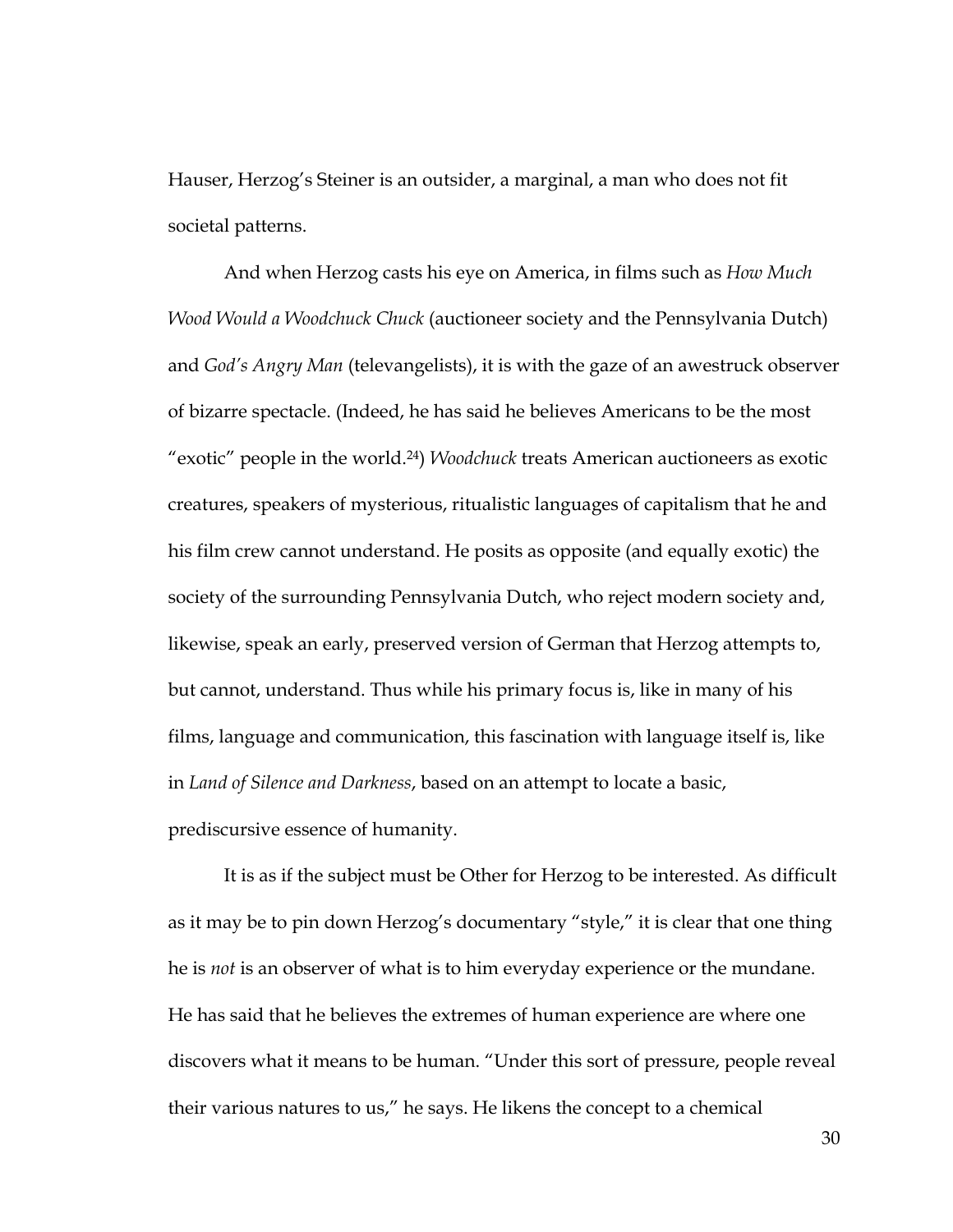Hauser, Herzog's Steiner is an outsider, a marginal, a man who does not fit societal patterns.

And when Herzog casts his eye on America, in films such as *How Much Wood Would a Woodchuck Chuck* (auctioneer society and the Pennsylvania Dutch) and *God's Angry Man* (televangelists), it is with the gaze of an awestruck observer of bizarre spectacle. (Indeed, he has said he believes Americans to be the most "exotic" people in the world.[24]) *Woodchuck* treats American auctioneers as exotic creatures, speakers of mysterious, ritualistic languages of capitalism that he and his film crew cannot understand. He posits as opposite (and equally exotic) the society of the surrounding Pennsylvania Dutch, who reject modern society and, likewise, speak an early, preserved version of German that Herzog attempts to, but cannot, understand. Thus while his primary focus is, like in many of his films, language and communication, this fascination with language itself is, like in *Land of Silence and Darkness*, based on an attempt to locate a basic, prediscursive essence of humanity.

It is as if the subject must be Other for Herzog to be interested. As difficult as it may be to pin down Herzog's documentary "style," it is clear that one thing he is *not* is an observer of what is to him everyday experience or the mundane. He has said that he believes the extremes of human experience are where one discovers what it means to be human. "Under this sort of pressure, people reveal their various natures to us," he says. He likens the concept to a chemical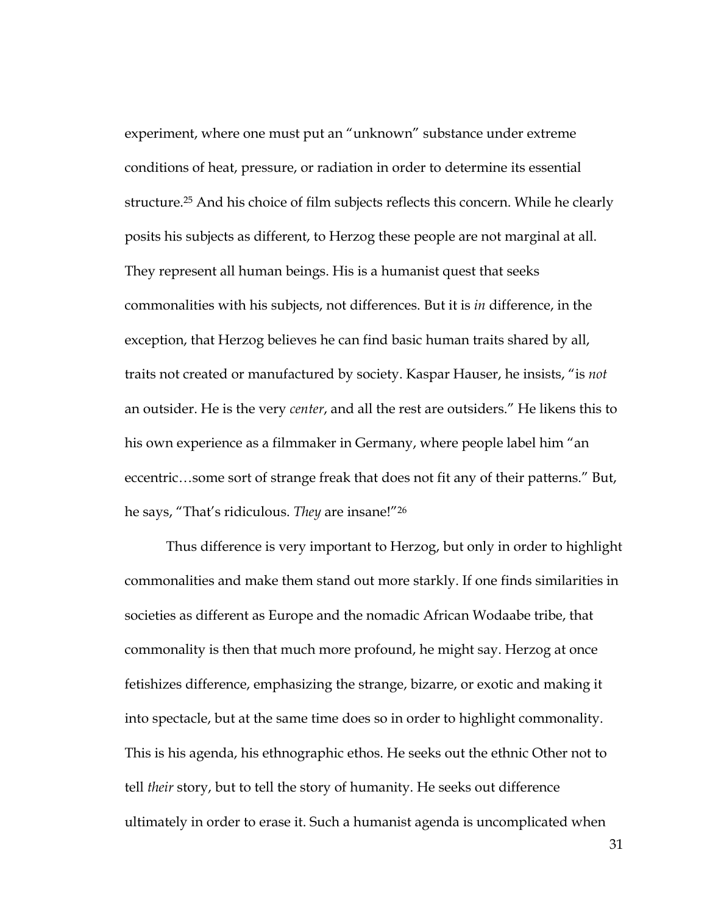experiment, where one must put an "unknown" substance under extreme conditions of heat, pressure, or radiation in order to determine its essential structure.[25] And his choice of film subjects reflects this concern. While he clearly posits his subjects as different, to Herzog these people are not marginal at all. They represent all human beings. His is a humanist quest that seeks commonalities with his subjects, not differences. But it is *in* difference, in the exception, that Herzog believes he can find basic human traits shared by all, traits not created or manufactured by society. Kaspar Hauser, he insists, "is *not* an outsider. He is the very *center*, and all the rest are outsiders." He likens this to his own experience as a filmmaker in Germany, where people label him "an eccentric…some sort of strange freak that does not fit any of their patterns." But, he says, "That's ridiculous. *They* are insane!"[26]

Thus difference is very important to Herzog, but only in order to highlight commonalities and make them stand out more starkly. If one finds similarities in societies as different as Europe and the nomadic African Wodaabe tribe, that commonality is then that much more profound, he might say. Herzog at once fetishizes difference, emphasizing the strange, bizarre, or exotic and making it into spectacle, but at the same time does so in order to highlight commonality. This is his agenda, his ethnographic ethos. He seeks out the ethnic Other not to tell *their* story, but to tell the story of humanity. He seeks out difference ultimately in order to erase it. Such a humanist agenda is uncomplicated when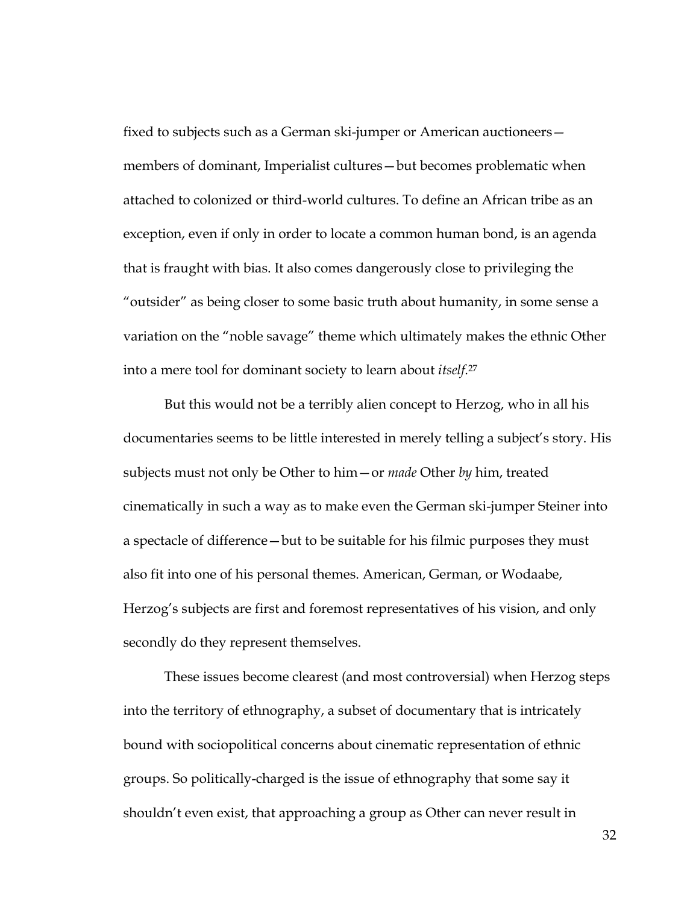fixed to subjects such as a German ski-jumper or American auctioneers—members of dominant, Imperialist cultures—but becomes problematic when attached to colonized or third-world cultures. To define an African tribe as an exception, even if only in order to locate a common human bond, is an agenda that is fraught with bias. It also comes dangerously close to privileging the "outsider" as being closer to some basic truth about humanity, in some sense a variation on the "noble savage" theme which ultimately makes the ethnic Other into a mere tool for dominant society to learn about *itself*.[27]

But this would not be a terribly alien concept to Herzog, who in all his documentaries seems to be little interested in merely telling a subject's story. His subjects must not only be Other to him—or *made* Other *by* him, treated cinematically in such a way as to make even the German ski-jumper Steiner into a spectacle of difference—but to be suitable for his filmic purposes they must also fit into one of his personal themes. American, German, or Wodaabe, Herzog's subjects are first and foremost representatives of his vision, and only secondly do they represent themselves.

These issues become clearest (and most controversial) when Herzog steps into the territory of ethnography, a subset of documentary that is intricately bound with sociopolitical concerns about cinematic representation of ethnic groups. So politically-charged is the issue of ethnography that some say it shouldn't even exist, that approaching a group as Other can never result in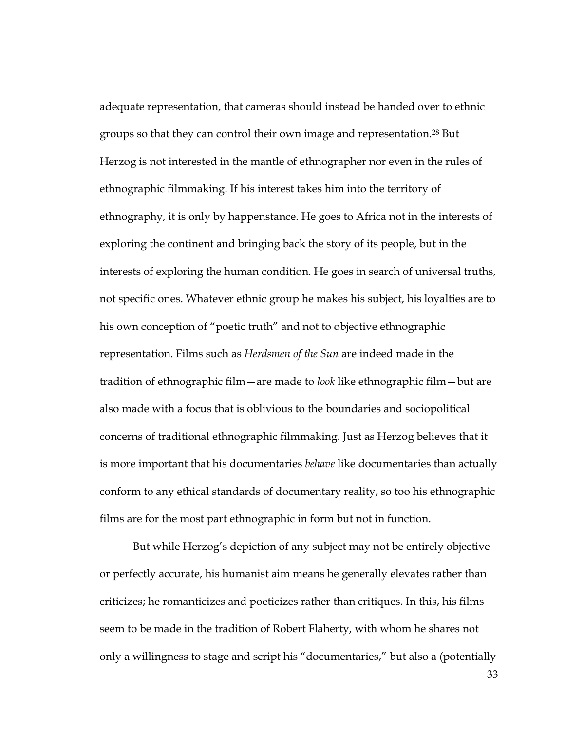adequate representation, that cameras should instead be handed over to ethnic groups so that they can control their own image and representation.[28] But Herzog is not interested in the mantle of ethnographer nor even in the rules of ethnographic filmmaking. If his interest takes him into the territory of ethnography, it is only by happenstance. He goes to Africa not in the interests of exploring the continent and bringing back the story of its people, but in the interests of exploring the human condition. He goes in search of universal truths, not specific ones. Whatever ethnic group he makes his subject, his loyalties are to his own conception of "poetic truth" and not to objective ethnographic representation. Films such as *Herdsmen of the Sun* are indeed made in the tradition of ethnographic film—are made to *look* like ethnographic film—but are also made with a focus that is oblivious to the boundaries and sociopolitical concerns of traditional ethnographic filmmaking. Just as Herzog believes that it is more important that his documentaries *behave* like documentaries than actually conform to any ethical standards of documentary reality, so too his ethnographic films are for the most part ethnographic in form but not in function.

But while Herzog's depiction of any subject may not be entirely objective or perfectly accurate, his humanist aim means he generally elevates rather than criticizes; he romanticizes and poeticizes rather than critiques. In this, his films seem to be made in the tradition of Robert Flaherty, with whom he shares not only a willingness to stage and script his "documentaries," but also a (potentially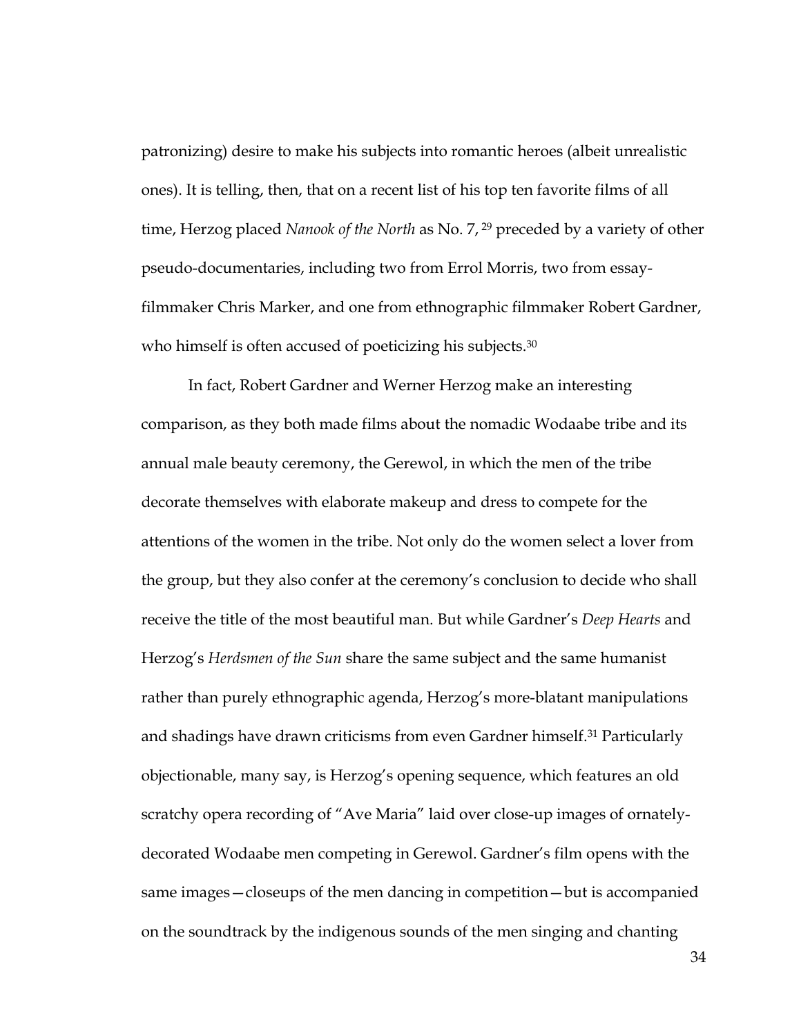patronizing) desire to make his subjects into romantic heroes (albeit unrealistic ones). It is telling, then, that on a recent list of his top ten favorite films of all time, Herzog placed *Nanook of the North* as No. 7, [29] preceded by a variety of other pseudo-documentaries, including two from Errol Morris, two from essay-filmmaker Chris Marker, and one from ethnographic filmmaker Robert Gardner, who himself is often accused of poeticizing his subjects.[30]

In fact, Robert Gardner and Werner Herzog make an interesting comparison, as they both made films about the nomadic Wodaabe tribe and its annual male beauty ceremony, the Gerewol, in which the men of the tribe decorate themselves with elaborate makeup and dress to compete for the attentions of the women in the tribe. Not only do the women select a lover from the group, but they also confer at the ceremony's conclusion to decide who shall receive the title of the most beautiful man. But while Gardner's *Deep Hearts* and Herzog's *Herdsmen of the Sun* share the same subject and the same humanist rather than purely ethnographic agenda, Herzog's more-blatant manipulations and shadings have drawn criticisms from even Gardner himself.[31] Particularly objectionable, many say, is Herzog's opening sequence, which features an old scratchy opera recording of "Ave Maria" laid over close-up images of ornately-decorated Wodaabe men competing in Gerewol. Gardner's film opens with the same images—closeups of the men dancing in competition—but is accompanied on the soundtrack by the indigenous sounds of the men singing and chanting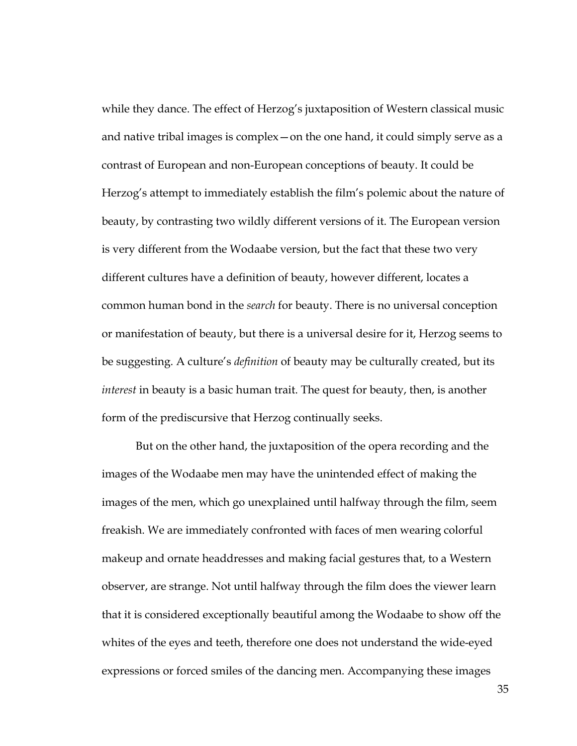while they dance. The effect of Herzog's juxtaposition of Western classical music and native tribal images is complex—on the one hand, it could simply serve as a contrast of European and non-European conceptions of beauty. It could be Herzog's attempt to immediately establish the film's polemic about the nature of beauty, by contrasting two wildly different versions of it. The European version is very different from the Wodaabe version, but the fact that these two very different cultures have a definition of beauty, however different, locates a common human bond in the *search* for beauty. There is no universal conception or manifestation of beauty, but there is a universal desire for it, Herzog seems to be suggesting. A culture's *definition* of beauty may be culturally created, but its *interest* in beauty is a basic human trait. The quest for beauty, then, is another form of the prediscursive that Herzog continually seeks.

But on the other hand, the juxtaposition of the opera recording and the images of the Wodaabe men may have the unintended effect of making the images of the men, which go unexplained until halfway through the film, seem freakish. We are immediately confronted with faces of men wearing colorful makeup and ornate headdresses and making facial gestures that, to a Western observer, are strange. Not until halfway through the film does the viewer learn that it is considered exceptionally beautiful among the Wodaabe to show off the whites of the eyes and teeth, therefore one does not understand the wide-eyed expressions or forced smiles of the dancing men. Accompanying these images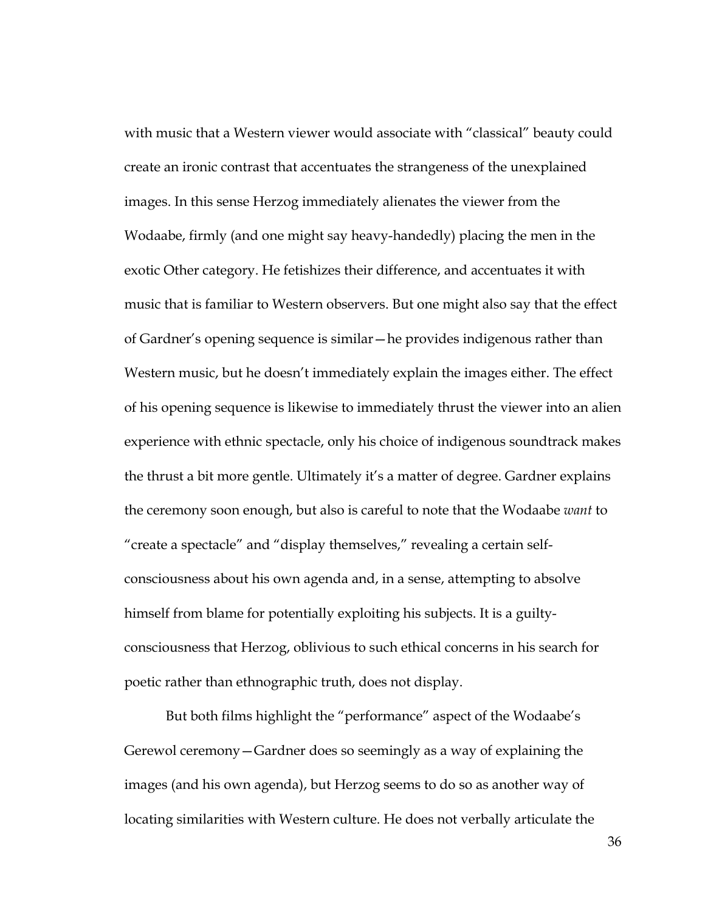with music that a Western viewer would associate with "classical" beauty could create an ironic contrast that accentuates the strangeness of the unexplained images. In this sense Herzog immediately alienates the viewer from the Wodaabe, firmly (and one might say heavy-handedly) placing the men in the exotic Other category. He fetishizes their difference, and accentuates it with music that is familiar to Western observers. But one might also say that the effect of Gardner's opening sequence is similar—he provides indigenous rather than Western music, but he doesn't immediately explain the images either. The effect of his opening sequence is likewise to immediately thrust the viewer into an alien experience with ethnic spectacle, only his choice of indigenous soundtrack makes the thrust a bit more gentle. Ultimately it's a matter of degree. Gardner explains the ceremony soon enough, but also is careful to note that the Wodaabe *want* to "create a spectacle" and "display themselves," revealing a certain self-consciousness about his own agenda and, in a sense, attempting to absolve himself from blame for potentially exploiting his subjects. It is a guilty-consciousness that Herzog, oblivious to such ethical concerns in his search for poetic rather than ethnographic truth, does not display.

But both films highlight the "performance" aspect of the Wodaabe's Gerewol ceremony—Gardner does so seemingly as a way of explaining the images (and his own agenda), but Herzog seems to do so as another way of locating similarities with Western culture. He does not verbally articulate the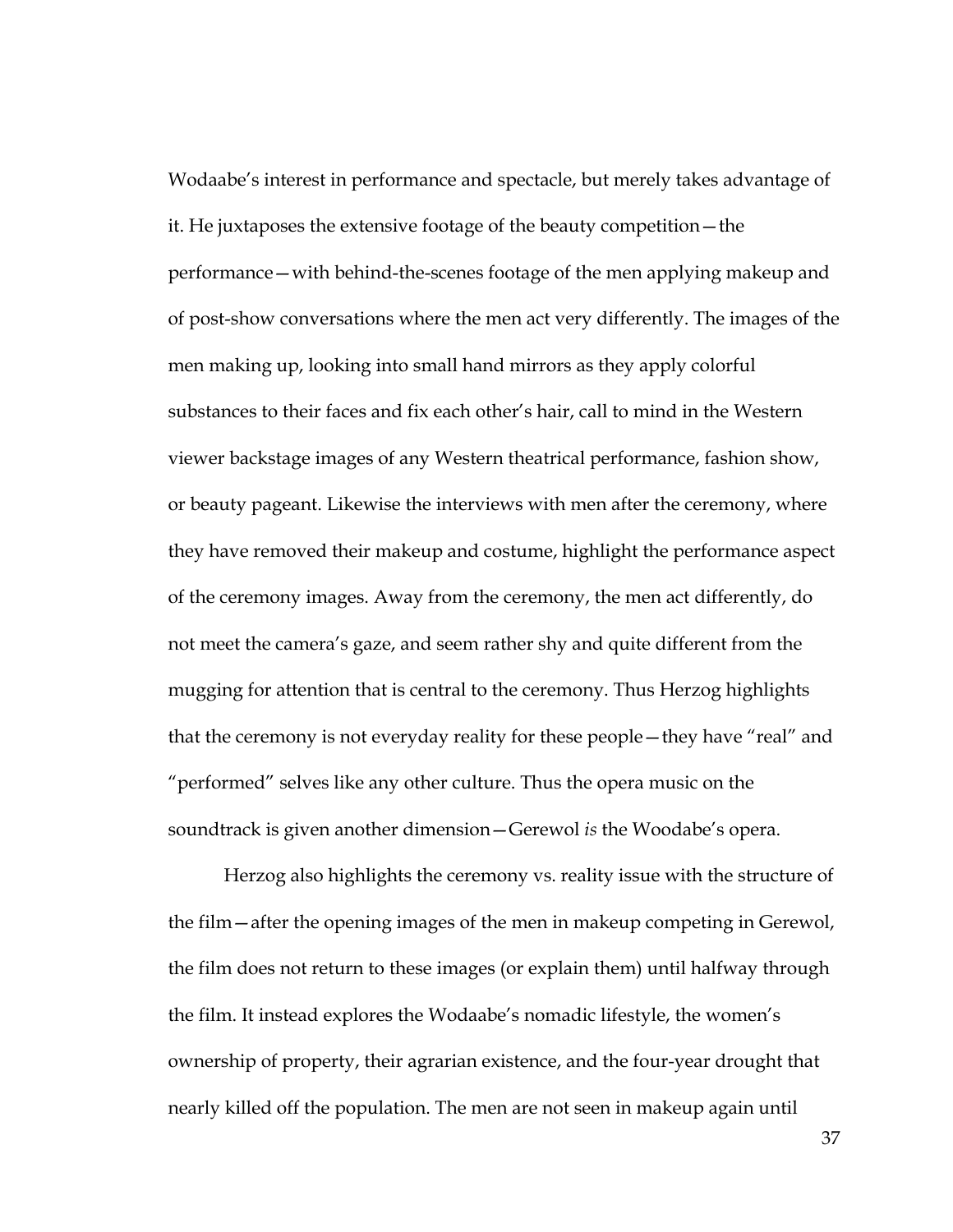Wodaabe's interest in performance and spectacle, but merely takes advantage of it. He juxtaposes the extensive footage of the beauty competition—the performance—with behind-the-scenes footage of the men applying makeup and of post-show conversations where the men act very differently. The images of the men making up, looking into small hand mirrors as they apply colorful substances to their faces and fix each other's hair, call to mind in the Western viewer backstage images of any Western theatrical performance, fashion show, or beauty pageant. Likewise the interviews with men after the ceremony, where they have removed their makeup and costume, highlight the performance aspect of the ceremony images. Away from the ceremony, the men act differently, do not meet the camera's gaze, and seem rather shy and quite different from the mugging for attention that is central to the ceremony. Thus Herzog highlights that the ceremony is not everyday reality for these people—they have "real" and "performed" selves like any other culture. Thus the opera music on the soundtrack is given another dimension—Gerewol *is* the Woodabe's opera.

Herzog also highlights the ceremony vs. reality issue with the structure of the film—after the opening images of the men in makeup competing in Gerewol, the film does not return to these images (or explain them) until halfway through the film. It instead explores the Wodaabe's nomadic lifestyle, the women's ownership of property, their agrarian existence, and the four-year drought that nearly killed off the population. The men are not seen in makeup again until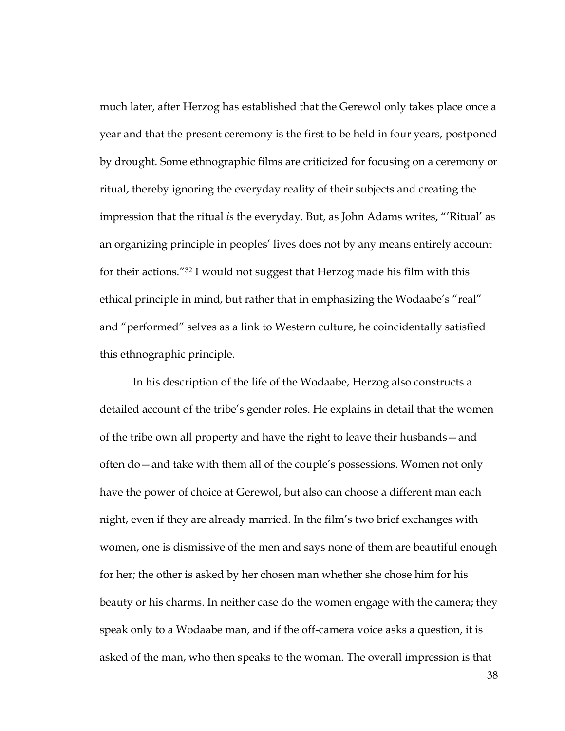much later, after Herzog has established that the Gerewol only takes place once a year and that the present ceremony is the first to be held in four years, postponed by drought. Some ethnographic films are criticized for focusing on a ceremony or ritual, thereby ignoring the everyday reality of their subjects and creating the impression that the ritual *is* the everyday. But, as John Adams writes, "'Ritual' as an organizing principle in peoples' lives does not by any means entirely account for their actions."[32] I would not suggest that Herzog made his film with this ethical principle in mind, but rather that in emphasizing the Wodaabe's "real" and "performed" selves as a link to Western culture, he coincidentally satisfied this ethnographic principle.

In his description of the life of the Wodaabe, Herzog also constructs a detailed account of the tribe's gender roles. He explains in detail that the women of the tribe own all property and have the right to leave their husbands—and often do—and take with them all of the couple's possessions. Women not only have the power of choice at Gerewol, but also can choose a different man each night, even if they are already married. In the film's two brief exchanges with women, one is dismissive of the men and says none of them are beautiful enough for her; the other is asked by her chosen man whether she chose him for his beauty or his charms. In neither case do the women engage with the camera; they speak only to a Wodaabe man, and if the off-camera voice asks a question, it is asked of the man, who then speaks to the woman. The overall impression is that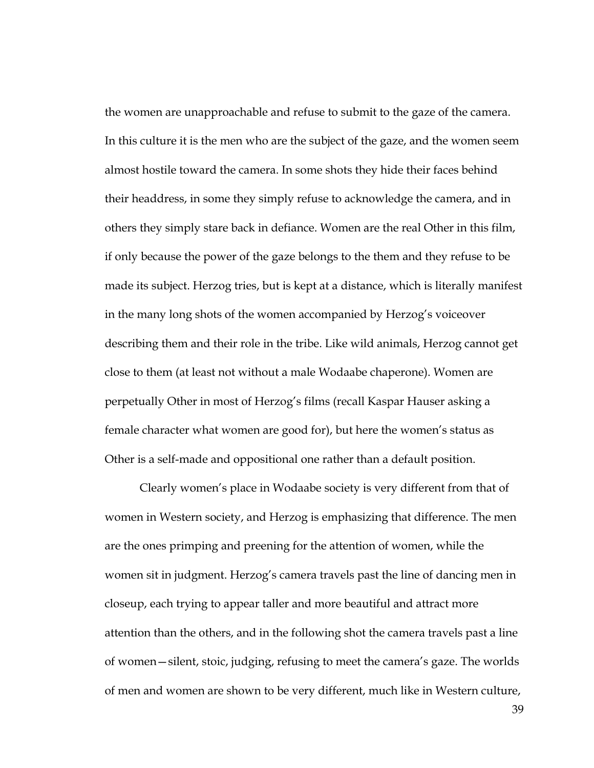the women are unapproachable and refuse to submit to the gaze of the camera. In this culture it is the men who are the subject of the gaze, and the women seem almost hostile toward the camera. In some shots they hide their faces behind their headdress, in some they simply refuse to acknowledge the camera, and in others they simply stare back in defiance. Women are the real Other in this film, if only because the power of the gaze belongs to the them and they refuse to be made its subject. Herzog tries, but is kept at a distance, which is literally manifest in the many long shots of the women accompanied by Herzog's voiceover describing them and their role in the tribe. Like wild animals, Herzog cannot get close to them (at least not without a male Wodaabe chaperone). Women are perpetually Other in most of Herzog's films (recall Kaspar Hauser asking a female character what women are good for), but here the women's status as Other is a self-made and oppositional one rather than a default position.

Clearly women's place in Wodaabe society is very different from that of women in Western society, and Herzog is emphasizing that difference. The men are the ones primping and preening for the attention of women, while the women sit in judgment. Herzog's camera travels past the line of dancing men in closeup, each trying to appear taller and more beautiful and attract more attention than the others, and in the following shot the camera travels past a line of women—silent, stoic, judging, refusing to meet the camera's gaze. The worlds of men and women are shown to be very different, much like in Western culture,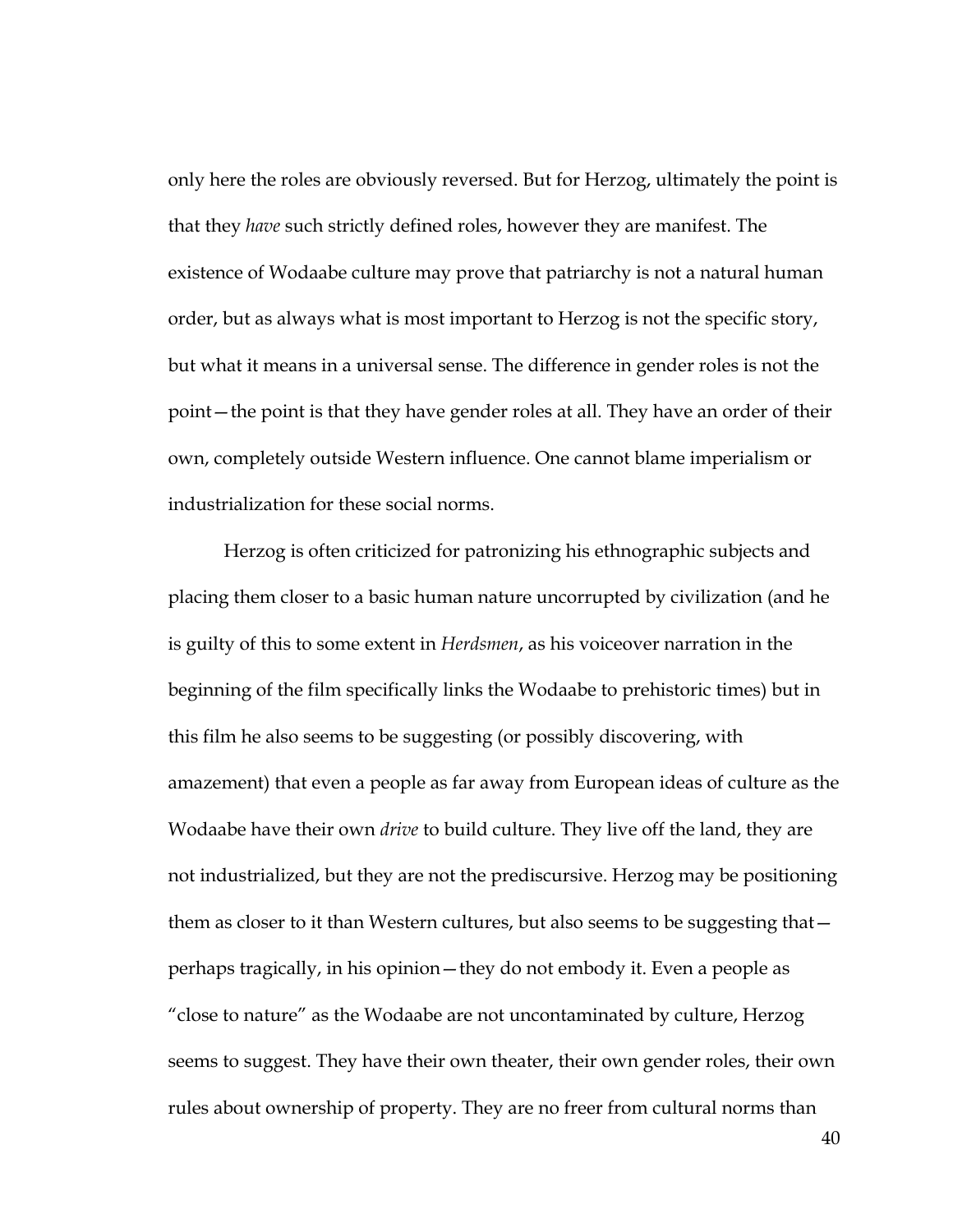only here the roles are obviously reversed. But for Herzog, ultimately the point is that they *have* such strictly defined roles, however they are manifest. The existence of Wodaabe culture may prove that patriarchy is not a natural human order, but as always what is most important to Herzog is not the specific story, but what it means in a universal sense. The difference in gender roles is not the point—the point is that they have gender roles at all. They have an order of their own, completely outside Western influence. One cannot blame imperialism or industrialization for these social norms.

Herzog is often criticized for patronizing his ethnographic subjects and placing them closer to a basic human nature uncorrupted by civilization (and he is guilty of this to some extent in *Herdsmen*, as his voiceover narration in the beginning of the film specifically links the Wodaabe to prehistoric times) but in this film he also seems to be suggesting (or possibly discovering, with amazement) that even a people as far away from European ideas of culture as the Wodaabe have their own *drive* to build culture. They live off the land, they are not industrialized, but they are not the prediscursive. Herzog may be positioning them as closer to it than Western cultures, but also seems to be suggesting that—perhaps tragically, in his opinion—they do not embody it. Even a people as "close to nature" as the Wodaabe are not uncontaminated by culture, Herzog seems to suggest. They have their own theater, their own gender roles, their own rules about ownership of property. They are no freer from cultural norms than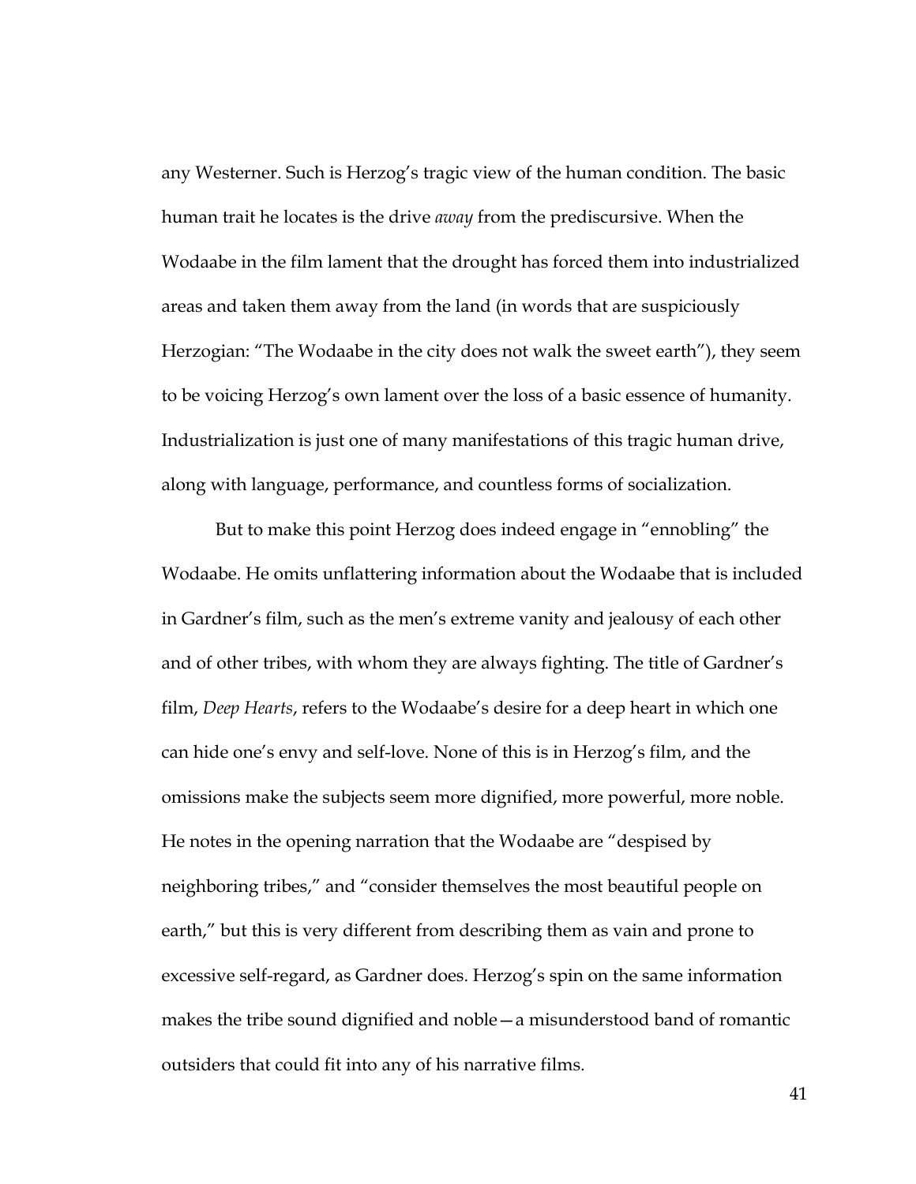any Westerner. Such is Herzog's tragic view of the human condition. The basic human trait he locates is the drive *away* from the prediscursive. When the Wodaabe in the film lament that the drought has forced them into industrialized areas and taken them away from the land (in words that are suspiciously Herzogian: "The Wodaabe in the city does not walk the sweet earth"), they seem to be voicing Herzog's own lament over the loss of a basic essence of humanity. Industrialization is just one of many manifestations of this tragic human drive, along with language, performance, and countless forms of socialization.

But to make this point Herzog does indeed engage in "ennobling" the Wodaabe. He omits unflattering information about the Wodaabe that is included in Gardner's film, such as the men's extreme vanity and jealousy of each other and of other tribes, with whom they are always fighting. The title of Gardner's film, *Deep Hearts*, refers to the Wodaabe's desire for a deep heart in which one can hide one's envy and self-love. None of this is in Herzog's film, and the omissions make the subjects seem more dignified, more powerful, more noble. He notes in the opening narration that the Wodaabe are "despised by neighboring tribes," and "consider themselves the most beautiful people on earth," but this is very different from describing them as vain and prone to excessive self-regard, as Gardner does. Herzog's spin on the same information makes the tribe sound dignified and noble—a misunderstood band of romantic outsiders that could fit into any of his narrative films.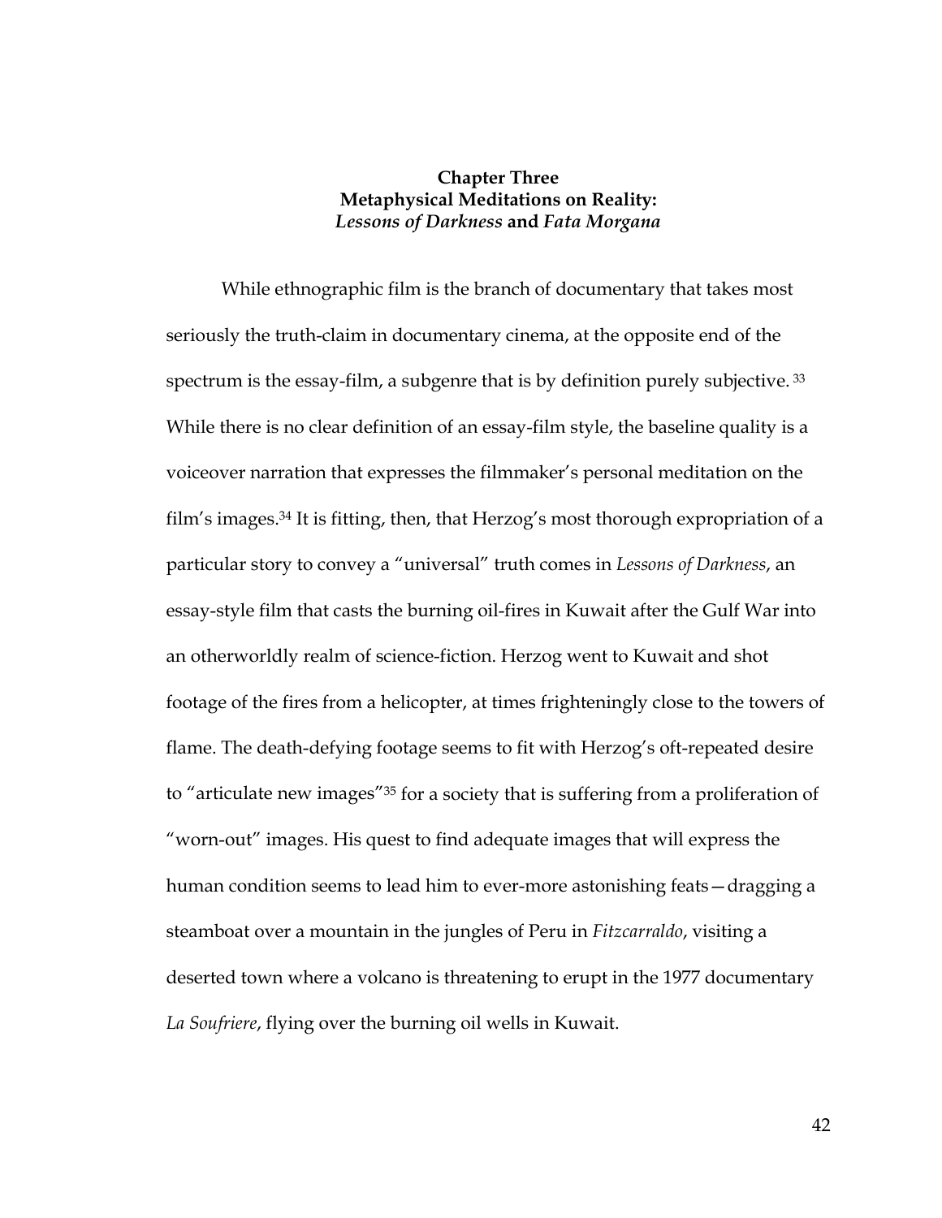## Chapter Three
## Metaphysical Meditations on Reality: *Lessons of Darkness* and *Fata Morgana*

While ethnographic film is the branch of documentary that takes most seriously the truth-claim in documentary cinema, at the opposite end of the spectrum is the essay-film, a subgenre that is by definition purely subjective.[33] While there is no clear definition of an essay-film style, the baseline quality is a voiceover narration that expresses the filmmaker's personal meditation on the film's images.[34] It is fitting, then, that Herzog's most thorough expropriation of a particular story to convey a "universal" truth comes in *Lessons of Darkness*, an essay-style film that casts the burning oil-fires in Kuwait after the Gulf War into an otherworldly realm of science-fiction. Herzog went to Kuwait and shot footage of the fires from a helicopter, at times frighteningly close to the towers of flame. The death-defying footage seems to fit with Herzog's oft-repeated desire to "articulate new images"[35] for a society that is suffering from a proliferation of "worn-out" images. His quest to find adequate images that will express the human condition seems to lead him to ever-more astonishing feats—dragging a steamboat over a mountain in the jungles of Peru in *Fitzcarraldo*, visiting a deserted town where a volcano is threatening to erupt in the 1977 documentary *La Soufriere*, flying over the burning oil wells in Kuwait.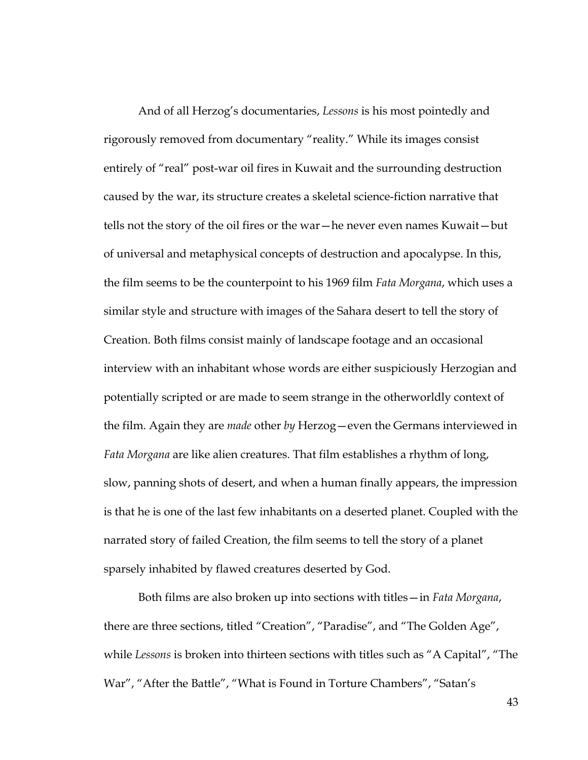And of all Herzog's documentaries, *Lessons* is his most pointedly and rigorously removed from documentary "reality." While its images consist entirely of "real" post-war oil fires in Kuwait and the surrounding destruction caused by the war, its structure creates a skeletal science-fiction narrative that tells not the story of the oil fires or the war—he never even names Kuwait—but of universal and metaphysical concepts of destruction and apocalypse. In this, the film seems to be the counterpoint to his 1969 film *Fata Morgana*, which uses a similar style and structure with images of the Sahara desert to tell the story of Creation. Both films consist mainly of landscape footage and an occasional interview with an inhabitant whose words are either suspiciously Herzogian and potentially scripted or are made to seem strange in the otherworldly context of the film. Again they are *made* other *by* Herzog—even the Germans interviewed in *Fata Morgana* are like alien creatures. That film establishes a rhythm of long, slow, panning shots of desert, and when a human finally appears, the impression is that he is one of the last few inhabitants on a deserted planet. Coupled with the narrated story of failed Creation, the film seems to tell the story of a planet sparsely inhabited by flawed creatures deserted by God.

Both films are also broken up into sections with titles—in *Fata Morgana*, there are three sections, titled "Creation", "Paradise", and "The Golden Age", while *Lessons* is broken into thirteen sections with titles such as "A Capital", "The War", "After the Battle", "What is Found in Torture Chambers", "Satan's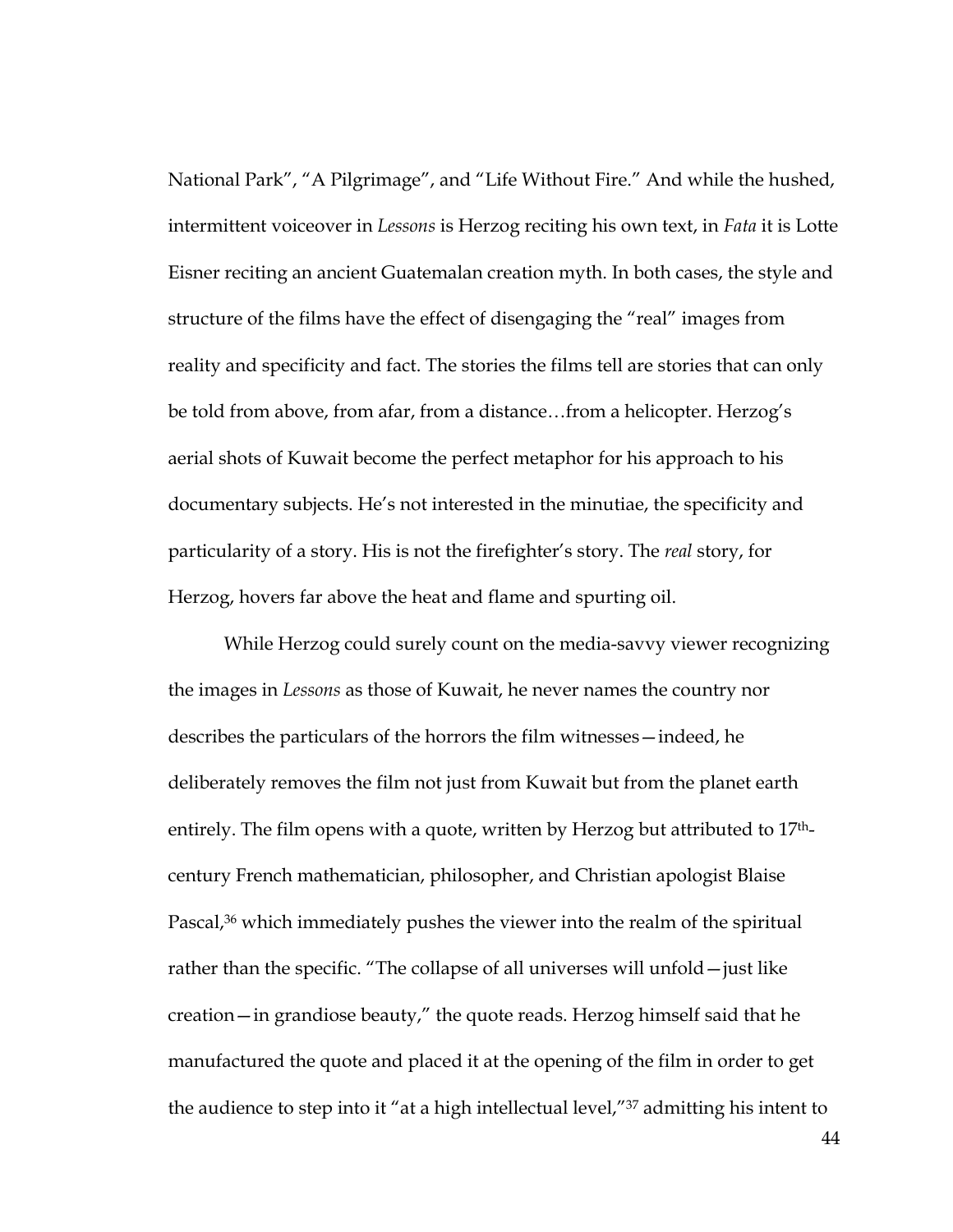National Park", "A Pilgrimage", and "Life Without Fire." And while the hushed, intermittent voiceover in *Lessons* is Herzog reciting his own text, in *Fata* it is Lotte Eisner reciting an ancient Guatemalan creation myth. In both cases, the style and structure of the films have the effect of disengaging the "real" images from reality and specificity and fact. The stories the films tell are stories that can only be told from above, from afar, from a distance…from a helicopter. Herzog's aerial shots of Kuwait become the perfect metaphor for his approach to his documentary subjects. He's not interested in the minutiae, the specificity and particularity of a story. His is not the firefighter's story. The *real* story, for Herzog, hovers far above the heat and flame and spurting oil.

While Herzog could surely count on the media-savvy viewer recognizing the images in *Lessons* as those of Kuwait, he never names the country nor describes the particulars of the horrors the film witnesses—indeed, he deliberately removes the film not just from Kuwait but from the planet earth entirely. The film opens with a quote, written by Herzog but attributed to 17th-century French mathematician, philosopher, and Christian apologist Blaise Pascal,[36] which immediately pushes the viewer into the realm of the spiritual rather than the specific. "The collapse of all universes will unfold—just like creation—in grandiose beauty," the quote reads. Herzog himself said that he manufactured the quote and placed it at the opening of the film in order to get the audience to step into it "at a high intellectual level,"[37] admitting his intent to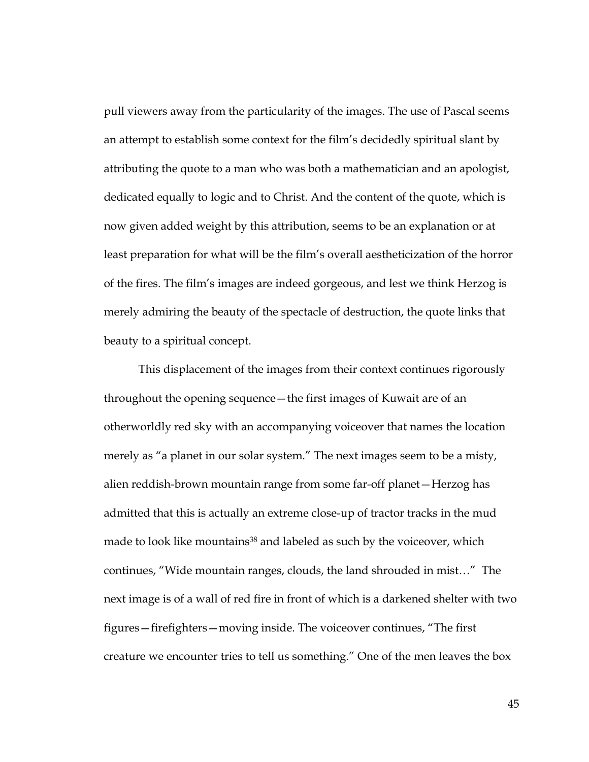pull viewers away from the particularity of the images. The use of Pascal seems an attempt to establish some context for the film's decidedly spiritual slant by attributing the quote to a man who was both a mathematician and an apologist, dedicated equally to logic and to Christ. And the content of the quote, which is now given added weight by this attribution, seems to be an explanation or at least preparation for what will be the film's overall aestheticization of the horror of the fires. The film's images are indeed gorgeous, and lest we think Herzog is merely admiring the beauty of the spectacle of destruction, the quote links that beauty to a spiritual concept.

This displacement of the images from their context continues rigorously throughout the opening sequence—the first images of Kuwait are of an otherworldly red sky with an accompanying voiceover that names the location merely as "a planet in our solar system." The next images seem to be a misty, alien reddish-brown mountain range from some far-off planet—Herzog has admitted that this is actually an extreme close-up of tractor tracks in the mud made to look like mountains[38] and labeled as such by the voiceover, which continues, "Wide mountain ranges, clouds, the land shrouded in mist…" The next image is of a wall of red fire in front of which is a darkened shelter with two figures—firefighters—moving inside. The voiceover continues, "The first creature we encounter tries to tell us something." One of the men leaves the box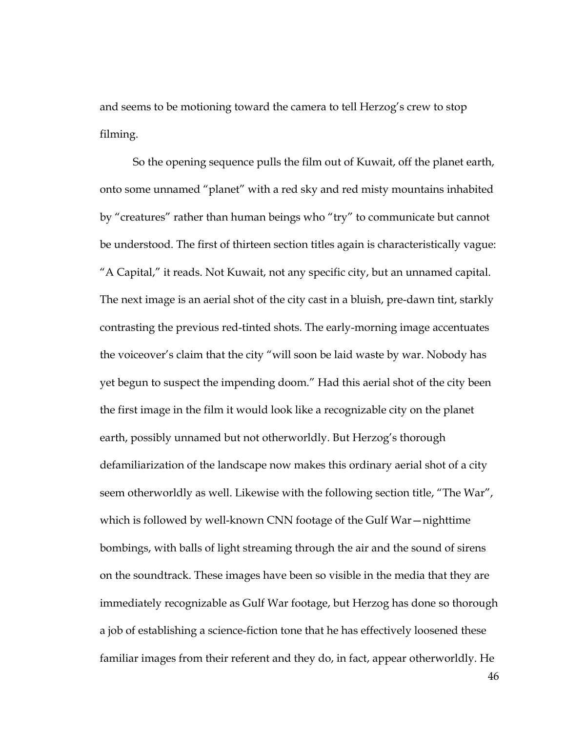and seems to be motioning toward the camera to tell Herzog's crew to stop filming.

So the opening sequence pulls the film out of Kuwait, off the planet earth, onto some unnamed "planet" with a red sky and red misty mountains inhabited by "creatures" rather than human beings who "try" to communicate but cannot be understood. The first of thirteen section titles again is characteristically vague: "A Capital," it reads. Not Kuwait, not any specific city, but an unnamed capital. The next image is an aerial shot of the city cast in a bluish, pre-dawn tint, starkly contrasting the previous red-tinted shots. The early-morning image accentuates the voiceover's claim that the city "will soon be laid waste by war. Nobody has yet begun to suspect the impending doom." Had this aerial shot of the city been the first image in the film it would look like a recognizable city on the planet earth, possibly unnamed but not otherworldly. But Herzog's thorough defamiliarization of the landscape now makes this ordinary aerial shot of a city seem otherworldly as well. Likewise with the following section title, "The War", which is followed by well-known CNN footage of the Gulf War—nighttime bombings, with balls of light streaming through the air and the sound of sirens on the soundtrack. These images have been so visible in the media that they are immediately recognizable as Gulf War footage, but Herzog has done so thorough a job of establishing a science-fiction tone that he has effectively loosened these familiar images from their referent and they do, in fact, appear otherworldly. He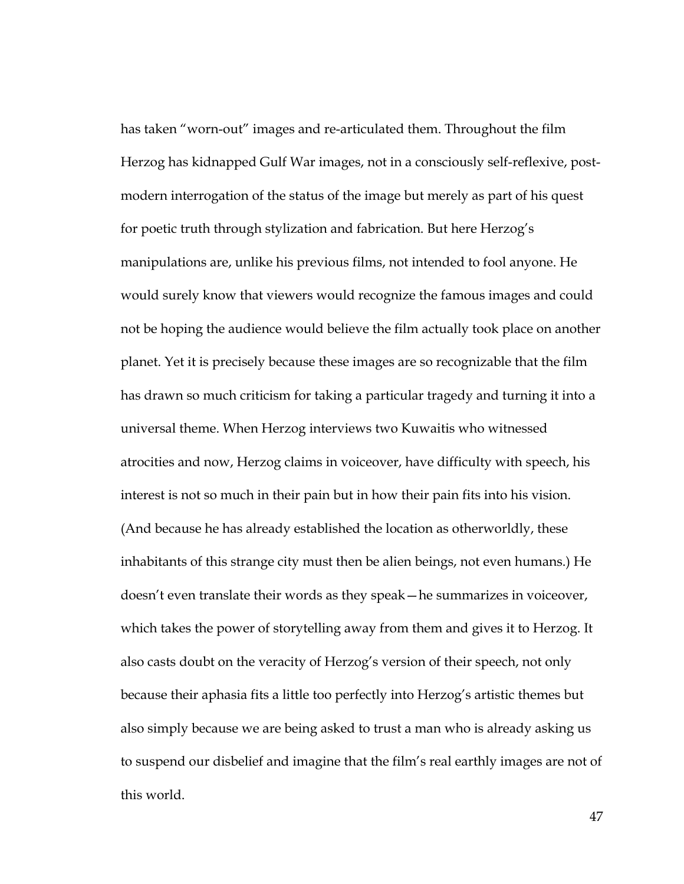has taken "worn-out" images and re-articulated them. Throughout the film Herzog has kidnapped Gulf War images, not in a consciously self-reflexive, post-modern interrogation of the status of the image but merely as part of his quest for poetic truth through stylization and fabrication. But here Herzog's manipulations are, unlike his previous films, not intended to fool anyone. He would surely know that viewers would recognize the famous images and could not be hoping the audience would believe the film actually took place on another planet. Yet it is precisely because these images are so recognizable that the film has drawn so much criticism for taking a particular tragedy and turning it into a universal theme. When Herzog interviews two Kuwaitis who witnessed atrocities and now, Herzog claims in voiceover, have difficulty with speech, his interest is not so much in their pain but in how their pain fits into his vision. (And because he has already established the location as otherworldly, these inhabitants of this strange city must then be alien beings, not even humans.) He doesn't even translate their words as they speak—he summarizes in voiceover, which takes the power of storytelling away from them and gives it to Herzog. It also casts doubt on the veracity of Herzog's version of their speech, not only because their aphasia fits a little too perfectly into Herzog's artistic themes but also simply because we are being asked to trust a man who is already asking us to suspend our disbelief and imagine that the film's real earthly images are not of this world.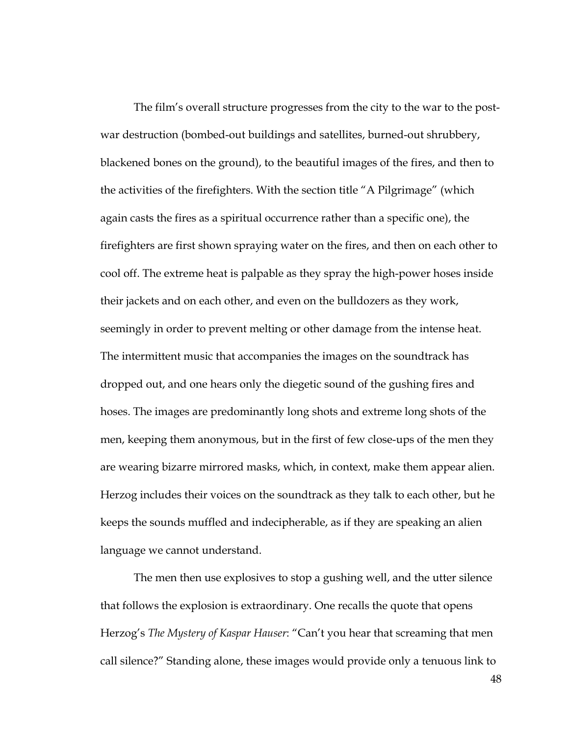The film's overall structure progresses from the city to the war to the post-war destruction (bombed-out buildings and satellites, burned-out shrubbery, blackened bones on the ground), to the beautiful images of the fires, and then to the activities of the firefighters. With the section title "A Pilgrimage" (which again casts the fires as a spiritual occurrence rather than a specific one), the firefighters are first shown spraying water on the fires, and then on each other to cool off. The extreme heat is palpable as they spray the high-power hoses inside their jackets and on each other, and even on the bulldozers as they work, seemingly in order to prevent melting or other damage from the intense heat. The intermittent music that accompanies the images on the soundtrack has dropped out, and one hears only the diegetic sound of the gushing fires and hoses. The images are predominantly long shots and extreme long shots of the men, keeping them anonymous, but in the first of few close-ups of the men they are wearing bizarre mirrored masks, which, in context, make them appear alien. Herzog includes their voices on the soundtrack as they talk to each other, but he keeps the sounds muffled and indecipherable, as if they are speaking an alien language we cannot understand.

The men then use explosives to stop a gushing well, and the utter silence that follows the explosion is extraordinary. One recalls the quote that opens Herzog's *The Mystery of Kaspar Hauser*: "Can't you hear that screaming that men call silence?" Standing alone, these images would provide only a tenuous link to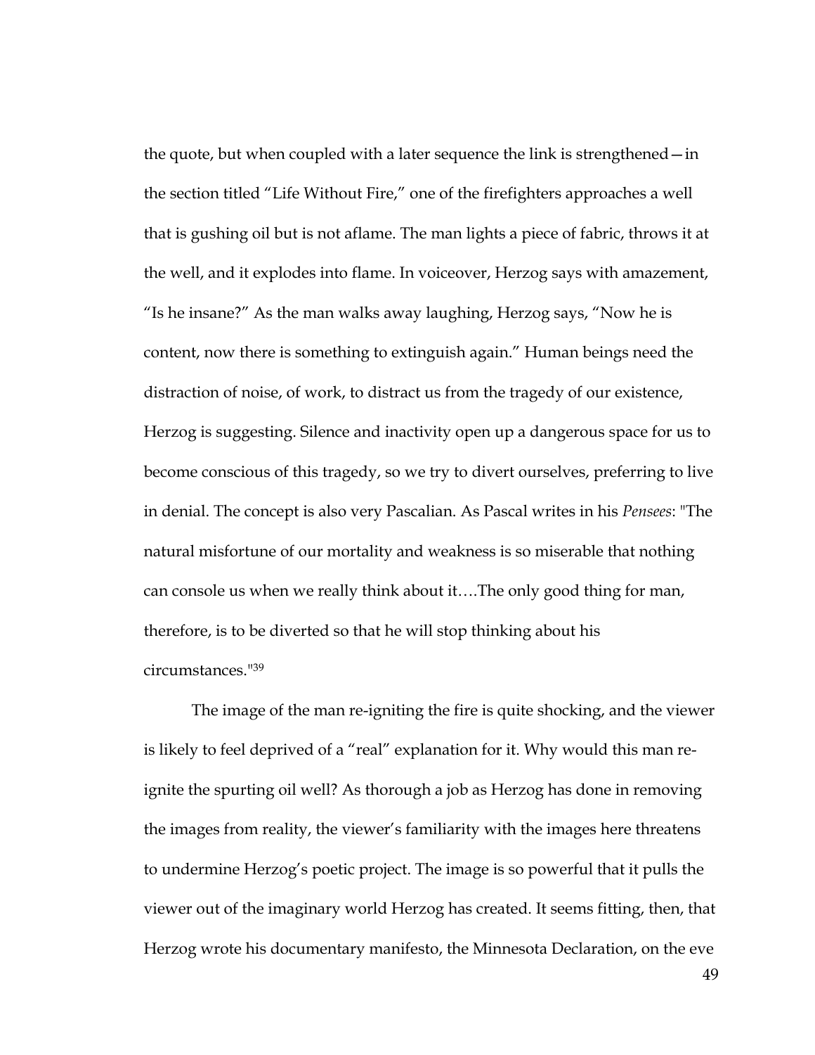the quote, but when coupled with a later sequence the link is strengthened—in the section titled "Life Without Fire," one of the firefighters approaches a well that is gushing oil but is not aflame. The man lights a piece of fabric, throws it at the well, and it explodes into flame. In voiceover, Herzog says with amazement, "Is he insane?" As the man walks away laughing, Herzog says, "Now he is content, now there is something to extinguish again." Human beings need the distraction of noise, of work, to distract us from the tragedy of our existence, Herzog is suggesting. Silence and inactivity open up a dangerous space for us to become conscious of this tragedy, so we try to divert ourselves, preferring to live in denial. The concept is also very Pascalian. As Pascal writes in his *Pensees*: "The natural misfortune of our mortality and weakness is so miserable that nothing can console us when we really think about it….The only good thing for man, therefore, is to be diverted so that he will stop thinking about his circumstances."[39]

The image of the man re-igniting the fire is quite shocking, and the viewer is likely to feel deprived of a "real" explanation for it. Why would this man re-ignite the spurting oil well? As thorough a job as Herzog has done in removing the images from reality, the viewer's familiarity with the images here threatens to undermine Herzog's poetic project. The image is so powerful that it pulls the viewer out of the imaginary world Herzog has created. It seems fitting, then, that Herzog wrote his documentary manifesto, the Minnesota Declaration, on the eve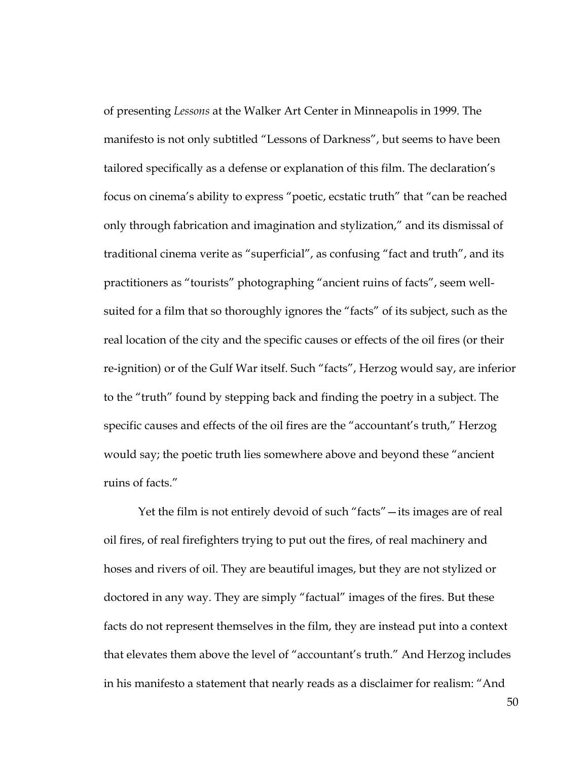of presenting *Lessons* at the Walker Art Center in Minneapolis in 1999. The manifesto is not only subtitled "Lessons of Darkness", but seems to have been tailored specifically as a defense or explanation of this film. The declaration's focus on cinema's ability to express "poetic, ecstatic truth" that "can be reached only through fabrication and imagination and stylization," and its dismissal of traditional cinema verite as "superficial", as confusing "fact and truth", and its practitioners as "tourists" photographing "ancient ruins of facts", seem well-suited for a film that so thoroughly ignores the "facts" of its subject, such as the real location of the city and the specific causes or effects of the oil fires (or their re-ignition) or of the Gulf War itself. Such "facts", Herzog would say, are inferior to the "truth" found by stepping back and finding the poetry in a subject. The specific causes and effects of the oil fires are the "accountant's truth," Herzog would say; the poetic truth lies somewhere above and beyond these "ancient ruins of facts."

Yet the film is not entirely devoid of such "facts"—its images are of real oil fires, of real firefighters trying to put out the fires, of real machinery and hoses and rivers of oil. They are beautiful images, but they are not stylized or doctored in any way. They are simply "factual" images of the fires. But these facts do not represent themselves in the film, they are instead put into a context that elevates them above the level of "accountant's truth." And Herzog includes in his manifesto a statement that nearly reads as a disclaimer for realism: "And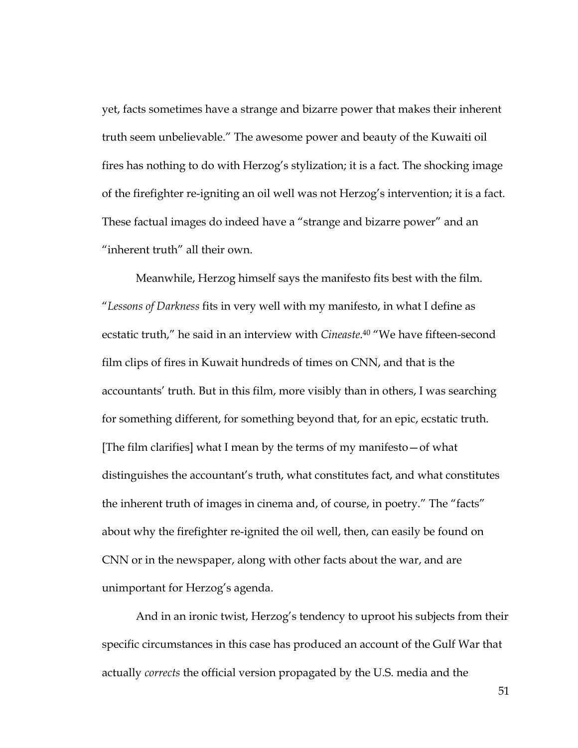yet, facts sometimes have a strange and bizarre power that makes their inherent truth seem unbelievable." The awesome power and beauty of the Kuwaiti oil fires has nothing to do with Herzog's stylization; it is a fact. The shocking image of the firefighter re-igniting an oil well was not Herzog's intervention; it is a fact. These factual images do indeed have a "strange and bizarre power" and an "inherent truth" all their own.

Meanwhile, Herzog himself says the manifesto fits best with the film. "*Lessons of Darkness* fits in very well with my manifesto, in what I define as ecstatic truth," he said in an interview with *Cineaste*.[40] "We have fifteen-second film clips of fires in Kuwait hundreds of times on CNN, and that is the accountants' truth. But in this film, more visibly than in others, I was searching for something different, for something beyond that, for an epic, ecstatic truth. [The film clarifies] what I mean by the terms of my manifesto—of what distinguishes the accountant's truth, what constitutes fact, and what constitutes the inherent truth of images in cinema and, of course, in poetry." The "facts" about why the firefighter re-ignited the oil well, then, can easily be found on CNN or in the newspaper, along with other facts about the war, and are unimportant for Herzog's agenda.

And in an ironic twist, Herzog's tendency to uproot his subjects from their specific circumstances in this case has produced an account of the Gulf War that actually *corrects* the official version propagated by the U.S. media and the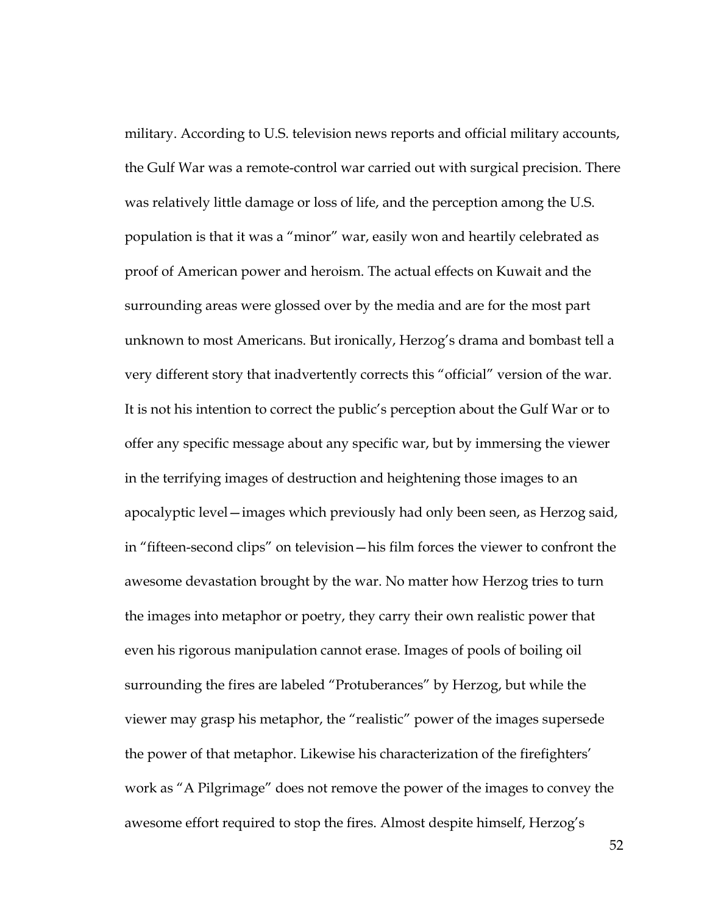military. According to U.S. television news reports and official military accounts, the Gulf War was a remote-control war carried out with surgical precision. There was relatively little damage or loss of life, and the perception among the U.S. population is that it was a "minor" war, easily won and heartily celebrated as proof of American power and heroism. The actual effects on Kuwait and the surrounding areas were glossed over by the media and are for the most part unknown to most Americans. But ironically, Herzog's drama and bombast tell a very different story that inadvertently corrects this "official" version of the war. It is not his intention to correct the public's perception about the Gulf War or to offer any specific message about any specific war, but by immersing the viewer in the terrifying images of destruction and heightening those images to an apocalyptic level—images which previously had only been seen, as Herzog said, in "fifteen-second clips" on television—his film forces the viewer to confront the awesome devastation brought by the war. No matter how Herzog tries to turn the images into metaphor or poetry, they carry their own realistic power that even his rigorous manipulation cannot erase. Images of pools of boiling oil surrounding the fires are labeled "Protuberances" by Herzog, but while the viewer may grasp his metaphor, the "realistic" power of the images supersede the power of that metaphor. Likewise his characterization of the firefighters' work as "A Pilgrimage" does not remove the power of the images to convey the awesome effort required to stop the fires. Almost despite himself, Herzog's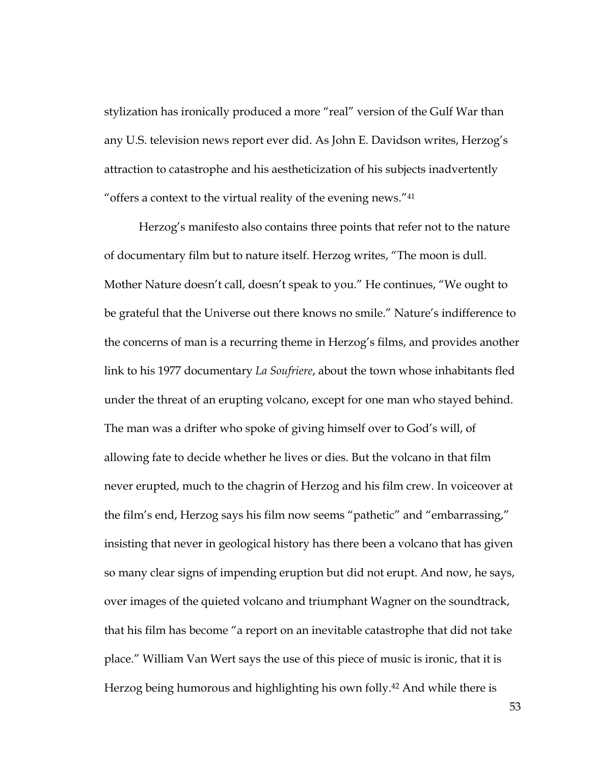stylization has ironically produced a more "real" version of the Gulf War than any U.S. television news report ever did. As John E. Davidson writes, Herzog's attraction to catastrophe and his aestheticization of his subjects inadvertently "offers a context to the virtual reality of the evening news."[41]

Herzog's manifesto also contains three points that refer not to the nature of documentary film but to nature itself. Herzog writes, "The moon is dull. Mother Nature doesn't call, doesn't speak to you." He continues, "We ought to be grateful that the Universe out there knows no smile." Nature's indifference to the concerns of man is a recurring theme in Herzog's films, and provides another link to his 1977 documentary *La Soufriere*, about the town whose inhabitants fled under the threat of an erupting volcano, except for one man who stayed behind. The man was a drifter who spoke of giving himself over to God's will, of allowing fate to decide whether he lives or dies. But the volcano in that film never erupted, much to the chagrin of Herzog and his film crew. In voiceover at the film's end, Herzog says his film now seems "pathetic" and "embarrassing," insisting that never in geological history has there been a volcano that has given so many clear signs of impending eruption but did not erupt. And now, he says, over images of the quieted volcano and triumphant Wagner on the soundtrack, that his film has become "a report on an inevitable catastrophe that did not take place." William Van Wert says the use of this piece of music is ironic, that it is Herzog being humorous and highlighting his own folly.[42] And while there is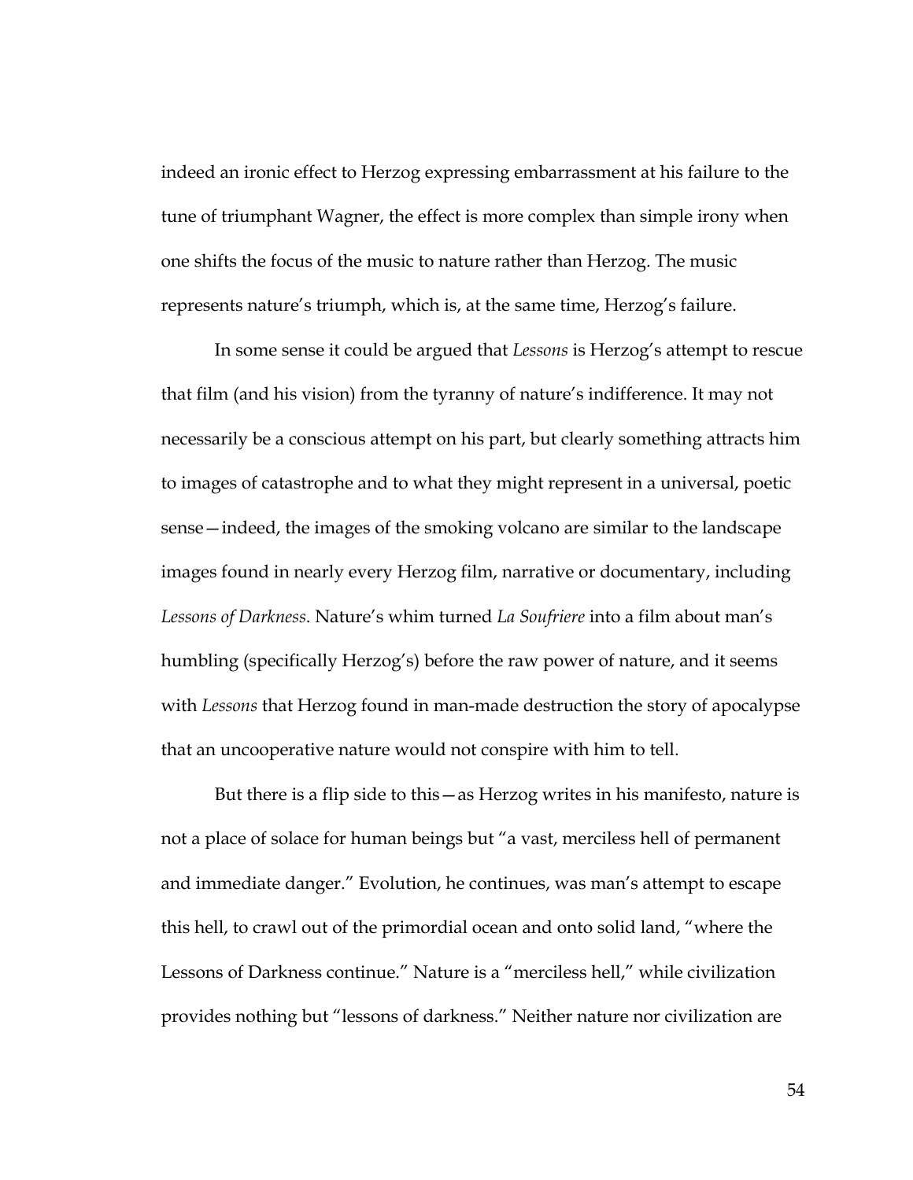indeed an ironic effect to Herzog expressing embarrassment at his failure to the tune of triumphant Wagner, the effect is more complex than simple irony when one shifts the focus of the music to nature rather than Herzog. The music represents nature's triumph, which is, at the same time, Herzog's failure.

In some sense it could be argued that *Lessons* is Herzog's attempt to rescue that film (and his vision) from the tyranny of nature's indifference. It may not necessarily be a conscious attempt on his part, but clearly something attracts him to images of catastrophe and to what they might represent in a universal, poetic sense—indeed, the images of the smoking volcano are similar to the landscape images found in nearly every Herzog film, narrative or documentary, including *Lessons of Darkness*. Nature's whim turned *La Soufriere* into a film about man's humbling (specifically Herzog's) before the raw power of nature, and it seems with *Lessons* that Herzog found in man-made destruction the story of apocalypse that an uncooperative nature would not conspire with him to tell.

But there is a flip side to this—as Herzog writes in his manifesto, nature is not a place of solace for human beings but "a vast, merciless hell of permanent and immediate danger." Evolution, he continues, was man's attempt to escape this hell, to crawl out of the primordial ocean and onto solid land, "where the Lessons of Darkness continue." Nature is a "merciless hell," while civilization provides nothing but "lessons of darkness." Neither nature nor civilization are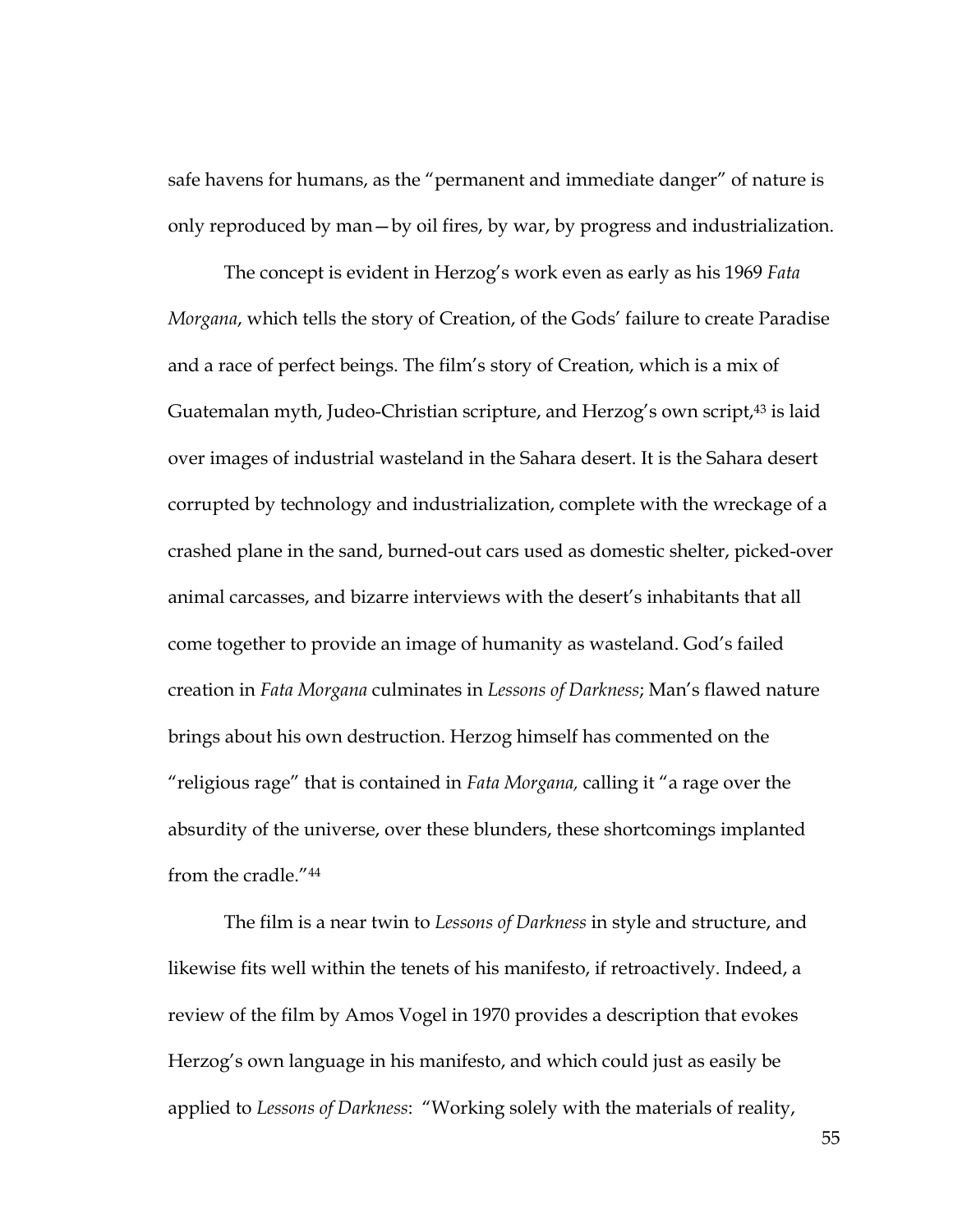safe havens for humans, as the "permanent and immediate danger" of nature is only reproduced by man—by oil fires, by war, by progress and industrialization.

The concept is evident in Herzog's work even as early as his 1969 *Fata Morgana*, which tells the story of Creation, of the Gods' failure to create Paradise and a race of perfect beings. The film's story of Creation, which is a mix of Guatemalan myth, Judeo-Christian scripture, and Herzog's own script,[43] is laid over images of industrial wasteland in the Sahara desert. It is the Sahara desert corrupted by technology and industrialization, complete with the wreckage of a crashed plane in the sand, burned-out cars used as domestic shelter, picked-over animal carcasses, and bizarre interviews with the desert's inhabitants that all come together to provide an image of humanity as wasteland. God's failed creation in *Fata Morgana* culminates in *Lessons of Darkness*; Man's flawed nature brings about his own destruction. Herzog himself has commented on the "religious rage" that is contained in *Fata Morgana,* calling it "a rage over the absurdity of the universe, over these blunders, these shortcomings implanted from the cradle."[44]

The film is a near twin to *Lessons of Darkness* in style and structure, and likewise fits well within the tenets of his manifesto, if retroactively. Indeed, a review of the film by Amos Vogel in 1970 provides a description that evokes Herzog's own language in his manifesto, and which could just as easily be applied to *Lessons of Darkness*: "Working solely with the materials of reality,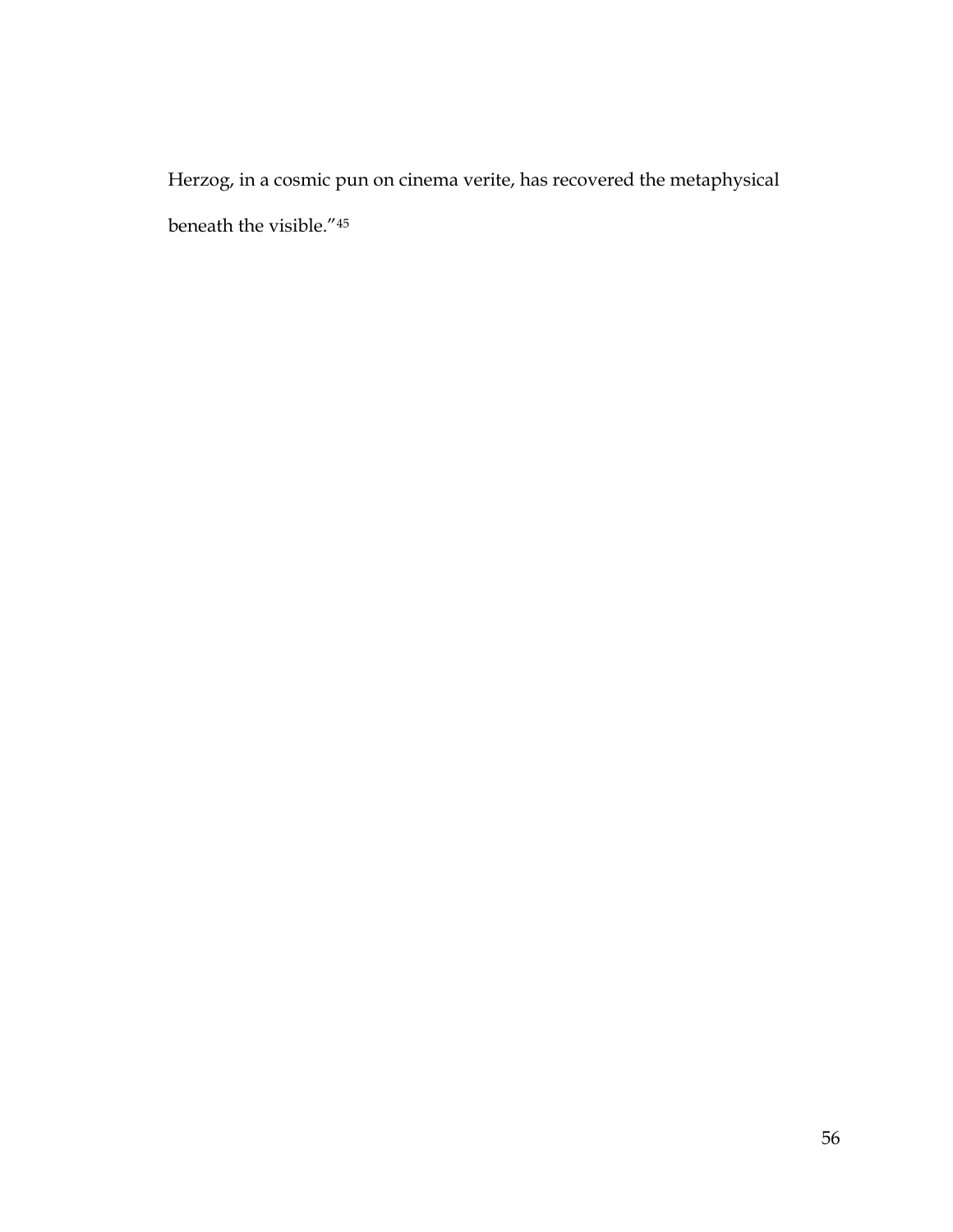Herzog, in a cosmic pun on cinema verite, has recovered the metaphysical beneath the visible."[45]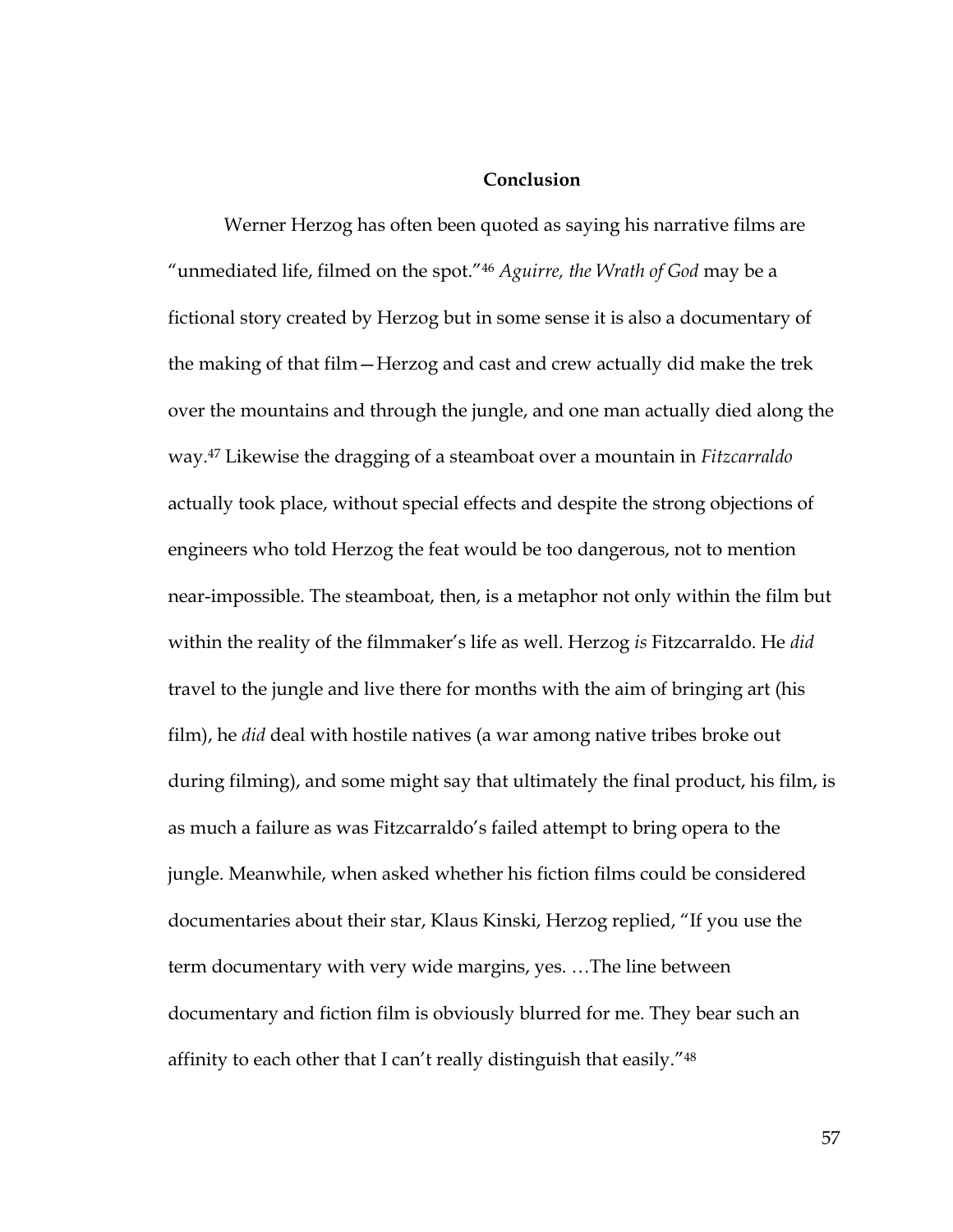## Conclusion

Werner Herzog has often been quoted as saying his narrative films are "unmediated life, filmed on the spot."[46] *Aguirre, the Wrath of God* may be a fictional story created by Herzog but in some sense it is also a documentary of the making of that film—Herzog and cast and crew actually did make the trek over the mountains and through the jungle, and one man actually died along the way.[47] Likewise the dragging of a steamboat over a mountain in *Fitzcarraldo* actually took place, without special effects and despite the strong objections of engineers who told Herzog the feat would be too dangerous, not to mention near-impossible. The steamboat, then, is a metaphor not only within the film but within the reality of the filmmaker's life as well. Herzog *is* Fitzcarraldo. He *did* travel to the jungle and live there for months with the aim of bringing art (his film), he *did* deal with hostile natives (a war among native tribes broke out during filming), and some might say that ultimately the final product, his film, is as much a failure as was Fitzcarraldo's failed attempt to bring opera to the jungle. Meanwhile, when asked whether his fiction films could be considered documentaries about their star, Klaus Kinski, Herzog replied, "If you use the term documentary with very wide margins, yes. …The line between documentary and fiction film is obviously blurred for me. They bear such an affinity to each other that I can't really distinguish that easily."[48]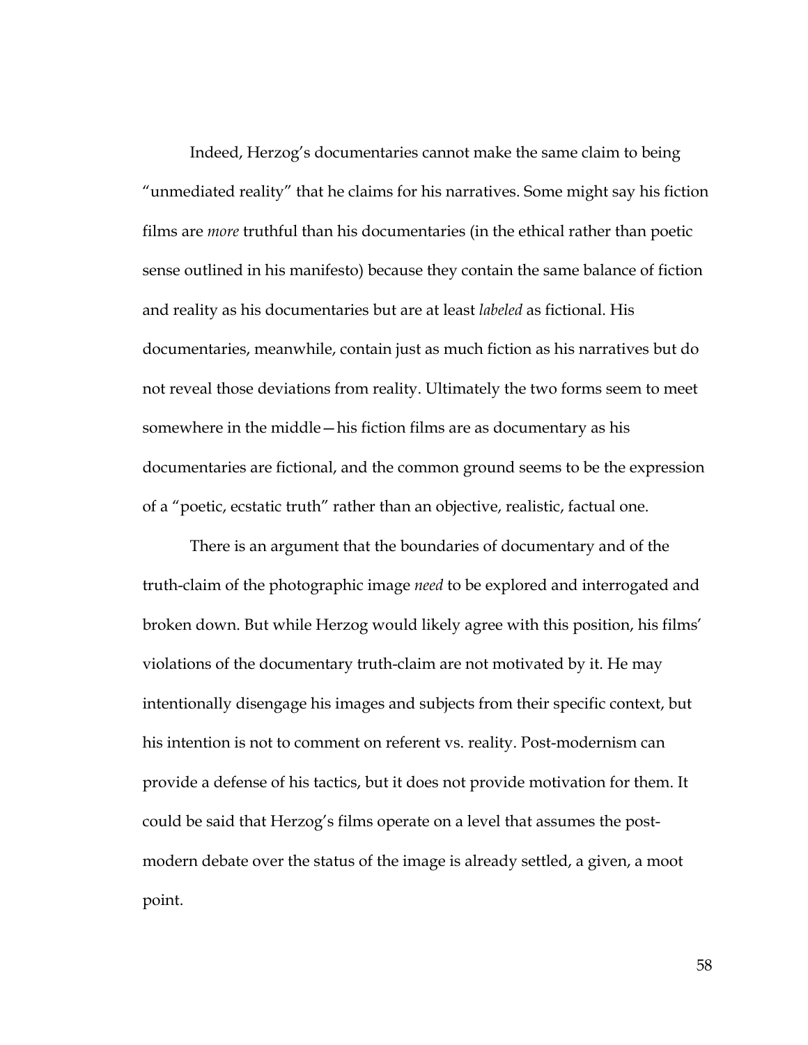Indeed, Herzog's documentaries cannot make the same claim to being "unmediated reality" that he claims for his narratives. Some might say his fiction films are *more* truthful than his documentaries (in the ethical rather than poetic sense outlined in his manifesto) because they contain the same balance of fiction and reality as his documentaries but are at least *labeled* as fictional. His documentaries, meanwhile, contain just as much fiction as his narratives but do not reveal those deviations from reality. Ultimately the two forms seem to meet somewhere in the middle—his fiction films are as documentary as his documentaries are fictional, and the common ground seems to be the expression of a "poetic, ecstatic truth" rather than an objective, realistic, factual one.

There is an argument that the boundaries of documentary and of the truth-claim of the photographic image *need* to be explored and interrogated and broken down. But while Herzog would likely agree with this position, his films' violations of the documentary truth-claim are not motivated by it. He may intentionally disengage his images and subjects from their specific context, but his intention is not to comment on referent vs. reality. Post-modernism can provide a defense of his tactics, but it does not provide motivation for them. It could be said that Herzog's films operate on a level that assumes the post-modern debate over the status of the image is already settled, a given, a moot point.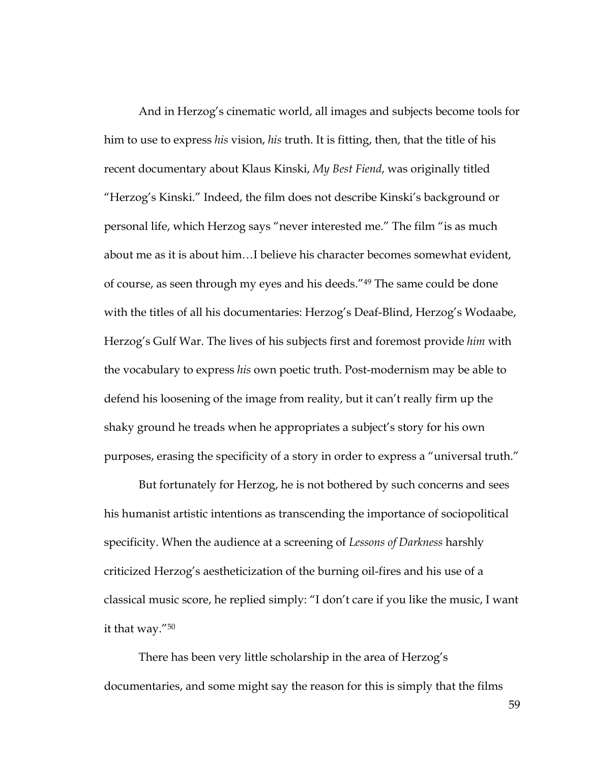And in Herzog's cinematic world, all images and subjects become tools for him to use to express *his* vision, *his* truth. It is fitting, then, that the title of his recent documentary about Klaus Kinski, *My Best Fiend*, was originally titled "Herzog's Kinski." Indeed, the film does not describe Kinski's background or personal life, which Herzog says "never interested me." The film "is as much about me as it is about him…I believe his character becomes somewhat evident, of course, as seen through my eyes and his deeds."[49] The same could be done with the titles of all his documentaries: Herzog's Deaf-Blind, Herzog's Wodaabe, Herzog's Gulf War. The lives of his subjects first and foremost provide *him* with the vocabulary to express *his* own poetic truth. Post-modernism may be able to defend his loosening of the image from reality, but it can't really firm up the shaky ground he treads when he appropriates a subject's story for his own purposes, erasing the specificity of a story in order to express a "universal truth."

But fortunately for Herzog, he is not bothered by such concerns and sees his humanist artistic intentions as transcending the importance of sociopolitical specificity. When the audience at a screening of *Lessons of Darkness* harshly criticized Herzog's aestheticization of the burning oil-fires and his use of a classical music score, he replied simply: "I don't care if you like the music, I want it that way."[50]

There has been very little scholarship in the area of Herzog's documentaries, and some might say the reason for this is simply that the films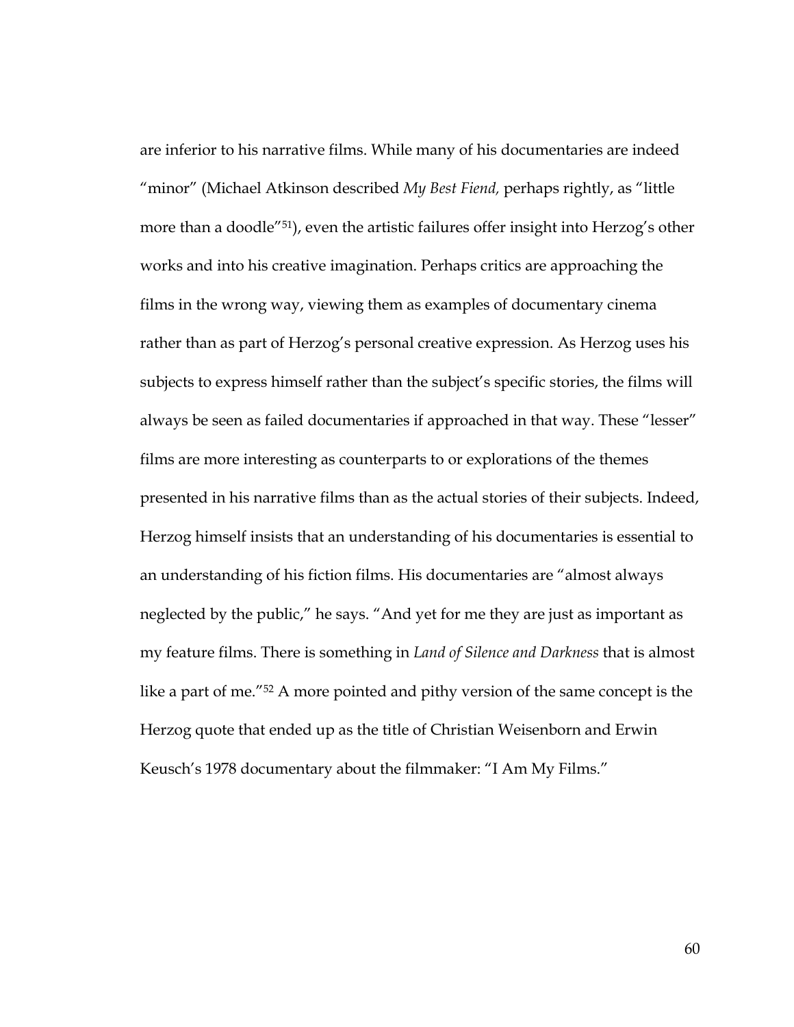are inferior to his narrative films. While many of his documentaries are indeed "minor" (Michael Atkinson described *My Best Fiend,* perhaps rightly, as "little more than a doodle"[51]), even the artistic failures offer insight into Herzog's other works and into his creative imagination. Perhaps critics are approaching the films in the wrong way, viewing them as examples of documentary cinema rather than as part of Herzog's personal creative expression. As Herzog uses his subjects to express himself rather than the subject's specific stories, the films will always be seen as failed documentaries if approached in that way. These "lesser" films are more interesting as counterparts to or explorations of the themes presented in his narrative films than as the actual stories of their subjects. Indeed, Herzog himself insists that an understanding of his documentaries is essential to an understanding of his fiction films. His documentaries are "almost always neglected by the public," he says. "And yet for me they are just as important as my feature films. There is something in *Land of Silence and Darkness* that is almost like a part of me."[52] A more pointed and pithy version of the same concept is the Herzog quote that ended up as the title of Christian Weisenborn and Erwin Keusch's 1978 documentary about the filmmaker: "I Am My Films."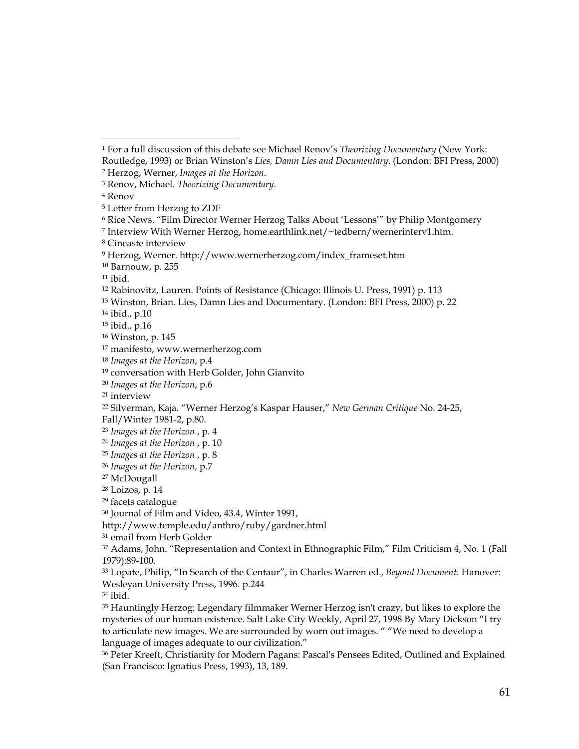[1] For a full discussion of this debate see Michael Renov's *Theorizing Documentary* (New York: Routledge, 1993) or Brian Winston's *Lies, Damn Lies and Documentary*. (London: BFI Press, 2000)

[2] Herzog, Werner, *Images at the Horizon*.

[3] Renov, Michael. *Theorizing Documentary*.

[4] Renov

[5] Letter from Herzog to ZDF

[6] Rice News. "Film Director Werner Herzog Talks About 'Lessons'" by Philip Montgomery

[7] Interview With Werner Herzog, home.earthlink.net/~tedbern/wernerinterv1.htm.

[8] Cineaste interview

[9] Herzog, Werner. http://www.wernerherzog.com/index_frameset.htm

[10] Barnouw, p. 255

[11] ibid.

[12] Rabinovitz, Lauren. Points of Resistance (Chicago: Illinois U. Press, 1991) p. 113

[13] Winston, Brian. Lies, Damn Lies and Documentary. (London: BFI Press, 2000) p. 22

[14] ibid., p.10

[15] ibid., p.16

[16] Winston, p. 145

[17] manifesto, www.wernerherzog.com

[18] *Images at the Horizon*, p.4

[19] conversation with Herb Golder, John Gianvito

[20] *Images at the Horizon*, p.6

[21] interview

[22] Silverman, Kaja. "Werner Herzog's Kaspar Hauser," *New German Critique* No. 24-25, Fall/Winter 1981-2, p.80.

[23] *Images at the Horizon* , p. 4

[24] *Images at the Horizon* , p. 10

[25] *Images at the Horizon* , p. 8

[26] *Images at the Horizon*, p.7

[27] McDougall

[28] Loizos, p. 14

[29] facets catalogue

[30] Journal of Film and Video, 43.4, Winter 1991, http://www.temple.edu/anthro/ruby/gardner.html

[31] email from Herb Golder

[32] Adams, John. "Representation and Context in Ethnographic Film," Film Criticism 4, No. 1 (Fall 1979):89-100.

[33] Lopate, Philip, "In Search of the Centaur", in Charles Warren ed., *Beyond Document.* Hanover: Wesleyan University Press, 1996. p.244

[34] ibid.

[35] Hauntingly Herzog: Legendary filmmaker Werner Herzog isn't crazy, but likes to explore the mysteries of our human existence. Salt Lake City Weekly, April 27, 1998 By Mary Dickson "I try to articulate new images. We are surrounded by worn out images. " "We need to develop a language of images adequate to our civilization."

[36] Peter Kreeft, Christianity for Modern Pagans: Pascal's Pensees Edited, Outlined and Explained (San Francisco: Ignatius Press, 1993), 13, 189.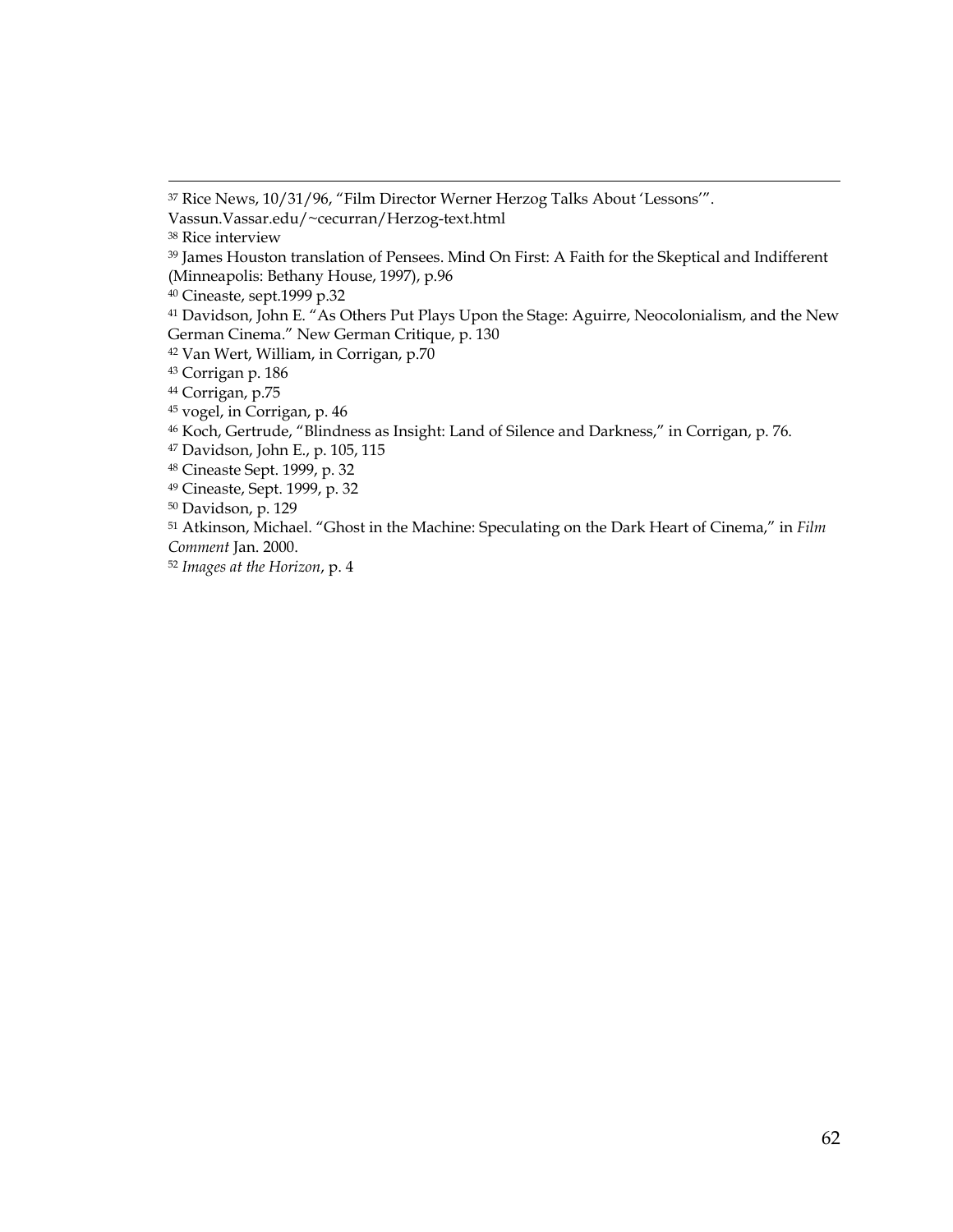[37] Rice News, 10/31/96, "Film Director Werner Herzog Talks About 'Lessons'". Vassun.Vassar.edu/~cecurran/Herzog-text.html

[38] Rice interview

[39] James Houston translation of Pensees. Mind On First: A Faith for the Skeptical and Indifferent (Minneapolis: Bethany House, 1997), p.96

[40] Cineaste, sept.1999 p.32

[41] Davidson, John E. "As Others Put Plays Upon the Stage: Aguirre, Neocolonialism, and the New German Cinema." New German Critique, p. 130

[42] Van Wert, William, in Corrigan, p.70

[43] Corrigan p. 186

[44] Corrigan, p.75

[45] vogel, in Corrigan, p. 46

[46] Koch, Gertrude, "Blindness as Insight: Land of Silence and Darkness," in Corrigan, p. 76.

[47] Davidson, John E., p. 105, 115

[48] Cineaste Sept. 1999, p. 32

[49] Cineaste, Sept. 1999, p. 32

[50] Davidson, p. 129

[51] Atkinson, Michael. "Ghost in the Machine: Speculating on the Dark Heart of Cinema," in *Film Comment* Jan. 2000.

[52] *Images at the Horizon*, p. 4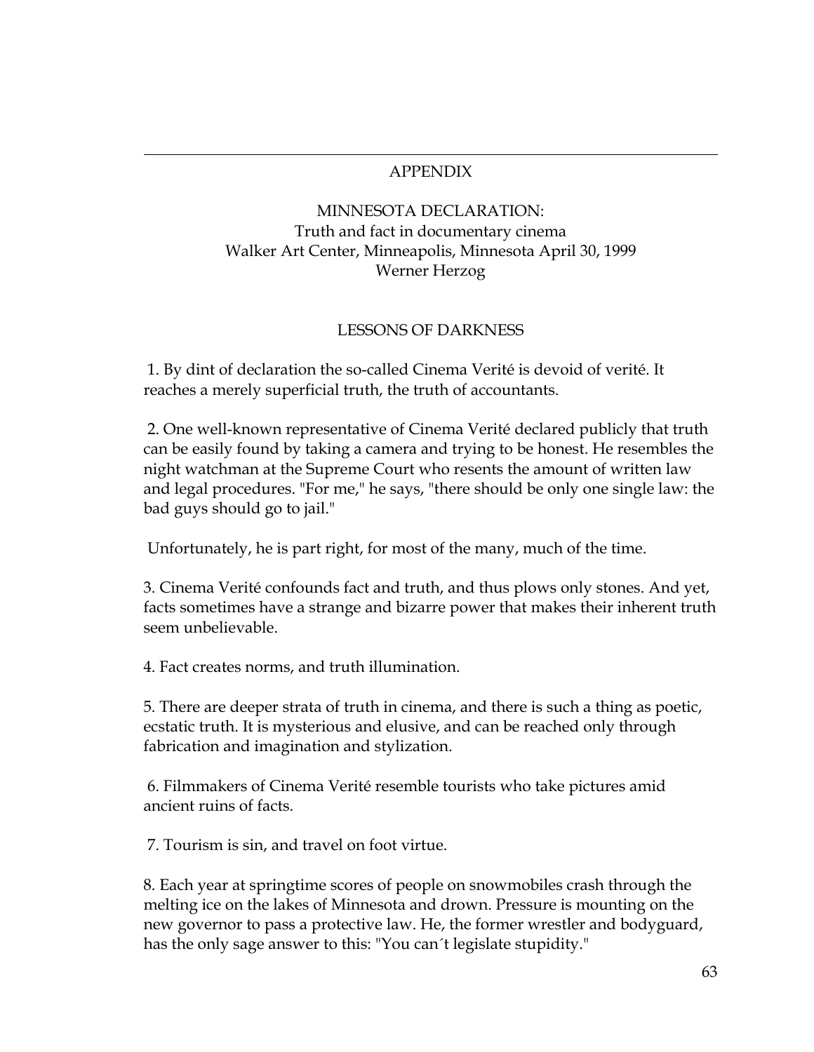## APPENDIX

### MINNESOTA DECLARATION:
Truth and fact in documentary cinema
Walker Art Center, Minneapolis, Minnesota April 30, 1999
Werner Herzog

### LESSONS OF DARKNESS

1. By dint of declaration the so-called Cinema Verité is devoid of verité. It reaches a merely superficial truth, the truth of accountants.

2. One well-known representative of Cinema Verité declared publicly that truth can be easily found by taking a camera and trying to be honest. He resembles the night watchman at the Supreme Court who resents the amount of written law and legal procedures. "For me," he says, "there should be only one single law: the bad guys should go to jail."

Unfortunately, he is part right, for most of the many, much of the time.

3. Cinema Verité confounds fact and truth, and thus plows only stones. And yet, facts sometimes have a strange and bizarre power that makes their inherent truth seem unbelievable.

4. Fact creates norms, and truth illumination.

5. There are deeper strata of truth in cinema, and there is such a thing as poetic, ecstatic truth. It is mysterious and elusive, and can be reached only through fabrication and imagination and stylization.

6. Filmmakers of Cinema Verité resemble tourists who take pictures amid ancient ruins of facts.

7. Tourism is sin, and travel on foot virtue.

8. Each year at springtime scores of people on snowmobiles crash through the melting ice on the lakes of Minnesota and drown. Pressure is mounting on the new governor to pass a protective law. He, the former wrestler and bodyguard, has the only sage answer to this: "You can´t legislate stupidity."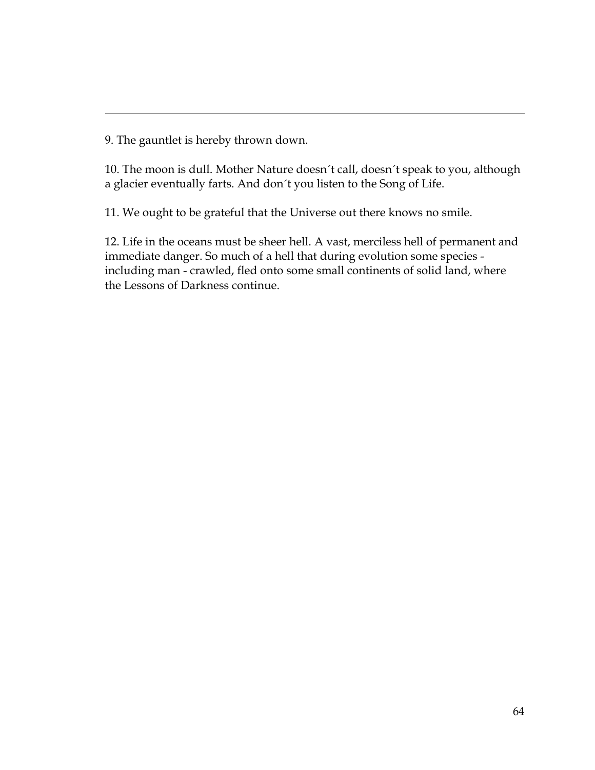9. The gauntlet is hereby thrown down.

10. The moon is dull. Mother Nature doesn´t call, doesn´t speak to you, although a glacier eventually farts. And don´t you listen to the Song of Life.

11. We ought to be grateful that the Universe out there knows no smile.

12. Life in the oceans must be sheer hell. A vast, merciless hell of permanent and immediate danger. So much of a hell that during evolution some species - including man - crawled, fled onto some small continents of solid land, where the Lessons of Darkness continue.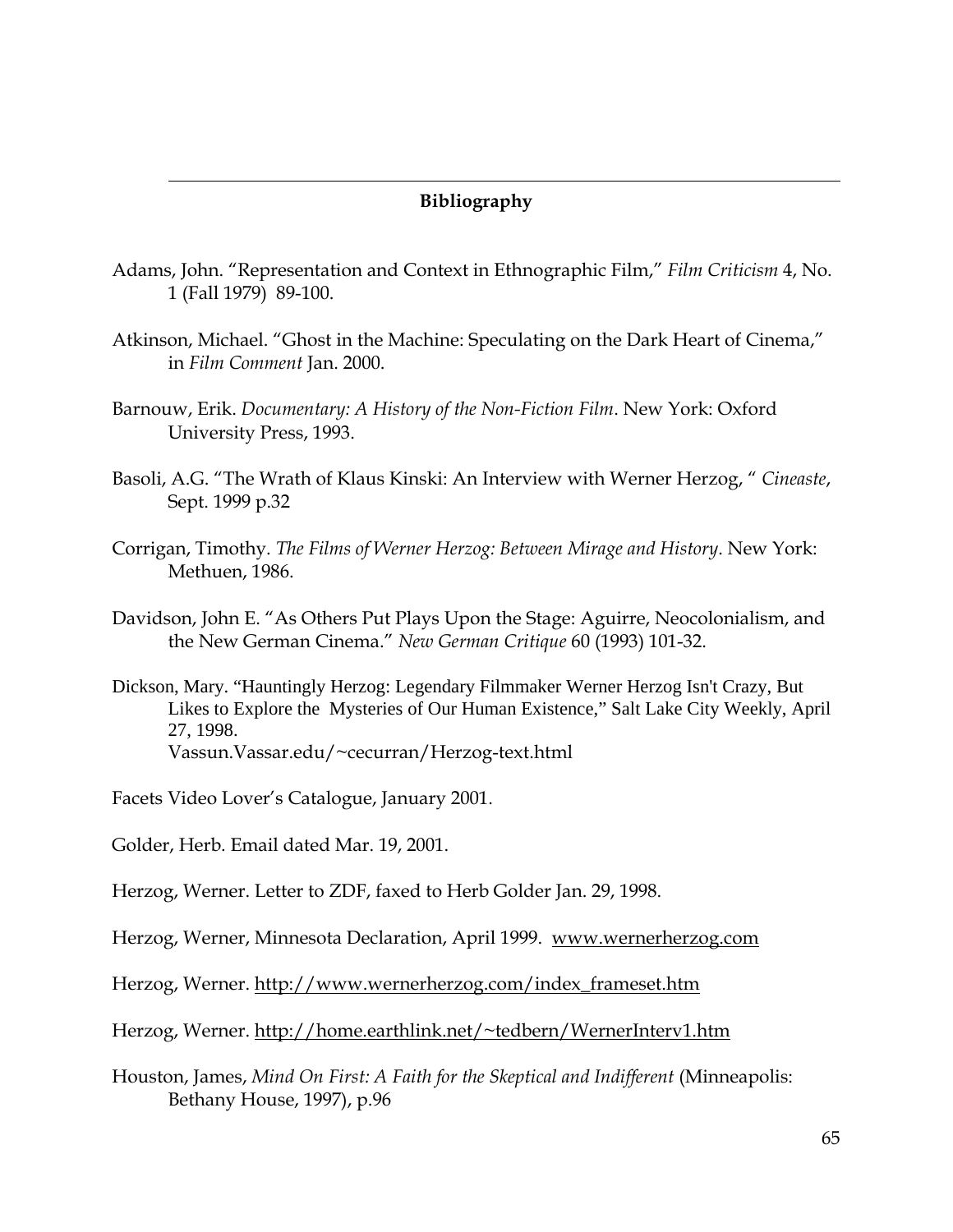## Bibliography

Adams, John. "Representation and Context in Ethnographic Film," *Film Criticism* 4, No. 1 (Fall 1979) 89-100.

Atkinson, Michael. "Ghost in the Machine: Speculating on the Dark Heart of Cinema," in *Film Comment* Jan. 2000.

Barnouw, Erik. *Documentary: A History of the Non-Fiction Film*. New York: Oxford University Press, 1993.

Basoli, A.G. "The Wrath of Klaus Kinski: An Interview with Werner Herzog, " *Cineaste*, Sept. 1999 p.32

Corrigan, Timothy. *The Films of Werner Herzog: Between Mirage and History*. New York: Methuen, 1986.

Davidson, John E. "As Others Put Plays Upon the Stage: Aguirre, Neocolonialism, and the New German Cinema." *New German Critique* 60 (1993) 101-32.

Dickson, Mary. "Hauntingly Herzog: Legendary Filmmaker Werner Herzog Isn't Crazy, But Likes to Explore the Mysteries of Our Human Existence," Salt Lake City Weekly, April 27, 1998.
Vassun.Vassar.edu/~cecurran/Herzog-text.html

Facets Video Lover's Catalogue, January 2001.

Golder, Herb. Email dated Mar. 19, 2001.

Herzog, Werner. Letter to ZDF, faxed to Herb Golder Jan. 29, 1998.

Herzog, Werner, Minnesota Declaration, April 1999. www.wernerherzog.com

Herzog, Werner. http://www.wernerherzog.com/index_frameset.htm

Herzog, Werner. http://home.earthlink.net/~tedbern/WernerInterv1.htm

Houston, James, *Mind On First: A Faith for the Skeptical and Indifferent* (Minneapolis: Bethany House, 1997), p.96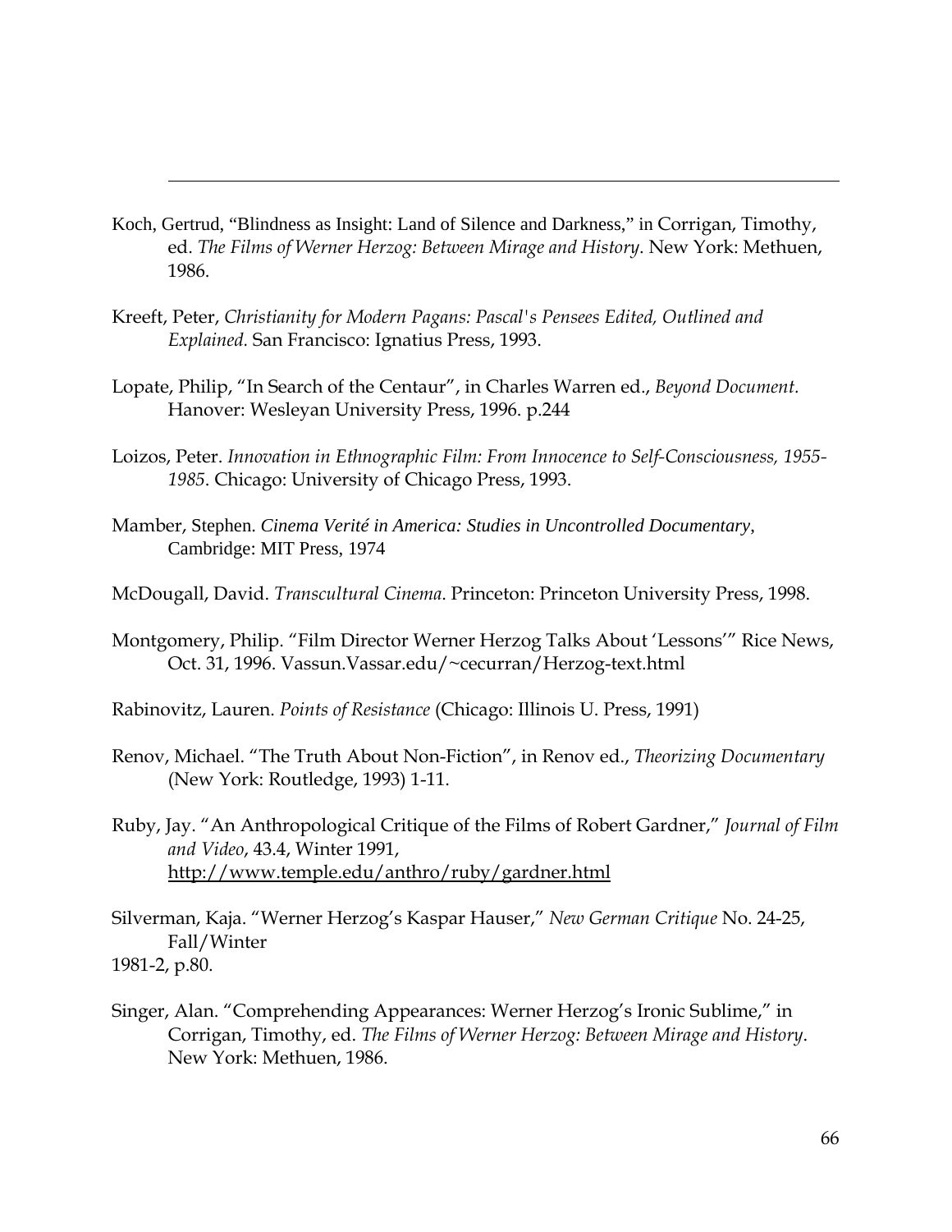Koch, Gertrud, "Blindness as Insight: Land of Silence and Darkness," in Corrigan, Timothy, ed. *The Films of Werner Herzog: Between Mirage and History*. New York: Methuen, 1986.

Kreeft, Peter, *Christianity for Modern Pagans: Pascal's Pensees Edited, Outlined and Explained.* San Francisco: Ignatius Press, 1993.

Lopate, Philip, "In Search of the Centaur", in Charles Warren ed., *Beyond Document.* Hanover: Wesleyan University Press, 1996. p.244

Loizos, Peter. *Innovation in Ethnographic Film: From Innocence to Self-Consciousness, 1955-1985*. Chicago: University of Chicago Press, 1993.

Mamber, Stephen. *Cinema Verité in America: Studies in Uncontrolled Documentary*, Cambridge: MIT Press, 1974

McDougall, David. *Transcultural Cinema*. Princeton: Princeton University Press, 1998.

Montgomery, Philip. "Film Director Werner Herzog Talks About 'Lessons'" Rice News, Oct. 31, 1996. Vassun.Vassar.edu/~cecurran/Herzog-text.html

Rabinovitz, Lauren. *Points of Resistance* (Chicago: Illinois U. Press, 1991)

Renov, Michael. "The Truth About Non-Fiction", in Renov ed., *Theorizing Documentary* (New York: Routledge, 1993) 1-11.

Ruby, Jay. "An Anthropological Critique of the Films of Robert Gardner," *Journal of Film and Video*, 43.4, Winter 1991, http://www.temple.edu/anthro/ruby/gardner.html

Silverman, Kaja. "Werner Herzog's Kaspar Hauser," *New German Critique* No. 24-25, Fall/Winter
1981-2, p.80.

Singer, Alan. "Comprehending Appearances: Werner Herzog's Ironic Sublime," in Corrigan, Timothy, ed. *The Films of Werner Herzog: Between Mirage and History*. New York: Methuen, 1986.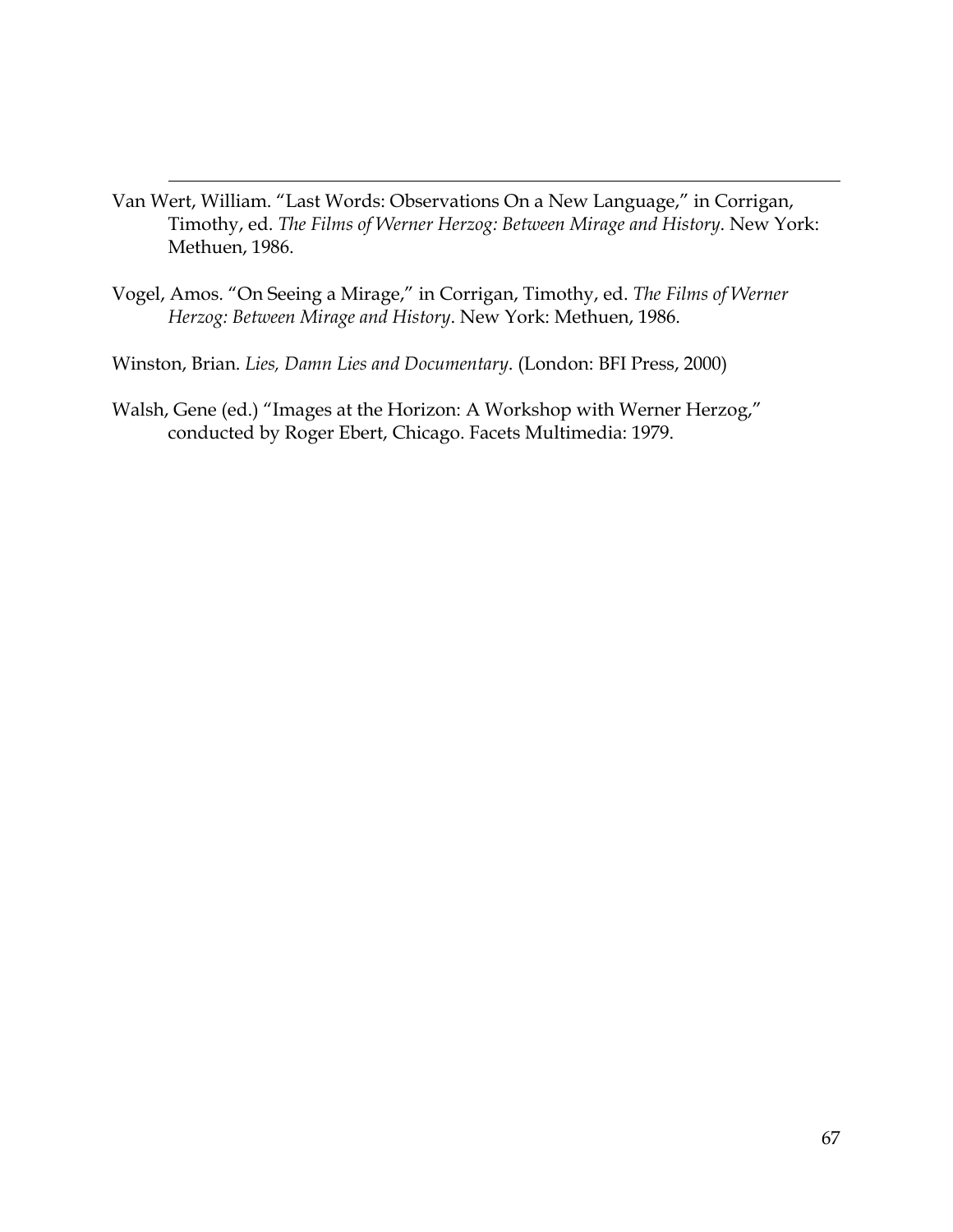Van Wert, William. "Last Words: Observations On a New Language," in Corrigan, Timothy, ed. *The Films of Werner Herzog: Between Mirage and History*. New York: Methuen, 1986.

Vogel, Amos. "On Seeing a Mirage," in Corrigan, Timothy, ed. *The Films of Werner Herzog: Between Mirage and History*. New York: Methuen, 1986.

Winston, Brian. *Lies, Damn Lies and Documentary*. (London: BFI Press, 2000)

Walsh, Gene (ed.) "Images at the Horizon: A Workshop with Werner Herzog," conducted by Roger Ebert, Chicago. Facets Multimedia: 1979.